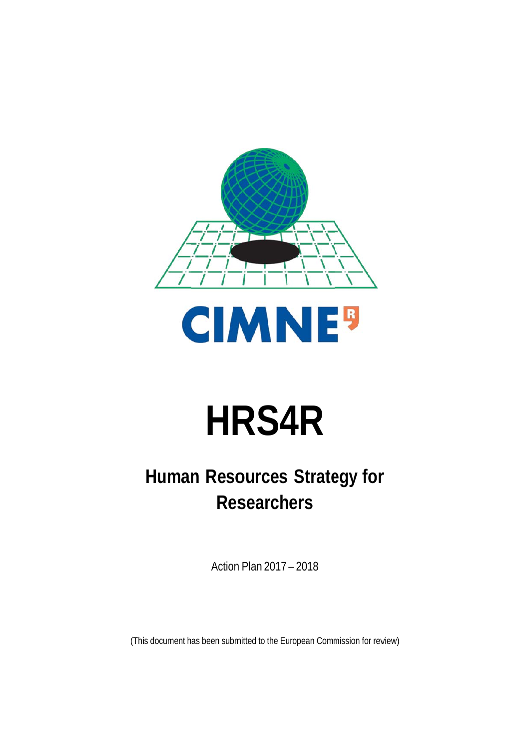CIMNE

# HRS4R

## Human Resources Strategy for Researchers

Action Plan 2017 – 2018

(This document has been submitted to the European Commission for review)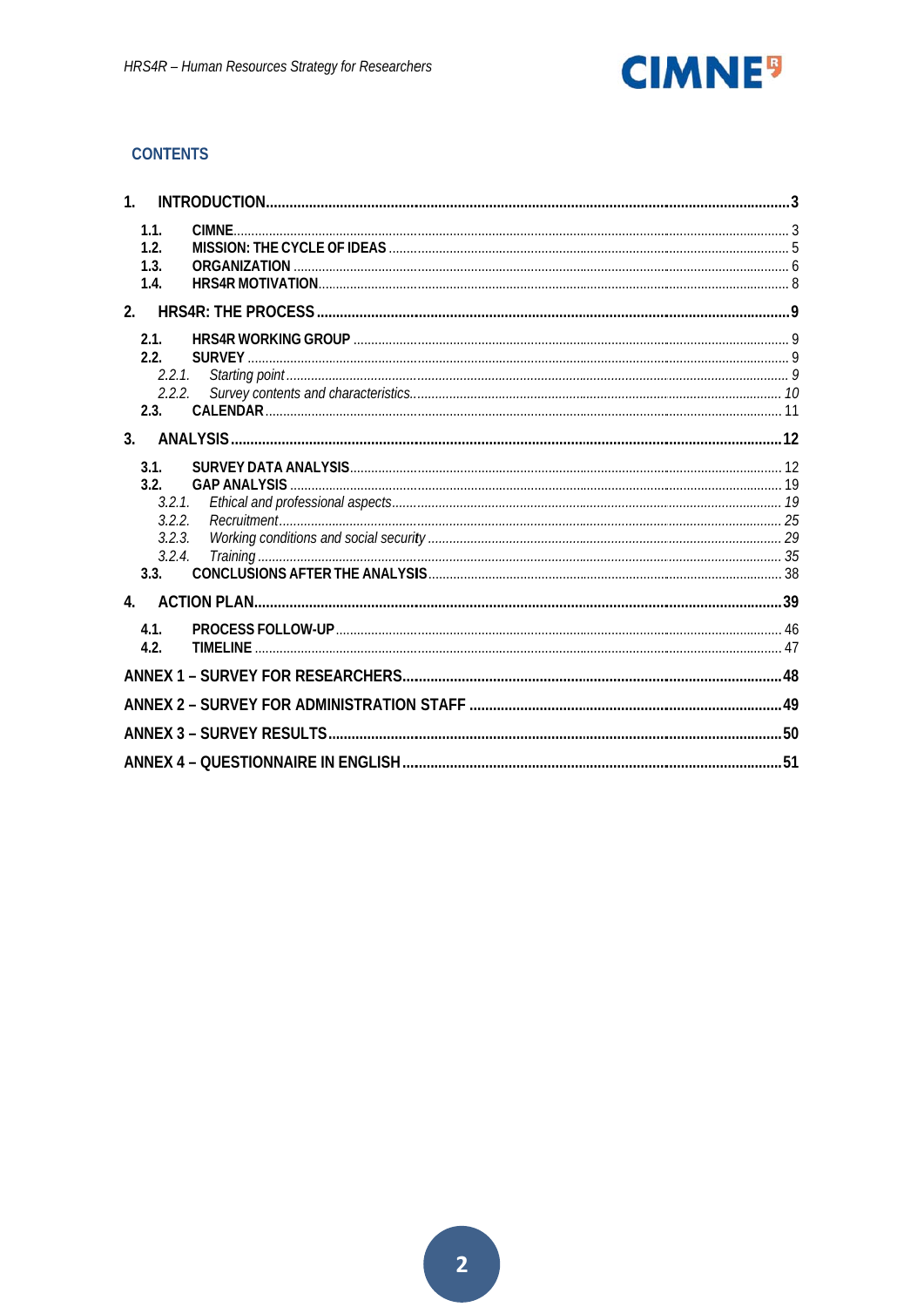## CONTENTS

1. INTRODUCTION ..... 3
   - 1.1. CIMNE ..... 3
   - 1.2. MISSION: THE CYCLE OF IDEAS ..... 5
   - 1.3. ORGANIZATION ..... 6
   - 1.4. HRS4R MOTIVATION ..... 8
2. HRS4R: THE PROCESS ..... 9
   - 2.1. HRS4R WORKING GROUP ..... 9
   - 2.2. SURVEY ..... 9
     - *2.2.1. Starting point ..... 9*
     - *2.2.2. Survey contents and characteristics ..... 10*
   - 2.3. CALENDAR ..... 11
3. ANALYSIS ..... 12
   - 3.1. SURVEY DATA ANALYSIS ..... 12
   - 3.2. GAP ANALYSIS ..... 19
     - *3.2.1. Ethical and professional aspects ..... 19*
     - *3.2.2. Recruitment ..... 25*
     - *3.2.3. Working conditions and social security ..... 29*
     - *3.2.4. Training ..... 35*
   - 3.3. CONCLUSIONS AFTER THE ANALYSIS ..... 38
4. ACTION PLAN ..... 39
   - 4.1. PROCESS FOLLOW-UP ..... 46
   - 4.2. TIMELINE ..... 47

ANNEX 1 – SURVEY FOR RESEARCHERS ..... 48

ANNEX 2 – SURVEY FOR ADMINISTRATION STAFF ..... 49

ANNEX 3 – SURVEY RESULTS ..... 50

ANNEX 4 – QUESTIONNAIRE IN ENGLISH ..... 51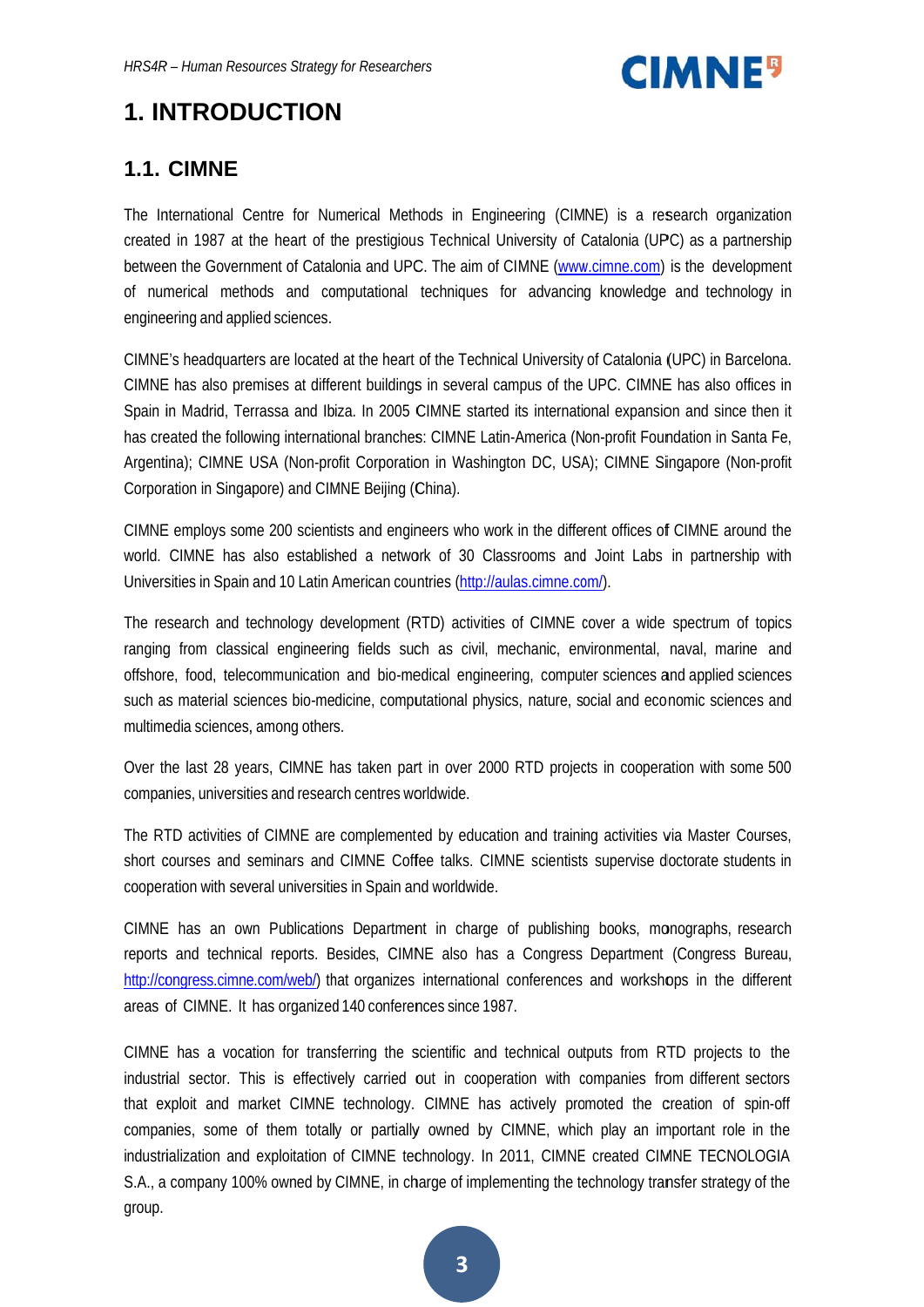# 1. INTRODUCTION

## 1.1. CIMNE

The International Centre for Numerical Methods in Engineering (CIMNE) is a research organization created in 1987 at the heart of the prestigious Technical University of Catalonia (UPC) as a partnership between the Government of Catalonia and UPC. The aim of CIMNE (www.cimne.com) is the development of numerical methods and computational techniques for advancing knowledge and technology in engineering and applied sciences.

CIMNE's headquarters are located at the heart of the Technical University of Catalonia (UPC) in Barcelona. CIMNE has also premises at different buildings in several campus of the UPC. CIMNE has also offices in Spain in Madrid, Terrassa and Ibiza. In 2005 CIMNE started its international expansion and since then it has created the following international branches: CIMNE Latin-America (Non-profit Foundation in Santa Fe, Argentina); CIMNE USA (Non-profit Corporation in Washington DC, USA); CIMNE Singapore (Non-profit Corporation in Singapore) and CIMNE Beijing (China).

CIMNE employs some 200 scientists and engineers who work in the different offices of CIMNE around the world. CIMNE has also established a network of 30 Classrooms and Joint Labs in partnership with Universities in Spain and 10 Latin American countries (http://aulas.cimne.com/).

The research and technology development (RTD) activities of CIMNE cover a wide spectrum of topics ranging from classical engineering fields such as civil, mechanic, environmental, naval, marine and offshore, food, telecommunication and bio-medical engineering, computer sciences and applied sciences such as material sciences bio-medicine, computational physics, nature, social and economic sciences and multimedia sciences, among others.

Over the last 28 years, CIMNE has taken part in over 2000 RTD projects in cooperation with some 500 companies, universities and research centres worldwide.

The RTD activities of CIMNE are complemented by education and training activities via Master Courses, short courses and seminars and CIMNE Coffee talks. CIMNE scientists supervise doctorate students in cooperation with several universities in Spain and worldwide.

CIMNE has an own Publications Department in charge of publishing books, monographs, research reports and technical reports. Besides, CIMNE also has a Congress Department (Congress Bureau, http://congress.cimne.com/web/) that organizes international conferences and workshops in the different areas of CIMNE. It has organized 140 conferences since 1987.

CIMNE has a vocation for transferring the scientific and technical outputs from RTD projects to the industrial sector. This is effectively carried out in cooperation with companies from different sectors that exploit and market CIMNE technology. CIMNE has actively promoted the creation of spin-off companies, some of them totally or partially owned by CIMNE, which play an important role in the industrialization and exploitation of CIMNE technology. In 2011, CIMNE created CIMNE TECNOLOGIA S.A., a company 100% owned by CIMNE, in charge of implementing the technology transfer strategy of the group.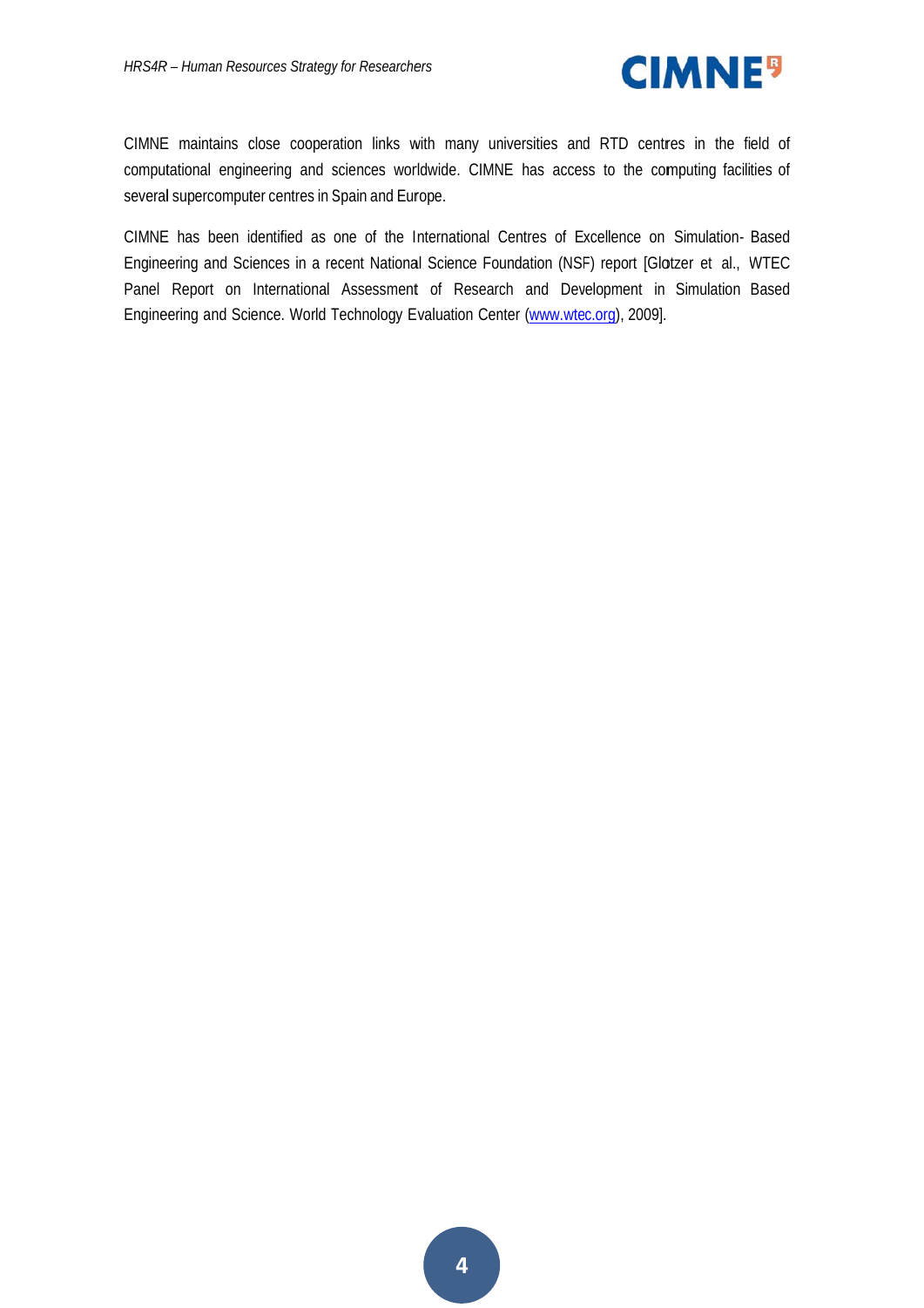CIMNE maintains close cooperation links with many universities and RTD centres in the field of computational engineering and sciences worldwide. CIMNE has access to the computing facilities of several supercomputer centres in Spain and Europe.

CIMNE has been identified as one of the International Centres of Excellence on Simulation- Based Engineering and Sciences in a recent National Science Foundation (NSF) report [Glotzer et al., WTEC Panel Report on International Assessment of Research and Development in Simulation Based Engineering and Science. World Technology Evaluation Center (www.wtec.org), 2009].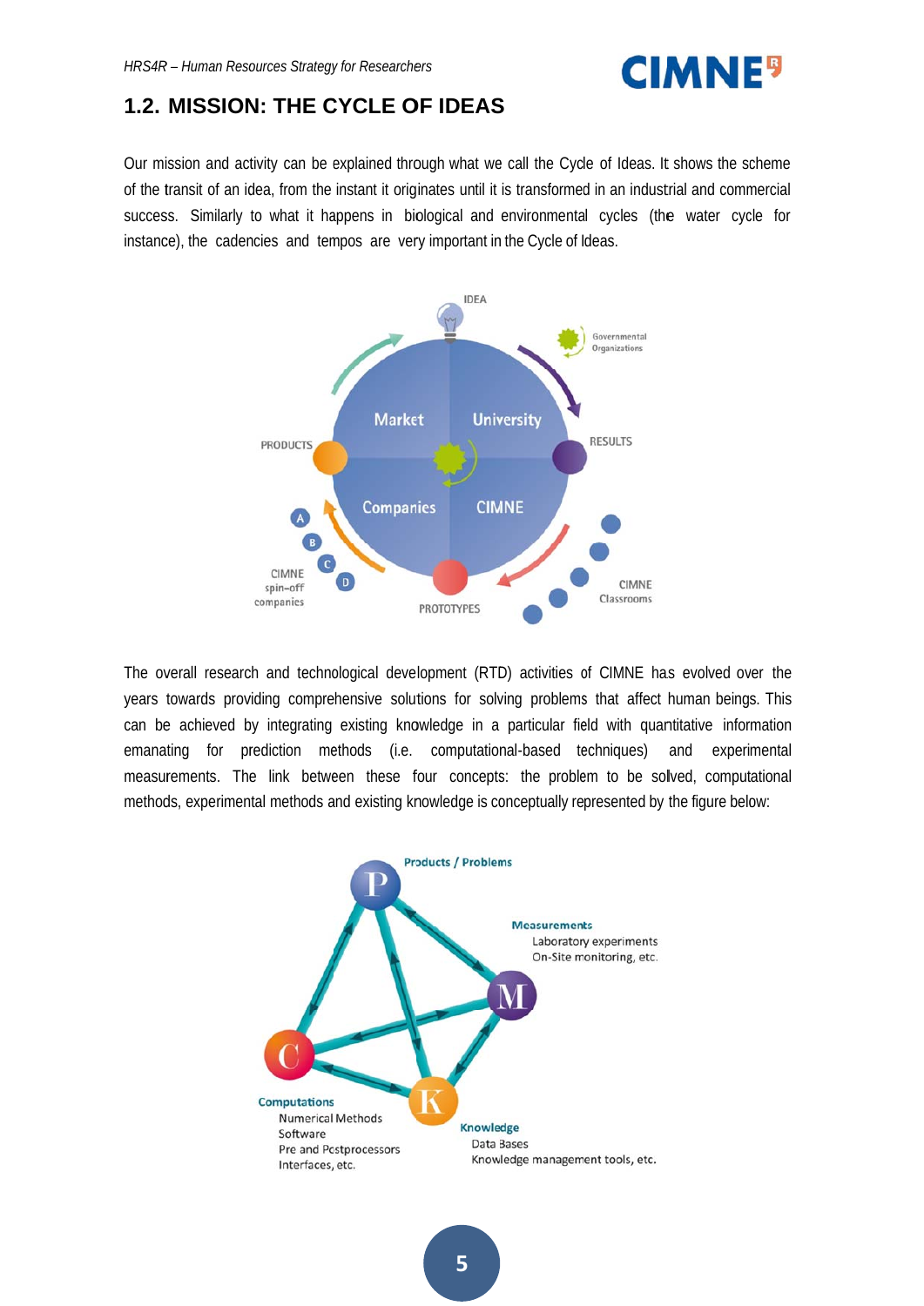## 1.2. MISSION: THE CYCLE OF IDEAS

Our mission and activity can be explained through what we call the Cycle of Ideas. It shows the scheme of the transit of an idea, from the instant it originates until it is transformed in an industrial and commercial success. Similarly to what it happens in biological and environmental cycles (the water cycle for instance), the cadencies and tempos are very important in the Cycle of Ideas.

IDEA
Governmental Organizations
Market
University
RESULTS
PRODUCTS
Companies
CIMNE
A
B
C
D
CIMNE spin-off companies
PROTOTYPES
CIMNE Classrooms

The overall research and technological development (RTD) activities of CIMNE has evolved over the years towards providing comprehensive solutions for solving problems that affect human beings. This can be achieved by integrating existing knowledge in a particular field with quantitative information emanating for prediction methods (i.e. computational-based techniques) and experimental measurements. The link between these four concepts: the problem to be solved, computational methods, experimental methods and existing knowledge is conceptually represented by the figure below:

P
Products / Problems
M
Measurements
Laboratory experiments
On-Site monitoring, etc.
C
Computations
Numerical Methods
Software
Pre and Postprocessors
Interfaces, etc.
K
Knowledge
Data Bases
Knowledge management tools, etc.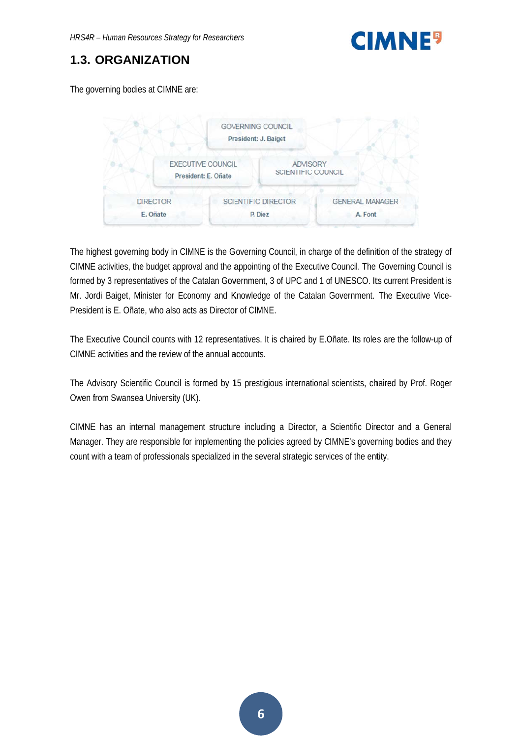## 1.3. ORGANIZATION

The governing bodies at CIMNE are:

GOVERNING COUNCIL
President: J. Baiget

EXECUTIVE COUNCIL
President: E. Oñate

ADVISORY SCIENTIFIC COUNCIL

DIRECTOR
E. Oñate

SCIENTIFIC DIRECTOR
P. Diez

GENERAL MANAGER
A. Font

The highest governing body in CIMNE is the Governing Council, in charge of the definition of the strategy of CIMNE activities, the budget approval and the appointing of the Executive Council. The Governing Council is formed by 3 representatives of the Catalan Government, 3 of UPC and 1 of UNESCO. Its current President is Mr. Jordi Baiget, Minister for Economy and Knowledge of the Catalan Government. The Executive Vice-President is E. Oñate, who also acts as Director of CIMNE.

The Executive Council counts with 12 representatives. It is chaired by E.Oñate. Its roles are the follow-up of CIMNE activities and the review of the annual accounts.

The Advisory Scientific Council is formed by 15 prestigious international scientists, chaired by Prof. Roger Owen from Swansea University (UK).

CIMNE has an internal management structure including a Director, a Scientific Director and a General Manager. They are responsible for implementing the policies agreed by CIMNE's governing bodies and they count with a team of professionals specialized in the several strategic services of the entity.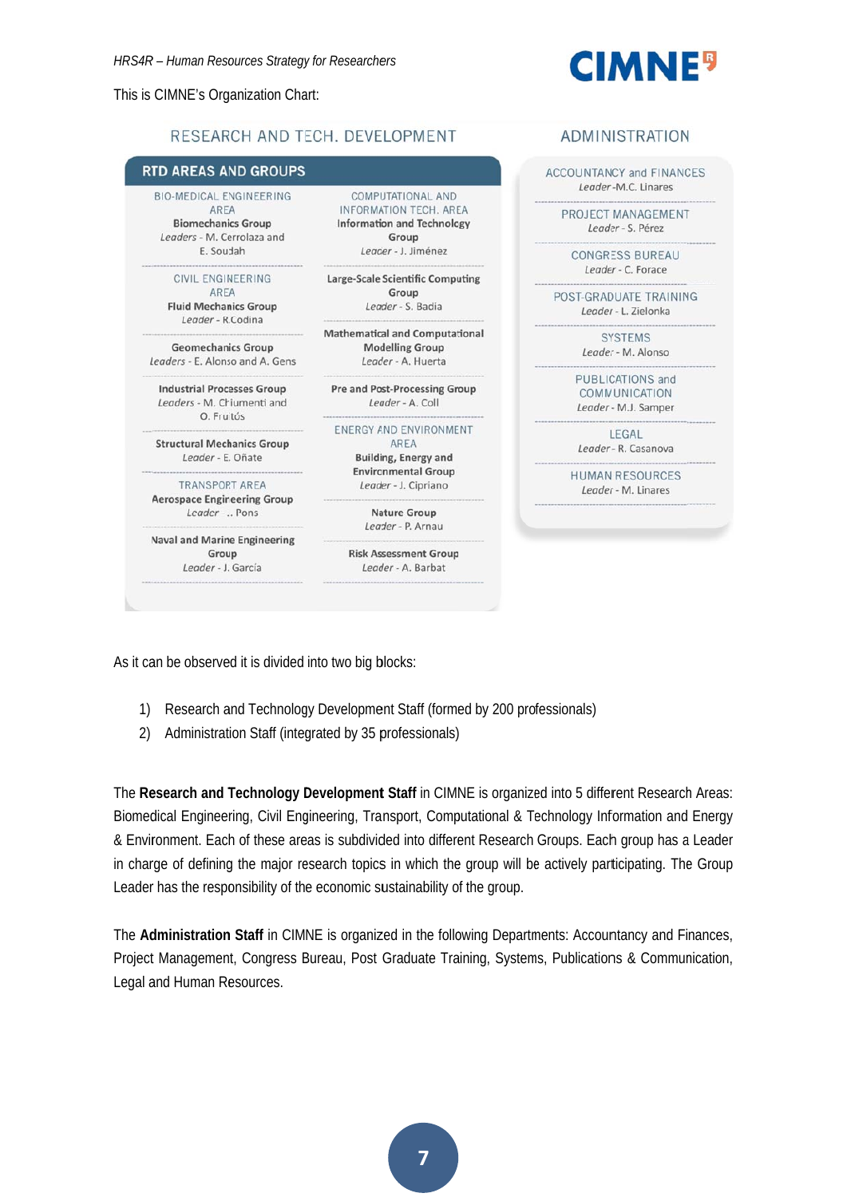This is CIMNE's Organization Chart:

RESEARCH AND TECH. DEVELOPMENT

**RTD AREAS AND GROUPS**

BIO-MEDICAL ENGINEERING AREA
**Biomechanics Group**
*Leaders* - M. Cerrolaza and E. Soudah

CIVIL ENGINEERING AREA
**Fluid Mechanics Group**
*Leader* - R.Codina

**Geomechanics Group**
*Leaders* - E. Alonso and A. Gens

**Industrial Processes Group**
*Leaders* - M. Chiumenti and O. Fruitós

**Structural Mechanics Group**
*Leader* - E. Oñate

TRANSPORT AREA
**Aerospace Engineering Group**
*Leader* .. Pons

**Naval and Marine Engineering Group**
*Leader* - J. García

COMPUTATIONAL AND INFORMATION TECH. AREA
**Information and Technology Group**
*Leader* - J. Jiménez

**Large-Scale Scientific Computing Group**
*Leader* - S. Badia

**Mathematical and Computational Modelling Group**
*Leader* - A. Huerta

**Pre and Post-Processing Group**
*Leader* - A. Coll

ENERGY AND ENVIRONMENT AREA
**Building, Energy and Environmental Group**
*Leader* - J. Cipriano

**Nature Group**
*Leader* - P. Arnau

**Risk Assessment Group**
*Leader* - A. Barbat

ADMINISTRATION

ACCOUNTANCY and FINANCES
*Leader* -M.C. Linares

PROJECT MANAGEMENT
*Leader* - S. Pérez

CONGRESS BUREAU
*Leader* - C. Forace

POST-GRADUATE TRAINING
*Leader* - L. Zielonka

SYSTEMS
*Leader* - M. Alonso

PUBLICATIONS and COMMUNICATION
*Leader* - M.J. Samper

LEGAL
*Leader* - R. Casanova

HUMAN RESOURCES
*Leader* - M. Linares

As it can be observed it is divided into two big blocks:

1) Research and Technology Development Staff (formed by 200 professionals)
2) Administration Staff (integrated by 35 professionals)

The **Research and Technology Development Staff** in CIMNE is organized into 5 different Research Areas: Biomedical Engineering, Civil Engineering, Transport, Computational & Technology Information and Energy & Environment. Each of these areas is subdivided into different Research Groups. Each group has a Leader in charge of defining the major research topics in which the group will be actively participating. The Group Leader has the responsibility of the economic sustainability of the group.

The **Administration Staff** in CIMNE is organized in the following Departments: Accountancy and Finances, Project Management, Congress Bureau, Post Graduate Training, Systems, Publications & Communication, Legal and Human Resources.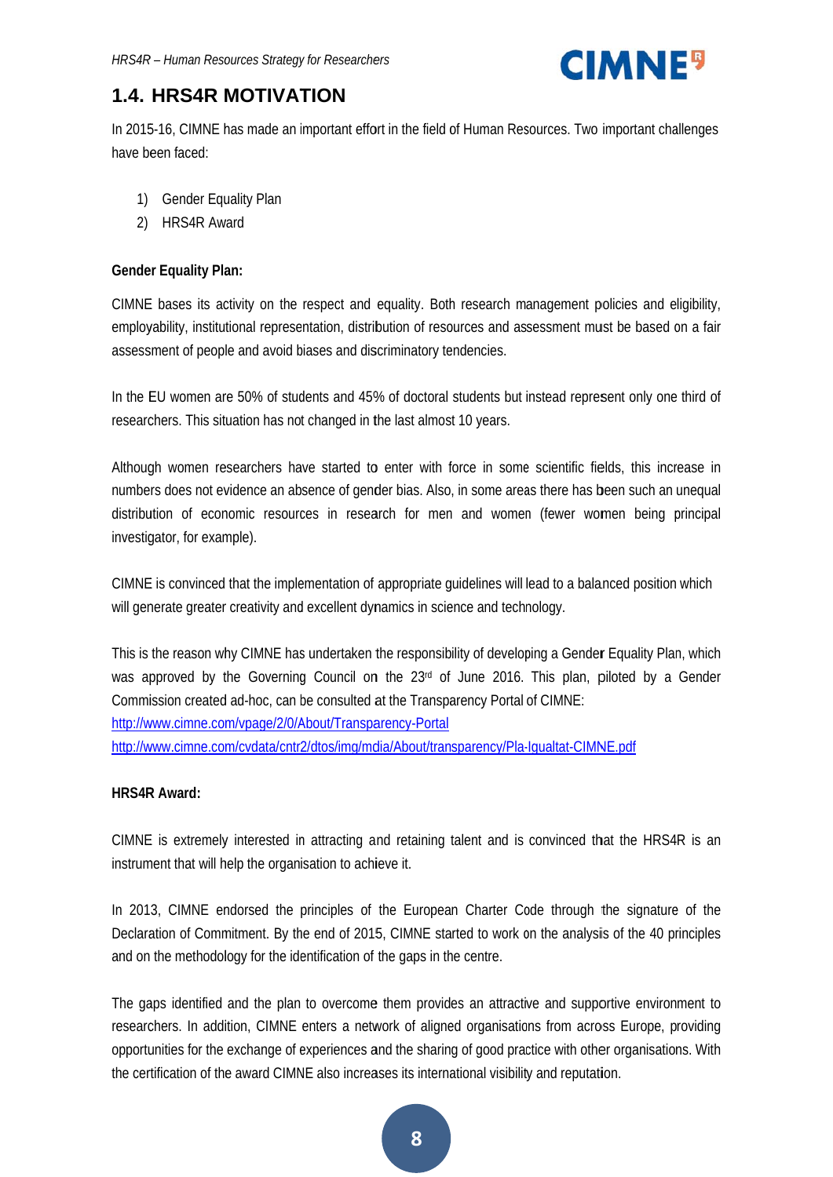## 1.4. HRS4R MOTIVATION

In 2015-16, CIMNE has made an important effort in the field of Human Resources. Two important challenges have been faced:

1) Gender Equality Plan
2) HRS4R Award

**Gender Equality Plan:**

CIMNE bases its activity on the respect and equality. Both research management policies and eligibility, employability, institutional representation, distribution of resources and assessment must be based on a fair assessment of people and avoid biases and discriminatory tendencies.

In the EU women are 50% of students and 45% of doctoral students but instead represent only one third of researchers. This situation has not changed in the last almost 10 years.

Although women researchers have started to enter with force in some scientific fields, this increase in numbers does not evidence an absence of gender bias. Also, in some areas there has been such an unequal distribution of economic resources in research for men and women (fewer women being principal investigator, for example).

CIMNE is convinced that the implementation of appropriate guidelines will lead to a balanced position which will generate greater creativity and excellent dynamics in science and technology.

This is the reason why CIMNE has undertaken the responsibility of developing a Gender Equality Plan, which was approved by the Governing Council on the 23rd of June 2016. This plan, piloted by a Gender Commission created ad-hoc, can be consulted at the Transparency Portal of CIMNE:
http://www.cimne.com/vpage/2/0/About/Transparency-Portal
http://www.cimne.com/cvdata/cntr2/dtos/img/mdia/About/transparency/Pla-Igualtat-CIMNE.pdf

**HRS4R Award:**

CIMNE is extremely interested in attracting and retaining talent and is convinced that the HRS4R is an instrument that will help the organisation to achieve it.

In 2013, CIMNE endorsed the principles of the European Charter Code through the signature of the Declaration of Commitment. By the end of 2015, CIMNE started to work on the analysis of the 40 principles and on the methodology for the identification of the gaps in the centre.

The gaps identified and the plan to overcome them provides an attractive and supportive environment to researchers. In addition, CIMNE enters a network of aligned organisations from across Europe, providing opportunities for the exchange of experiences and the sharing of good practice with other organisations. With the certification of the award CIMNE also increases its international visibility and reputation.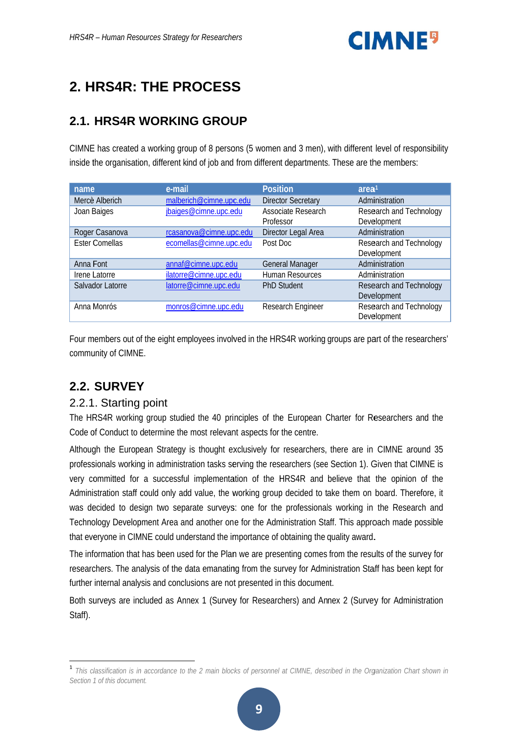# 2. HRS4R: THE PROCESS

## 2.1. HRS4R WORKING GROUP

CIMNE has created a working group of 8 persons (5 women and 3 men), with different level of responsibility inside the organisation, different kind of job and from different departments. These are the members:

| name | e-mail | Position | area[1] |
|---|---|---|---|
| Mercè Alberich | malberich@cimne.upc.edu | Director Secretary | Administration |
| Joan Baiges | jbaiges@cimne.upc.edu | Associate Research Professor | Research and Technology Development |
| Roger Casanova | rcasanova@cimne.upc.edu | Director Legal Area | Administration |
| Ester Comellas | ecomellas@cimne.upc.edu | Post Doc | Research and Technology Development |
| Anna Font | annaf@cimne.upc.edu | General Manager | Administration |
| Irene Latorre | ilatorre@cimne.upc.edu | Human Resources | Administration |
| Salvador Latorre | latorre@cimne.upc.edu | PhD Student | Research and Technology Development |
| Anna Monrós | monros@cimne.upc.edu | Research Engineer | Research and Technology Development |

Four members out of the eight employees involved in the HRS4R working groups are part of the researchers' community of CIMNE.

## 2.2. SURVEY

### 2.2.1. Starting point

The HRS4R working group studied the 40 principles of the European Charter for Researchers and the Code of Conduct to determine the most relevant aspects for the centre.

Although the European Strategy is thought exclusively for researchers, there are in CIMNE around 35 professionals working in administration tasks serving the researchers (see Section 1). Given that CIMNE is very committed for a successful implementation of the HRS4R and believe that the opinion of the Administration staff could only add value, the working group decided to take them on board. Therefore, it was decided to design two separate surveys: one for the professionals working in the Research and Technology Development Area and another one for the Administration Staff. This approach made possible that everyone in CIMNE could understand the importance of obtaining the quality award.

The information that has been used for the Plan we are presenting comes from the results of the survey for researchers. The analysis of the data emanating from the survey for Administration Staff has been kept for further internal analysis and conclusions are not presented in this document.

Both surveys are included as Annex 1 (Survey for Researchers) and Annex 2 (Survey for Administration Staff).

[1] *This classification is in accordance to the 2 main blocks of personnel at CIMNE, described in the Organization Chart shown in Section 1 of this document.*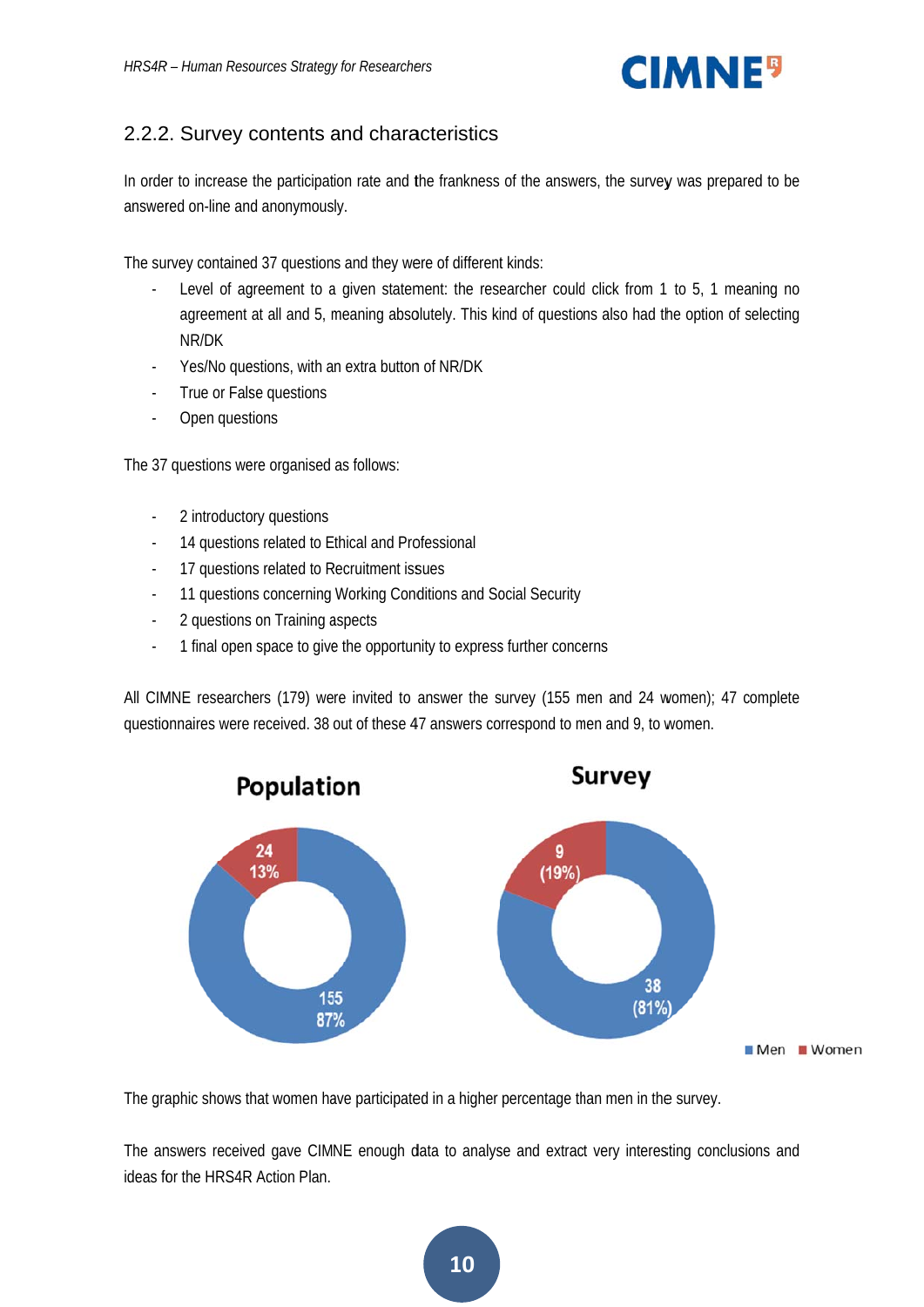## 2.2.2. Survey contents and characteristics

In order to increase the participation rate and the frankness of the answers, the survey was prepared to be answered on-line and anonymously.

The survey contained 37 questions and they were of different kinds:

- Level of agreement to a given statement: the researcher could click from 1 to 5, 1 meaning no agreement at all and 5, meaning absolutely. This kind of questions also had the option of selecting NR/DK
- Yes/No questions, with an extra button of NR/DK
- True or False questions
- Open questions

The 37 questions were organised as follows:

- 2 introductory questions
- 14 questions related to Ethical and Professional
- 17 questions related to Recruitment issues
- 11 questions concerning Working Conditions and Social Security
- 2 questions on Training aspects
- 1 final open space to give the opportunity to express further concerns

All CIMNE researchers (179) were invited to answer the survey (155 men and 24 women); 47 complete questionnaires were received. 38 out of these 47 answers correspond to men and 9, to women.

Population

24
13%

155
87%

Survey

9
(19%)

38
(81%)

Men Women

The graphic shows that women have participated in a higher percentage than men in the survey.

The answers received gave CIMNE enough data to analyse and extract very interesting conclusions and ideas for the HRS4R Action Plan.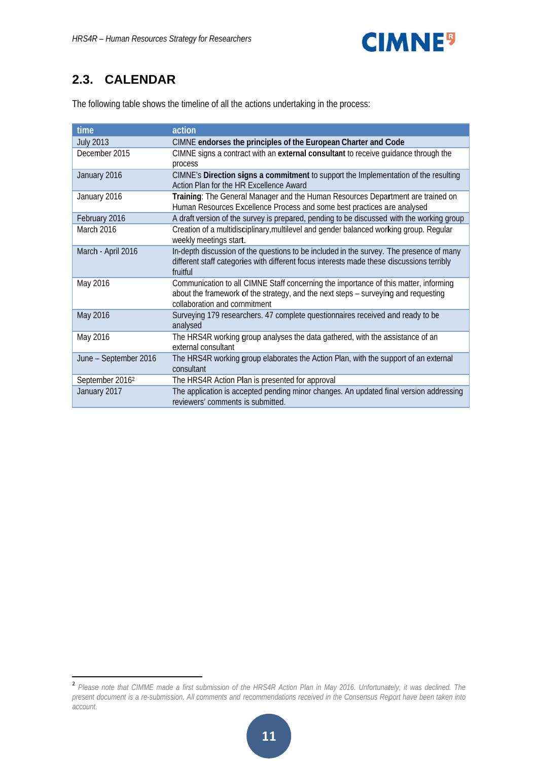## 2.3. CALENDAR

The following table shows the timeline of all the actions undertaking in the process:

| time | action |
|---|---|
| July 2013 | CIMNE **endorses the principles of the European Charter and Code** |
| December 2015 | CIMNE signs a contract with an **external consultant** to receive guidance through the process |
| January 2016 | CIMNE's **Direction signs a commitment** to support the Implementation of the resulting Action Plan for the HR Excellence Award |
| January 2016 | **Training**: The General Manager and the Human Resources Department are trained on Human Resources Excellence Process and some best practices are analysed |
| February 2016 | A draft version of the survey is prepared, pending to be discussed with the working group |
| March 2016 | Creation of a multidisciplinary,multilevel and gender balanced working group. Regular weekly meetings start. |
| March - April 2016 | In-depth discussion of the questions to be included in the survey. The presence of many different staff categories with different focus interests made these discussions terribly fruitful |
| May 2016 | Communication to all CIMNE Staff concerning the importance of this matter, informing about the framework of the strategy, and the next steps – surveying and requesting collaboration and commitment |
| May 2016 | Surveying 179 researchers. 47 complete questionnaires received and ready to be analysed |
| May 2016 | The HRS4R working group analyses the data gathered, with the assistance of an external consultant |
| June – September 2016 | The HRS4R working group elaborates the Action Plan, with the support of an external consultant |
| September 2016[2] | The HRS4R Action Plan is presented for approval |
| January 2017 | The application is accepted pending minor changes. An updated final version addressing reviewers' comments is submitted. |

[2] *Please note that CIMME made a first submission of the HRS4R Action Plan in May 2016. Unfortunately, it was declined. The present document is a re-submission. All comments and recommendations received in the Consensus Report have been taken into account.*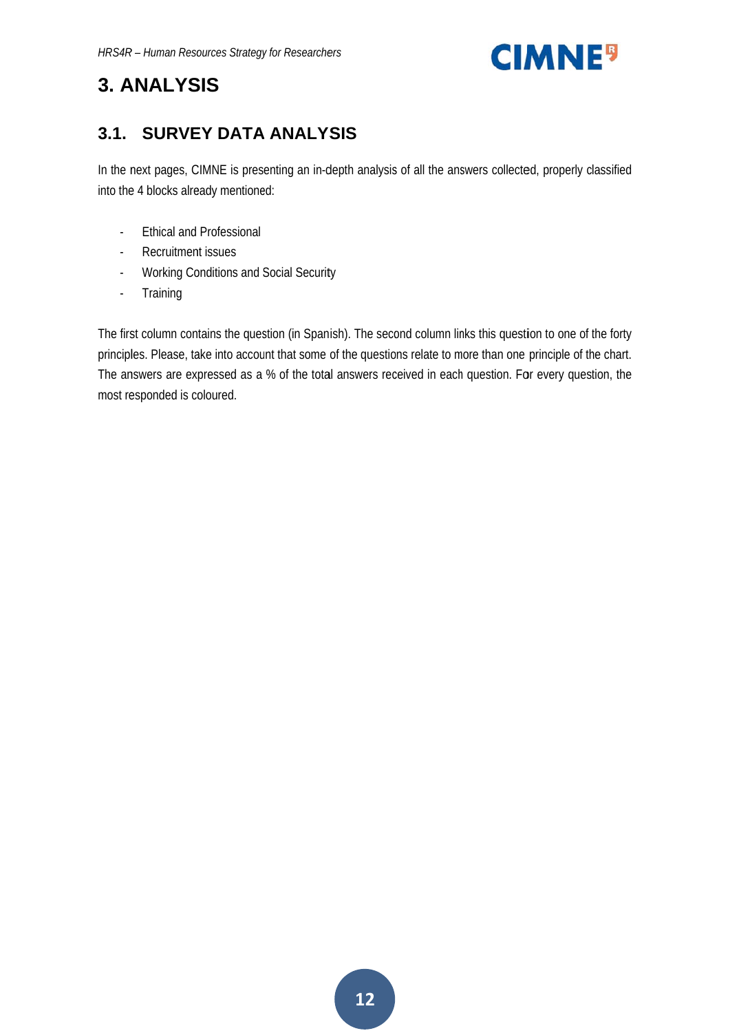# 3. ANALYSIS

## 3.1. SURVEY DATA ANALYSIS

In the next pages, CIMNE is presenting an in-depth analysis of all the answers collected, properly classified into the 4 blocks already mentioned:

- Ethical and Professional
- Recruitment issues
- Working Conditions and Social Security
- Training

The first column contains the question (in Spanish). The second column links this question to one of the forty principles. Please, take into account that some of the questions relate to more than one principle of the chart. The answers are expressed as a % of the total answers received in each question. For every question, the most responded is coloured.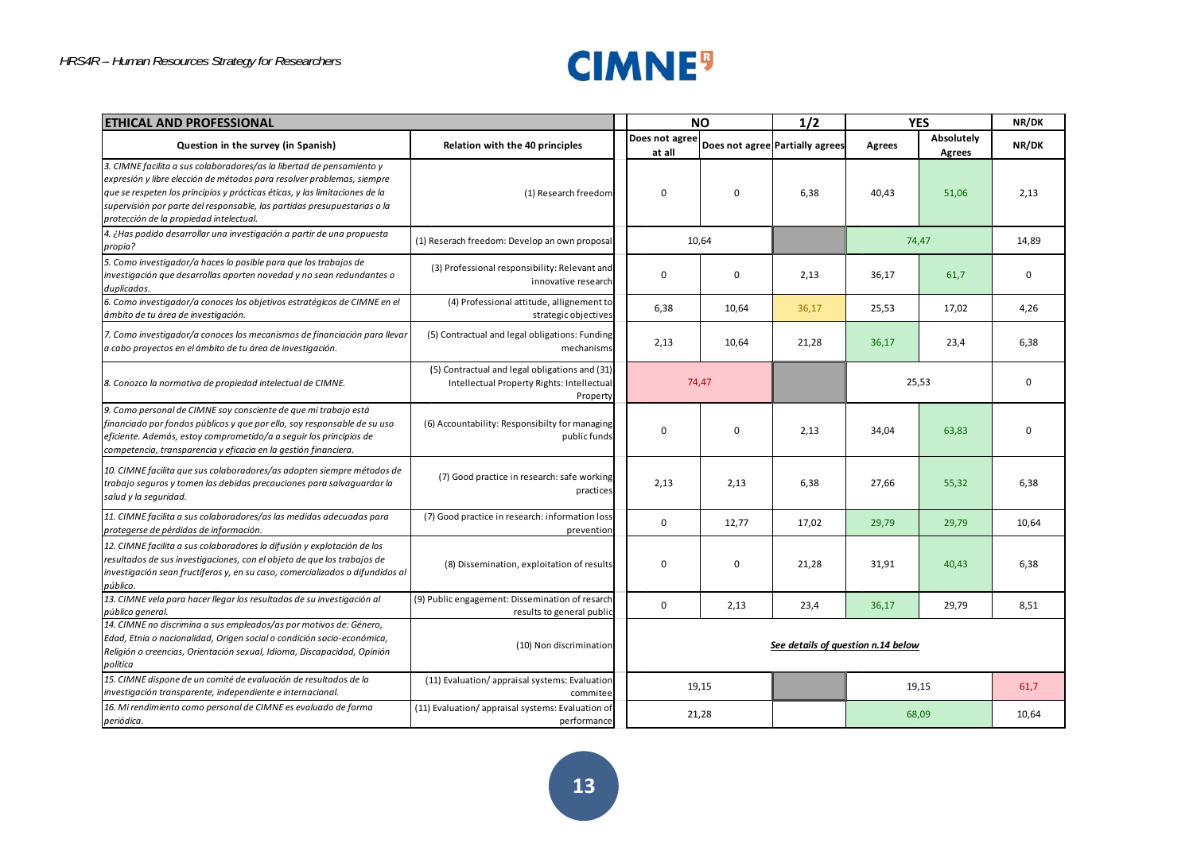| ETHICAL AND PROFESSIONAL | | NO | | 1/2 | YES | | NR/DK |
|---|---|---|---|---|---|---|---|
| Question in the survey (in Spanish) | Relation with the 40 principles | Does not agree at all | Does not agree | Partially agrees | Agrees | Absolutely Agrees | NR/DK |
| *3. CIMNE facilita a sus colaboradores/as la libertad de pensamiento y expresión y libre elección de métodos para resolver problemas, siempre que se respeten los principios y prácticas éticas, y las limitaciones de la supervisión por parte del responsable, las partidas presupuestarias o la protección de la propiedad intelectual.* | (1) Research freedom | 0 | 0 | 6,38 | 40,43 | 51,06 | 2,13 |
| *4. ¿Has podido desarrollar una investigación a partir de una propuesta propia?* | (1) Reserach freedom: Develop an own proposal | 10,64 | | | 74,47 | | 14,89 |
| *5. Como investigador/a haces lo posible para que los trabajos de investigación que desarrollas aporten novedad y no sean redundantes o duplicados.* | (3) Professional responsibility: Relevant and innovative research | 0 | 0 | 2,13 | 36,17 | 61,7 | 0 |
| *6. Como investigador/a conoces los objetivos estratégicos de CIMNE en el ámbito de tu área de investigación.* | (4) Professional attitude, allignement to strategic objectives | 6,38 | 10,64 | 36,17 | 25,53 | 17,02 | 4,26 |
| *7. Como investigador/a conoces los mecanismos de financiación para llevar a cabo proyectos en el ámbito de tu área de investigación.* | (5) Contractual and legal obligations: Funding mechanisms | 2,13 | 10,64 | 21,28 | 36,17 | 23,4 | 6,38 |
| *8. Conozco la normativa de propiedad intelectual de CIMNE.* | (5) Contractual and legal obligations and (31) Intellectual Property Rights: Intellectual Property | 74,47 | | | 25,53 | | 0 |
| *9. Como personal de CIMNE soy consciente de que mi trabajo está financiado por fondos públicos y que por ello, soy responsable de su uso eficiente. Además, estoy comprometido/a a seguir los principios de competencia, transparencia y eficacia en la gestión financiera.* | (6) Accountability: Responsibilty for managing public funds | 0 | 0 | 2,13 | 34,04 | 63,83 | 0 |
| *10. CIMNE facilita que sus colaboradores/as adopten siempre métodos de trabajo seguros y tomen las debidas precauciones para salvaguardar la salud y la seguridad.* | (7) Good practice in research: safe working practices | 2,13 | 2,13 | 6,38 | 27,66 | 55,32 | 6,38 |
| *11. CIMNE facilita a sus colaboradores/as las medidas adecuadas para protegerse de pérdidas de información.* | (7) Good practice in research: information loss prevention | 0 | 12,77 | 17,02 | 29,79 | 29,79 | 10,64 |
| *12. CIMNE facilita a sus colaboradores la difusión y explotación de los resultados de sus investigaciones, con el objeto de que los trabajos de investigación sean fructíferos y, en su caso, comercializados o difundidos al público.* | (8) Dissemination, exploitation of results | 0 | 0 | 21,28 | 31,91 | 40,43 | 6,38 |
| *13. CIMNE vela para hacer llegar los resultados de su investigación al público general.* | (9) Public engagement: Dissemination of resarch results to general public | 0 | 2,13 | 23,4 | 36,17 | 29,79 | 8,51 |
| *14. CIMNE no discrimina a sus empleados/as por motivos de: Género, Edad, Etnia o nacionalidad, Origen social o condición socio-económica, Religión o creencias, Orientación sexual, Idioma, Discapacidad, Opinión política* | (10) Non discrimination | ***See details of question n.14 below*** | | | | | |
| *15. CIMNE dispone de un comité de evaluación de resultados de la investigación transparente, independiente e internacional.* | (11) Evaluation/ appraisal systems: Evaluation commitee | 19,15 | | | 19,15 | | 61,7 |
| *16. Mi rendimiento como personal de CIMNE es evaluado de forma periódica.* | (11) Evaluation/ appraisal systems: Evaluation of performance | 21,28 | | | 68,09 | | 10,64 |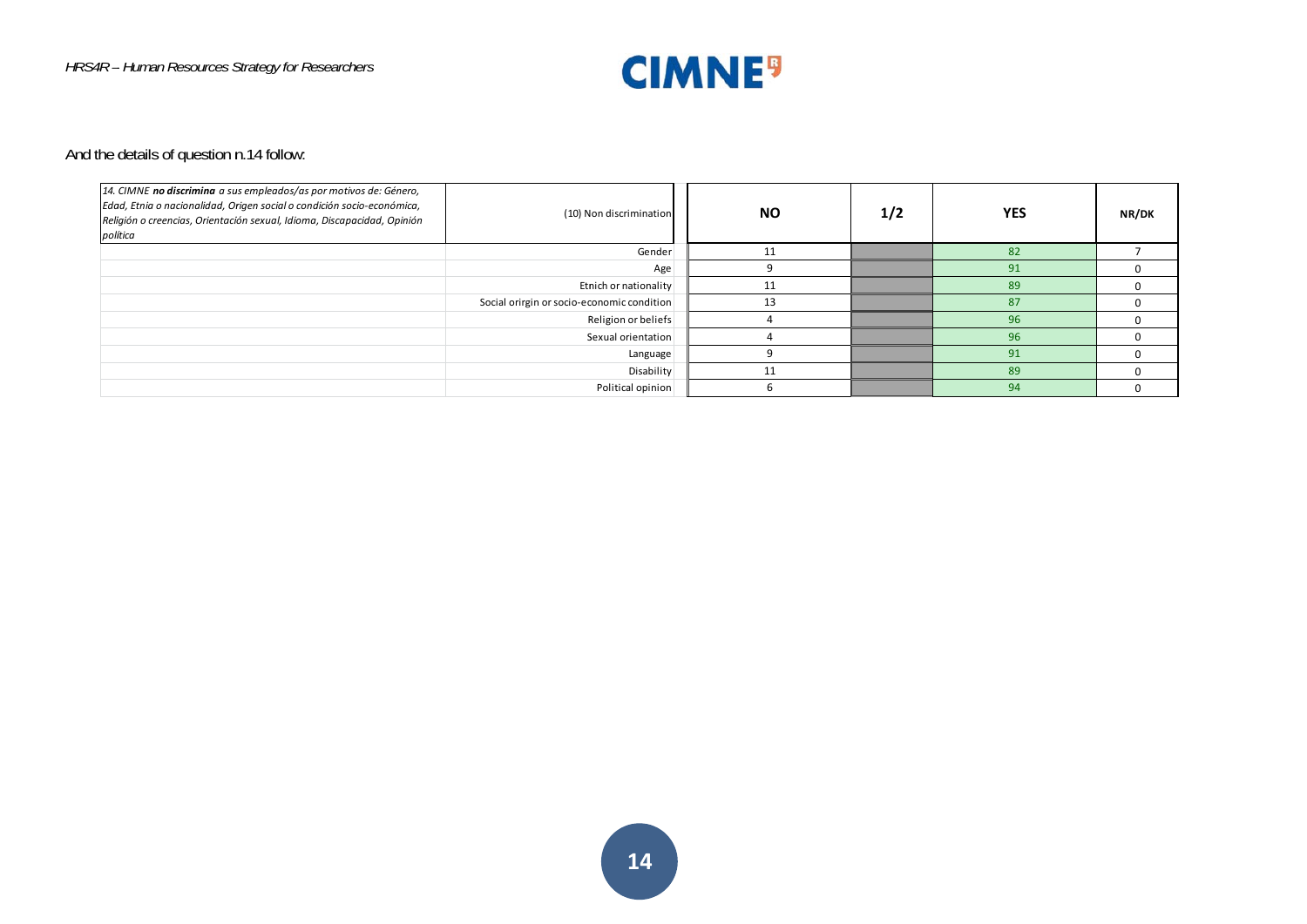And the details of question n.14 follow:

| *14. CIMNE **no discrimina** a sus empleados/as por motivos de: Género, Edad, Etnia o nacionalidad, Origen social o condición socio-económica, Religión o creencias, Orientación sexual, Idioma, Discapacidad, Opinión política* | (10) Non discrimination | NO | 1/2 | YES | NR/DK |
|---|---|---|---|---|---|
| | Gender | 11 | | 82 | 7 |
| | Age | 9 | | 91 | 0 |
| | Etnich or nationality | 11 | | 89 | 0 |
| | Social orirgin or socio-economic condition | 13 | | 87 | 0 |
| | Religion or beliefs | 4 | | 96 | 0 |
| | Sexual orientation | 4 | | 96 | 0 |
| | Language | 9 | | 91 | 0 |
| | Disability | 11 | | 89 | 0 |
| | Political opinion | 6 | | 94 | 0 |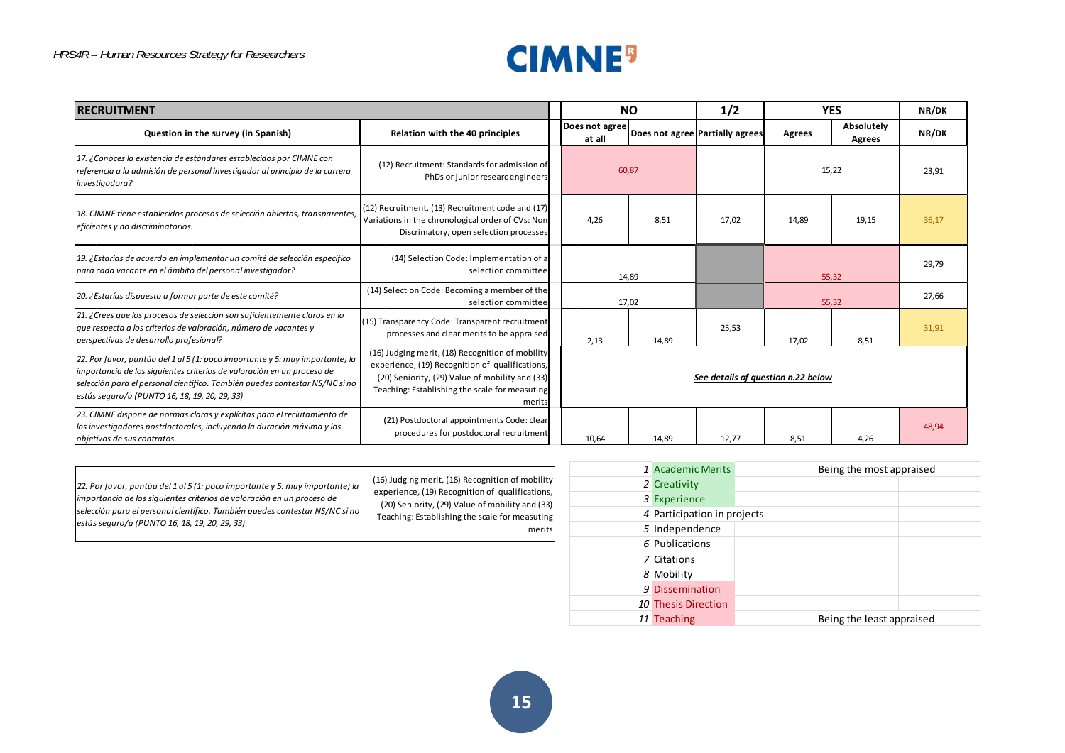| RECRUITMENT | | NO | | 1/2 | YES | | NR/DK |
|---|---|---|---|---|---|---|---|
| Question in the survey (in Spanish) | Relation with the 40 principles | Does not agree at all | Does not agree | Partially agrees | Agrees | Absolutely Agrees | NR/DK |
| *17. ¿Conoces la existencia de estándares establecidos por CIMNE con referencia a la admisión de personal investigador al principio de la carrera investigadora?* | (12) Recruitment: Standards for admission of PhDs or junior researc engineers | 60,87 | | | 15,22 | | 23,91 |
| *18. CIMNE tiene establecidos procesos de selección abiertos, transparentes, eficientes y no discriminatorios.* | (12) Recruitment, (13) Recruitment code and (17) Variations in the chronological order of CVs: Non Discrimatory, open selection processes | 4,26 | 8,51 | 17,02 | 14,89 | 19,15 | 36,17 |
| *19. ¿Estarías de acuerdo en implementar un comité de selección específico para cada vacante en el ámbito del personal investigador?* | (14) Selection Code: Implementation of a selection committee | 14,89 | | | 55,32 | | 29,79 |
| *20. ¿Estarías dispuesto a formar parte de este comité?* | (14) Selection Code: Becoming a member of the selection committee | 17,02 | | | 55,32 | | 27,66 |
| *21. ¿Crees que los procesos de selección son suficientemente claros en lo que respecta a los criterios de valoración, número de vacantes y perspectivas de desarrollo profesional?* | (15) Transparency Code: Transparent recruitment processes and clear merits to be appraised | 2,13 | 14,89 | 25,53 | 17,02 | 8,51 | 31,91 |
| *22. Por favor, puntúa del 1 al 5 (1: poco importante y 5: muy importante) la importancia de los siguientes criterios de valoración en un proceso de selección para el personal científico. También puedes contestar NS/NC si no estás seguro/a (PUNTO 16, 18, 19, 20, 29, 33)* | (16) Judging merit, (18) Recognition of mobility experience, (19) Recognition of qualifications, (20) Seniority, (29) Value of mobility and (33) Teaching: Establishing the scale for measuting merits | ***See details of question n.22 below*** | | | | | |
| *23. CIMNE dispone de normas claras y explícitas para el reclutamiento de los investigadores postdoctorales, incluyendo la duración máxima y los objetivos de sus contratos.* | (21) Postdoctoral appointments Code: clear procedures for postdoctoral recruitment | 10,64 | 14,89 | 12,77 | 8,51 | 4,26 | 48,94 |

| Question in the survey (in Spanish) | Relation with the 40 principles |
|---|---|
| *22. Por favor, puntúa del 1 al 5 (1: poco importante y 5: muy importante) la importancia de los siguientes criterios de valoración en un proceso de selección para el personal científico. También puedes contestar NS/NC si no estás seguro/a (PUNTO 16, 18, 19, 20, 29, 33)* | (16) Judging merit, (18) Recognition of mobility experience, (19) Recognition of qualifications, (20) Seniority, (29) Value of mobility and (33) Teaching: Establishing the scale for measuting merits |

| Rank | Criterion | |
|---|---|---|
| 1 | Academic Merits | Being the most appraised |
| 2 | Creativity | |
| 3 | Experience | |
| 4 | Participation in projects | |
| 5 | Independence | |
| 6 | Publications | |
| 7 | Citations | |
| 8 | Mobility | |
| 9 | Dissemination | |
| 10 | Thesis Direction | |
| 11 | Teaching | Being the least appraised |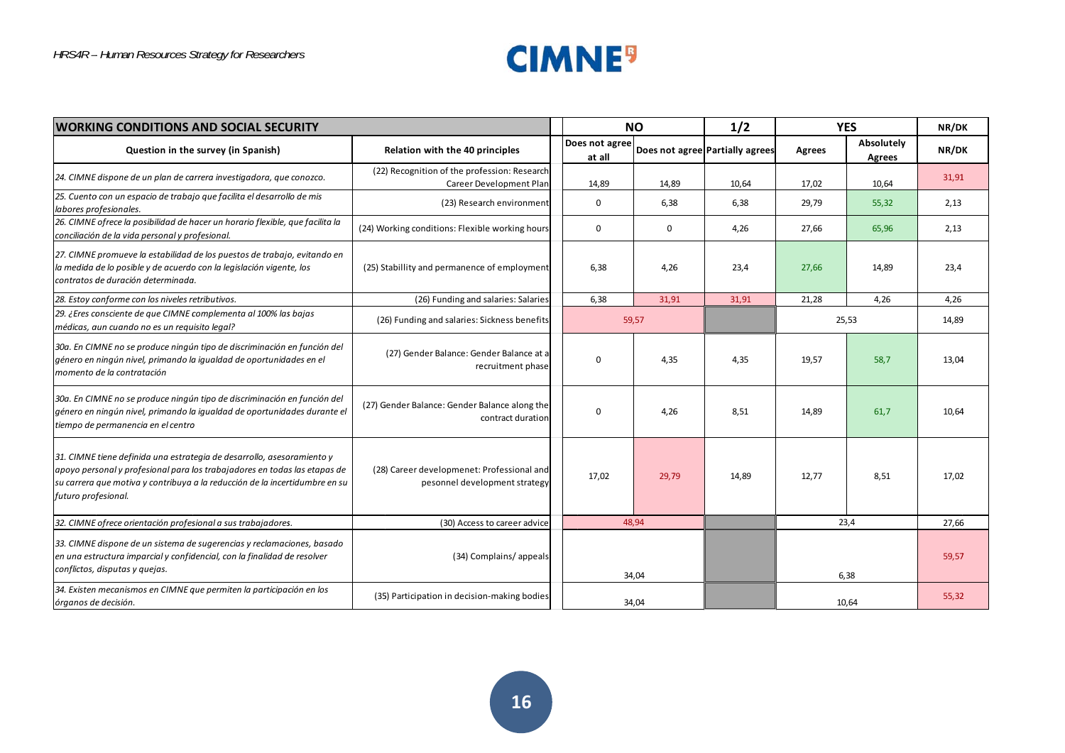| WORKING CONDITIONS AND SOCIAL SECURITY | | NO | | 1/2 | YES | | NR/DK |
|---|---|---|---|---|---|---|---|
| Question in the survey (in Spanish) | Relation with the 40 principles | Does not agree at all | Does not agree | Partially agrees | Agrees | Absolutely Agrees | NR/DK |
| *24. CIMNE dispone de un plan de carrera investigadora, que conozco.* | (22) Recognition of the profession: Research Career Development Plan | 14,89 | 14,89 | 10,64 | 17,02 | 10,64 | 31,91 |
| *25. Cuento con un espacio de trabajo que facilita el desarrollo de mis labores profesionales.* | (23) Research environment | 0 | 6,38 | 6,38 | 29,79 | 55,32 | 2,13 |
| *26. CIMNE ofrece la posibilidad de hacer un horario flexible, que facilita la conciliación de la vida personal y profesional.* | (24) Working conditions: Flexible working hours | 0 | 0 | 4,26 | 27,66 | 65,96 | 2,13 |
| *27. CIMNE promueve la estabilidad de los puestos de trabajo, evitando en la medida de lo posible y de acuerdo con la legislación vigente, los contratos de duración determinada.* | (25) Stabillity and permanence of employment | 6,38 | 4,26 | 23,4 | 27,66 | 14,89 | 23,4 |
| *28. Estoy conforme con los niveles retributivos.* | (26) Funding and salaries: Salaries | 6,38 | 31,91 | 31,91 | 21,28 | 4,26 | 4,26 |
| *29. ¿Eres consciente de que CIMNE complementa al 100% las bajas médicas, aun cuando no es un requisito legal?* | (26) Funding and salaries: Sickness benefits | 59,57 | | | 25,53 | | 14,89 |
| *30a. En CIMNE no se produce ningún tipo de discriminación en función del género en ningún nivel, primando la igualdad de oportunidades en el momento de la contratación* | (27) Gender Balance: Gender Balance at a recruitment phase | 0 | 4,35 | 4,35 | 19,57 | 58,7 | 13,04 |
| *30a. En CIMNE no se produce ningún tipo de discriminación en función del género en ningún nivel, primando la igualdad de oportunidades durante el tiempo de permanencia en el centro* | (27) Gender Balance: Gender Balance along the contract duration | 0 | 4,26 | 8,51 | 14,89 | 61,7 | 10,64 |
| *31. CIMNE tiene definida una estrategia de desarrollo, asesoramiento y apoyo personal y profesional para los trabajadores en todas las etapas de su carrera que motiva y contribuya a la reducción de la incertidumbre en su futuro profesional.* | (28) Career developmenet: Professional and pesonnel development strategy | 17,02 | 29,79 | 14,89 | 12,77 | 8,51 | 17,02 |
| *32. CIMNE ofrece orientación profesional a sus trabajadores.* | (30) Access to career advice | 48,94 | | | 23,4 | | 27,66 |
| *33. CIMNE dispone de un sistema de sugerencias y reclamaciones, basado en una estructura imparcial y confidencial, con la finalidad de resolver conflictos, disputas y quejas.* | (34) Complains/ appeals | 34,04 | | | 6,38 | | 59,57 |
| *34. Existen mecanismos en CIMNE que permiten la participación en los órganos de decisión.* | (35) Participation in decision-making bodies | 34,04 | | | 10,64 | | 55,32 |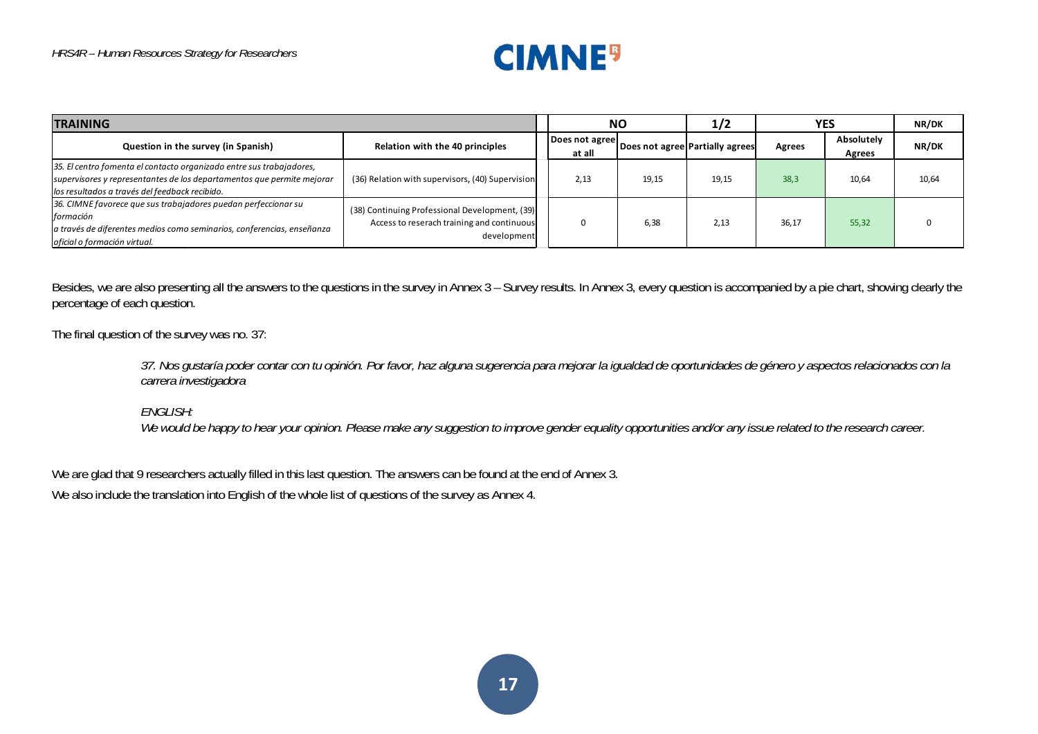| TRAINING | | NO | | 1/2 | YES | | NR/DK |
|---|---|---|---|---|---|---|---|
| Question in the survey (in Spanish) | Relation with the 40 principles | Does not agree at all | Does not agree | Partially agrees | Agrees | Absolutely Agrees | NR/DK |
| *35. El centro fomenta el contacto organizado entre sus trabajadores, supervisores y representantes de los departamentos que permite mejorar los resultados a través del feedback recibido.* | (36) Relation with supervisors, (40) Supervision | 2,13 | 19,15 | 19,15 | 38,3 | 10,64 | 10,64 |
| *36. CIMNE favorece que sus trabajadores puedan perfeccionar su formación a través de diferentes medios como seminarios, conferencias, enseñanza oficial o formación virtual.* | (38) Continuing Professional Development, (39) Access to reserach training and continuous development | 0 | 6,38 | 2,13 | 36,17 | 55,32 | 0 |

Besides, we are also presenting all the answers to the questions in the survey in Annex 3 – Survey results. In Annex 3, every question is accompanied by a pie chart, showing clearly the percentage of each question.

The final question of the survey was no. 37:

> *37. Nos gustaría poder contar con tu opinión. Por favor, haz alguna sugerencia para mejorar la igualdad de oportunidades de género y aspectos relacionados con la carrera investigadora*
>
> *ENGLISH:*
> *We would be happy to hear your opinion. Please make any suggestion to improve gender equality opportunities and/or any issue related to the research career.*

We are glad that 9 researchers actually filled in this last question. The answers can be found at the end of Annex 3.

We also include the translation into English of the whole list of questions of the survey as Annex 4.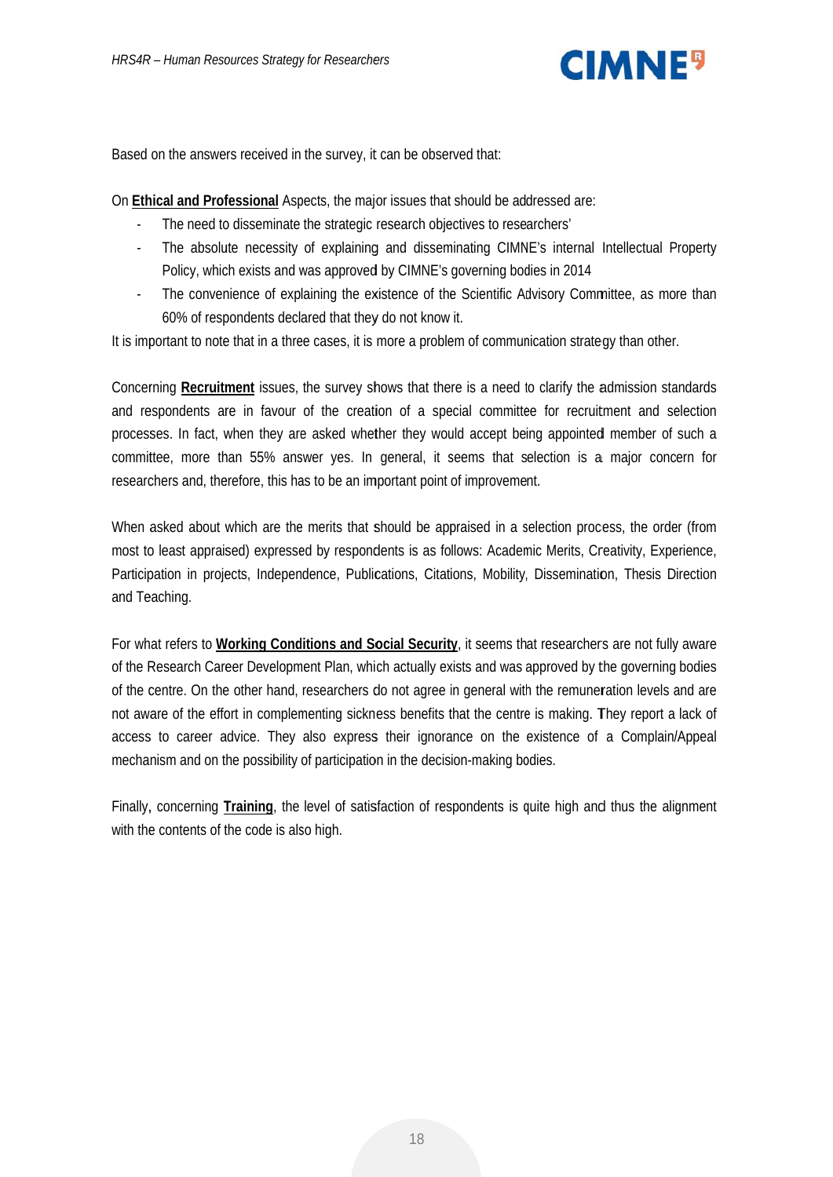Based on the answers received in the survey, it can be observed that:

On **Ethical and Professional** Aspects, the major issues that should be addressed are:

- The need to disseminate the strategic research objectives to researchers'
- The absolute necessity of explaining and disseminating CIMNE's internal Intellectual Property Policy, which exists and was approved by CIMNE's governing bodies in 2014
- The convenience of explaining the existence of the Scientific Advisory Committee, as more than 60% of respondents declared that they do not know it.

It is important to note that in a three cases, it is more a problem of communication strategy than other.

Concerning **Recruitment** issues, the survey shows that there is a need to clarify the admission standards and respondents are in favour of the creation of a special committee for recruitment and selection processes. In fact, when they are asked whether they would accept being appointed member of such a committee, more than 55% answer yes. In general, it seems that selection is a major concern for researchers and, therefore, this has to be an important point of improvement.

When asked about which are the merits that should be appraised in a selection process, the order (from most to least appraised) expressed by respondents is as follows: Academic Merits, Creativity, Experience, Participation in projects, Independence, Publications, Citations, Mobility, Dissemination, Thesis Direction and Teaching.

For what refers to **Working Conditions and Social Security**, it seems that researchers are not fully aware of the Research Career Development Plan, which actually exists and was approved by the governing bodies of the centre. On the other hand, researchers do not agree in general with the remuneration levels and are not aware of the effort in complementing sickness benefits that the centre is making. They report a lack of access to career advice. They also express their ignorance on the existence of a Complain/Appeal mechanism and on the possibility of participation in the decision-making bodies.

Finally, concerning **Training**, the level of satisfaction of respondents is quite high and thus the alignment with the contents of the code is also high.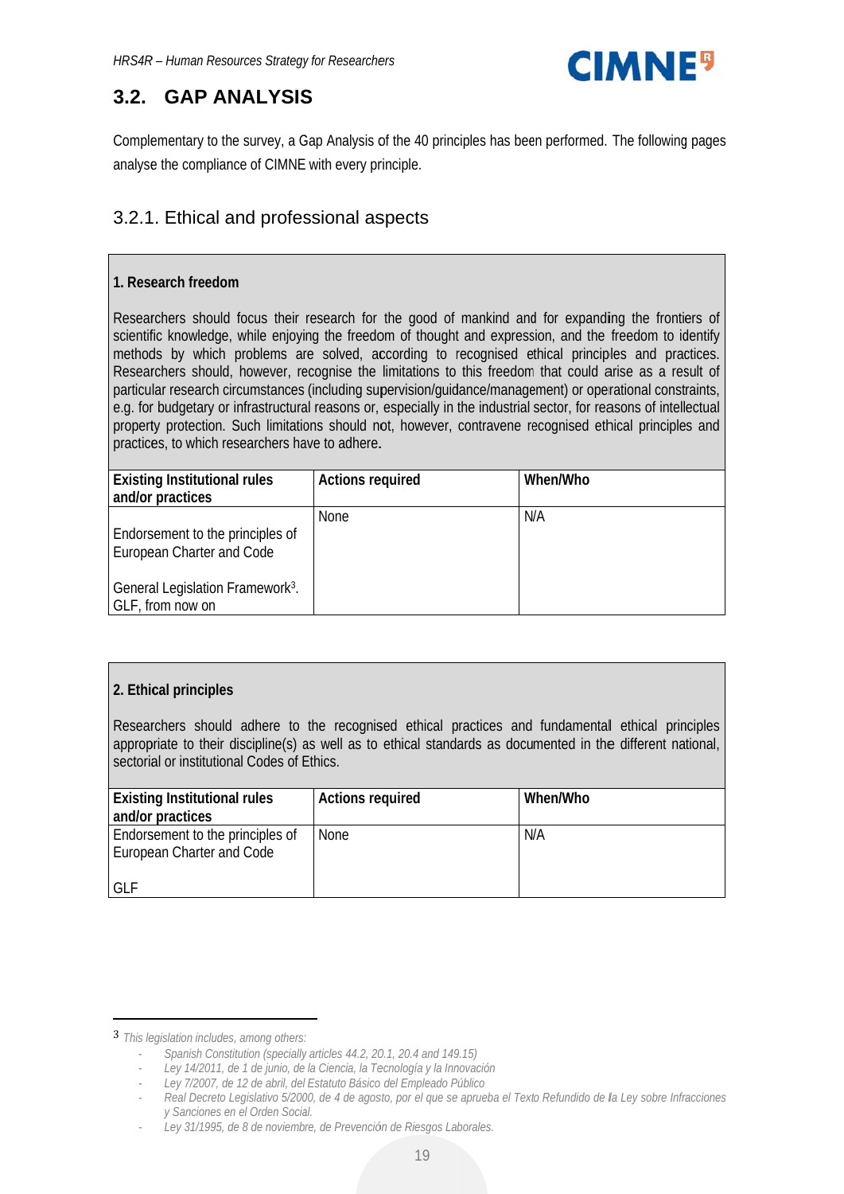## 3.2. GAP ANALYSIS

Complementary to the survey, a Gap Analysis of the 40 principles has been performed. The following pages analyse the compliance of CIMNE with every principle.

### 3.2.1. Ethical and professional aspects

**1. Research freedom**

Researchers should focus their research for the good of mankind and for expanding the frontiers of scientific knowledge, while enjoying the freedom of thought and expression, and the freedom to identify methods by which problems are solved, according to recognised ethical principles and practices. Researchers should, however, recognise the limitations to this freedom that could arise as a result of particular research circumstances (including supervision/guidance/management) or operational constraints, e.g. for budgetary or infrastructural reasons or, especially in the industrial sector, for reasons of intellectual property protection. Such limitations should not, however, contravene recognised ethical principles and practices, to which researchers have to adhere.

| Existing Institutional rules and/or practices | Actions required | When/Who |
|---|---|---|
| Endorsement to the principles of European Charter and Code<br><br>General Legislation Framework[3]. GLF, from now on | None | N/A |

**2. Ethical principles**

Researchers should adhere to the recognised ethical practices and fundamental ethical principles appropriate to their discipline(s) as well as to ethical standards as documented in the different national, sectorial or institutional Codes of Ethics.

| Existing Institutional rules and/or practices | Actions required | When/Who |
|---|---|---|
| Endorsement to the principles of European Charter and Code<br><br>GLF | None | N/A |

---

[3] *This legislation includes, among others:*

- *Spanish Constitution (specially articles 44.2, 20.1, 20.4 and 149.15)*
- *Ley 14/2011, de 1 de junio, de la Ciencia, la Tecnología y la Innovación*
- *Ley 7/2007, de 12 de abril, del Estatuto Básico del Empleado Público*
- *Real Decreto Legislativo 5/2000, de 4 de agosto, por el que se aprueba el Texto Refundido de la Ley sobre Infracciones y Sanciones en el Orden Social.*
- *Ley 31/1995, de 8 de noviembre, de Prevención de Riesgos Laborales.*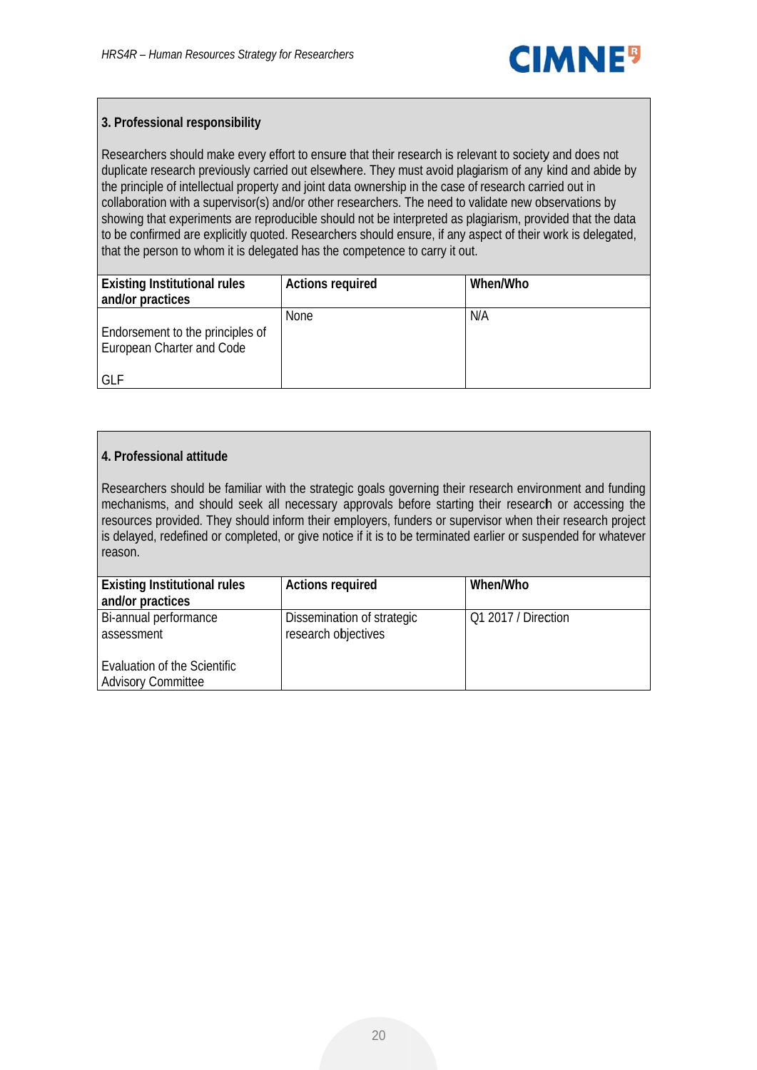### 3. Professional responsibility

Researchers should make every effort to ensure that their research is relevant to society and does not duplicate research previously carried out elsewhere. They must avoid plagiarism of any kind and abide by the principle of intellectual property and joint data ownership in the case of research carried out in collaboration with a supervisor(s) and/or other researchers. The need to validate new observations by showing that experiments are reproducible should not be interpreted as plagiarism, provided that the data to be confirmed are explicitly quoted. Researchers should ensure, if any aspect of their work is delegated, that the person to whom it is delegated has the competence to carry it out.

| Existing Institutional rules and/or practices | Actions required | When/Who |
|---|---|---|
| Endorsement to the principles of European Charter and Code<br><br>GLF | None | N/A |

### 4. Professional attitude

Researchers should be familiar with the strategic goals governing their research environment and funding mechanisms, and should seek all necessary approvals before starting their research or accessing the resources provided. They should inform their employers, funders or supervisor when their research project is delayed, redefined or completed, or give notice if it is to be terminated earlier or suspended for whatever reason.

| Existing Institutional rules and/or practices | Actions required | When/Who |
|---|---|---|
| Bi-annual performance assessment<br><br>Evaluation of the Scientific Advisory Committee | Dissemination of strategic research objectives | Q1 2017 / Direction |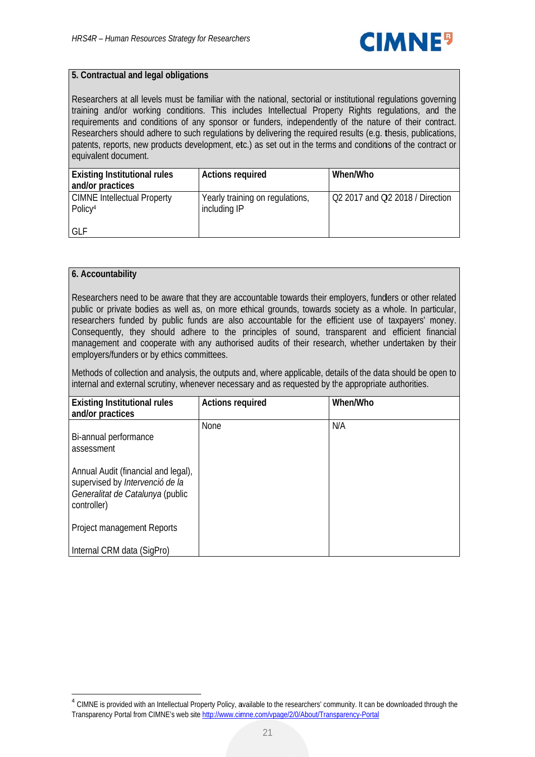## 5. Contractual and legal obligations

Researchers at all levels must be familiar with the national, sectorial or institutional regulations governing training and/or working conditions. This includes Intellectual Property Rights regulations, and the requirements and conditions of any sponsor or funders, independently of the nature of their contract. Researchers should adhere to such regulations by delivering the required results (e.g. thesis, publications, patents, reports, new products development, etc.) as set out in the terms and conditions of the contract or equivalent document.

| Existing Institutional rules and/or practices | Actions required | When/Who |
|---|---|---|
| CIMNE Intellectual Property Policy[4]<br><br>GLF | Yearly training on regulations, including IP | Q2 2017 and Q2 2018 / Direction |

## 6. Accountability

Researchers need to be aware that they are accountable towards their employers, funders or other related public or private bodies as well as, on more ethical grounds, towards society as a whole. In particular, researchers funded by public funds are also accountable for the efficient use of taxpayers' money. Consequently, they should adhere to the principles of sound, transparent and efficient financial management and cooperate with any authorised audits of their research, whether undertaken by their employers/funders or by ethics committees.

Methods of collection and analysis, the outputs and, where applicable, details of the data should be open to internal and external scrutiny, whenever necessary and as requested by the appropriate authorities.

| Existing Institutional rules and/or practices | Actions required | When/Who |
|---|---|---|
| Bi-annual performance assessment<br><br>Annual Audit (financial and legal), supervised by *Intervenció de la Generalitat de Catalunya* (public controller)<br><br>Project management Reports<br><br>Internal CRM data (SigPro) | None | N/A |

[4] CIMNE is provided with an Intellectual Property Policy, available to the researchers' community. It can be downloaded through the Transparency Portal from CIMNE's web site http://www.cimne.com/vpage/2/0/About/Transparency-Portal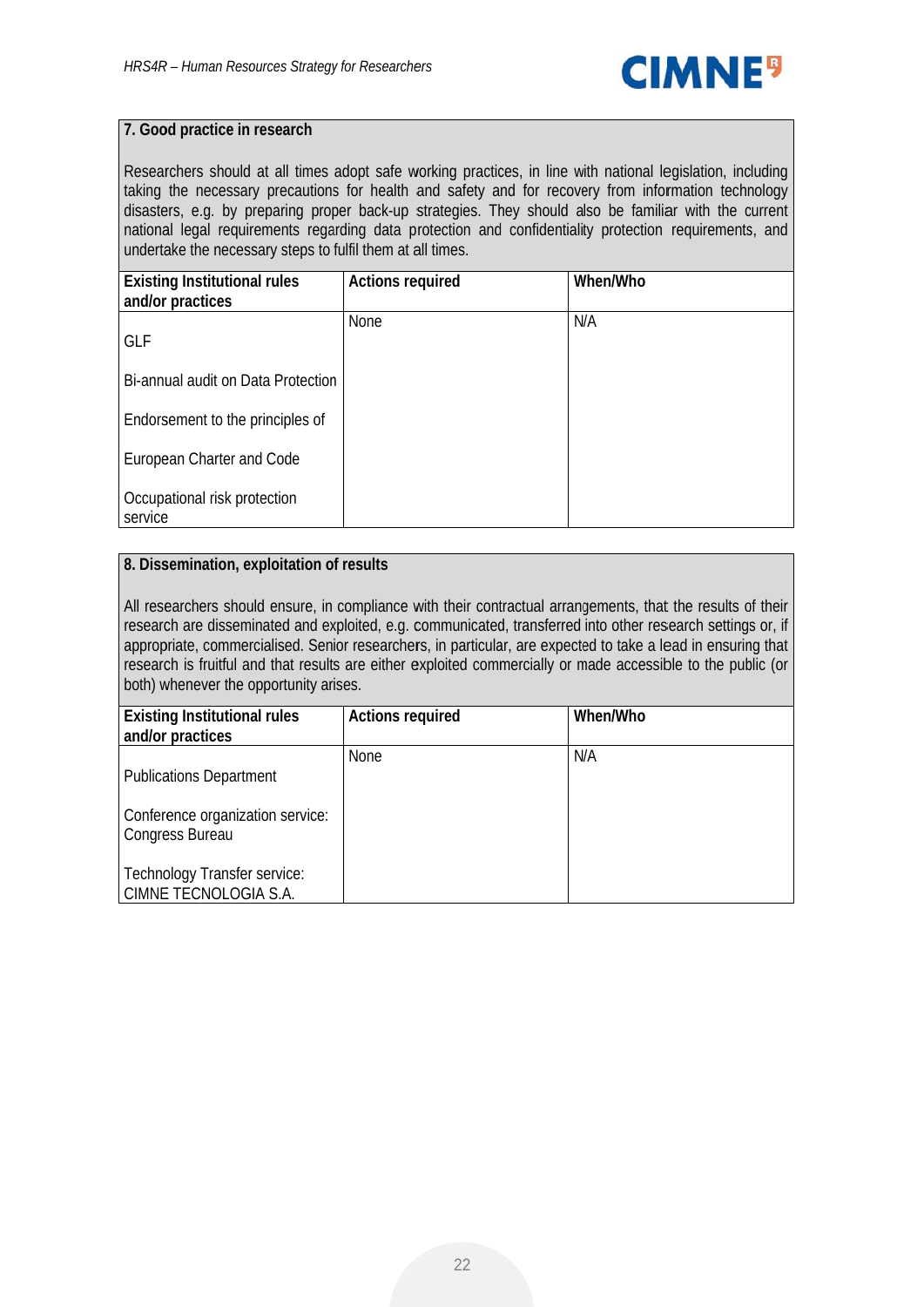### 7. Good practice in research

Researchers should at all times adopt safe working practices, in line with national legislation, including taking the necessary precautions for health and safety and for recovery from information technology disasters, e.g. by preparing proper back-up strategies. They should also be familiar with the current national legal requirements regarding data protection and confidentiality protection requirements, and undertake the necessary steps to fulfil them at all times.

| Existing Institutional rules and/or practices | Actions required | When/Who |
|---|---|---|
| GLF<br><br>Bi-annual audit on Data Protection<br><br>Endorsement to the principles of<br><br>European Charter and Code<br><br>Occupational risk protection service | None | N/A |

### 8. Dissemination, exploitation of results

All researchers should ensure, in compliance with their contractual arrangements, that the results of their research are disseminated and exploited, e.g. communicated, transferred into other research settings or, if appropriate, commercialised. Senior researchers, in particular, are expected to take a lead in ensuring that research is fruitful and that results are either exploited commercially or made accessible to the public (or both) whenever the opportunity arises.

| Existing Institutional rules and/or practices | Actions required | When/Who |
|---|---|---|
| Publications Department<br><br>Conference organization service: Congress Bureau<br><br>Technology Transfer service: CIMNE TECNOLOGIA S.A. | None | N/A |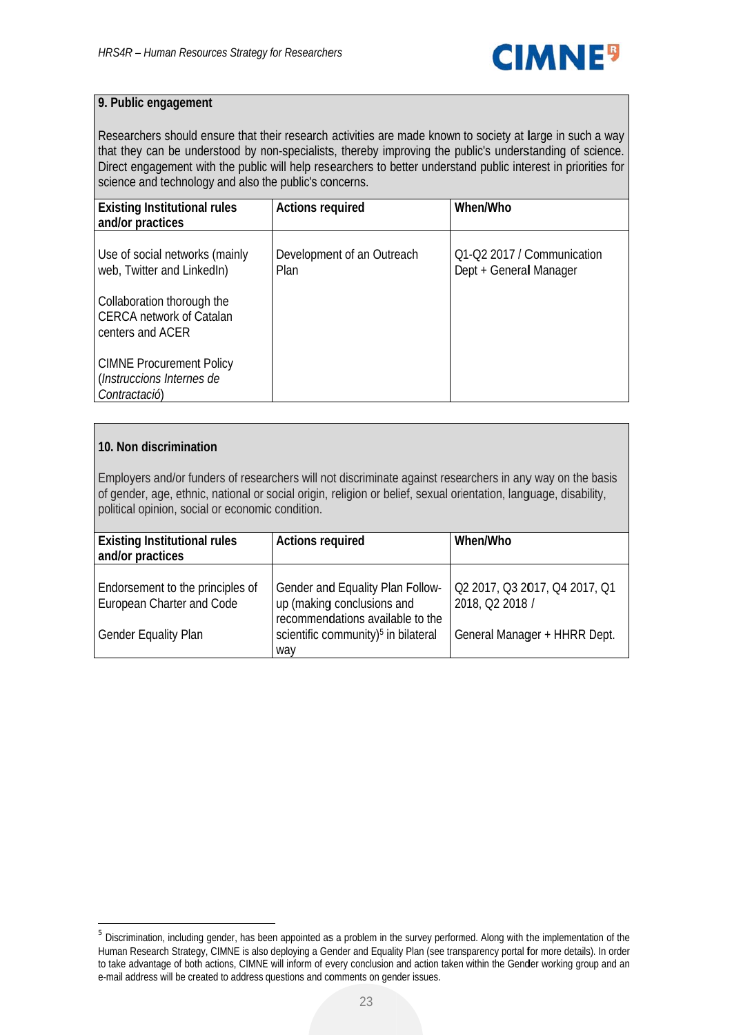## 9. Public engagement

Researchers should ensure that their research activities are made known to society at large in such a way that they can be understood by non-specialists, thereby improving the public's understanding of science. Direct engagement with the public will help researchers to better understand public interest in priorities for science and technology and also the public's concerns.

| Existing Institutional rules and/or practices | Actions required | When/Who |
|---|---|---|
| Use of social networks (mainly web, Twitter and LinkedIn)<br><br>Collaboration thorough the CERCA network of Catalan centers and ACER<br><br>CIMNE Procurement Policy (*Instruccions Internes de Contractació*) | Development of an Outreach Plan | Q1-Q2 2017 / Communication Dept + General Manager |

## 10. Non discrimination

Employers and/or funders of researchers will not discriminate against researchers in any way on the basis of gender, age, ethnic, national or social origin, religion or belief, sexual orientation, language, disability, political opinion, social or economic condition.

| Existing Institutional rules and/or practices | Actions required | When/Who |
|---|---|---|
| Endorsement to the principles of European Charter and Code<br><br>Gender Equality Plan | Gender and Equality Plan Follow-up (making conclusions and recommendations available to the scientific community)[5] in bilateral way | Q2 2017, Q3 2017, Q4 2017, Q1 2018, Q2 2018 /<br><br>General Manager + HHRR Dept. |

[5] Discrimination, including gender, has been appointed as a problem in the survey performed. Along with the implementation of the Human Research Strategy, CIMNE is also deploying a Gender and Equality Plan (see transparency portal for more details). In order to take advantage of both actions, CIMNE will inform of every conclusion and action taken within the Gender working group and an e-mail address will be created to address questions and comments on gender issues.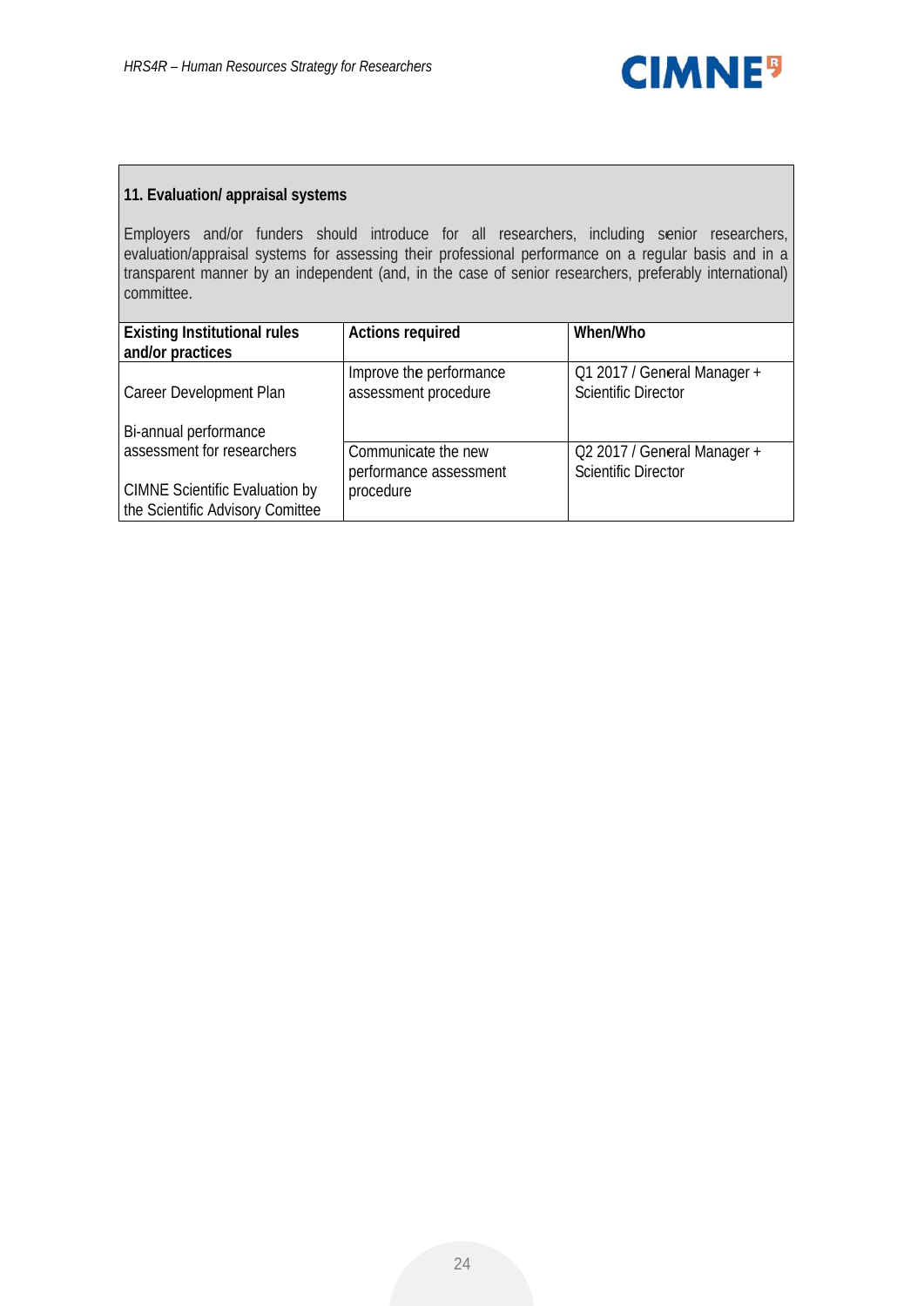**11. Evaluation/ appraisal systems**

Employers and/or funders should introduce for all researchers, including senior researchers, evaluation/appraisal systems for assessing their professional performance on a regular basis and in a transparent manner by an independent (and, in the case of senior researchers, preferably international) committee.

| Existing Institutional rules and/or practices | Actions required | When/Who |
|---|---|---|
| Career Development Plan<br><br>Bi-annual performance assessment for researchers<br><br>CIMNE Scientific Evaluation by the Scientific Advisory Comittee | Improve the performance assessment procedure | Q1 2017 / General Manager + Scientific Director |
| | Communicate the new performance assessment procedure | Q2 2017 / General Manager + Scientific Director |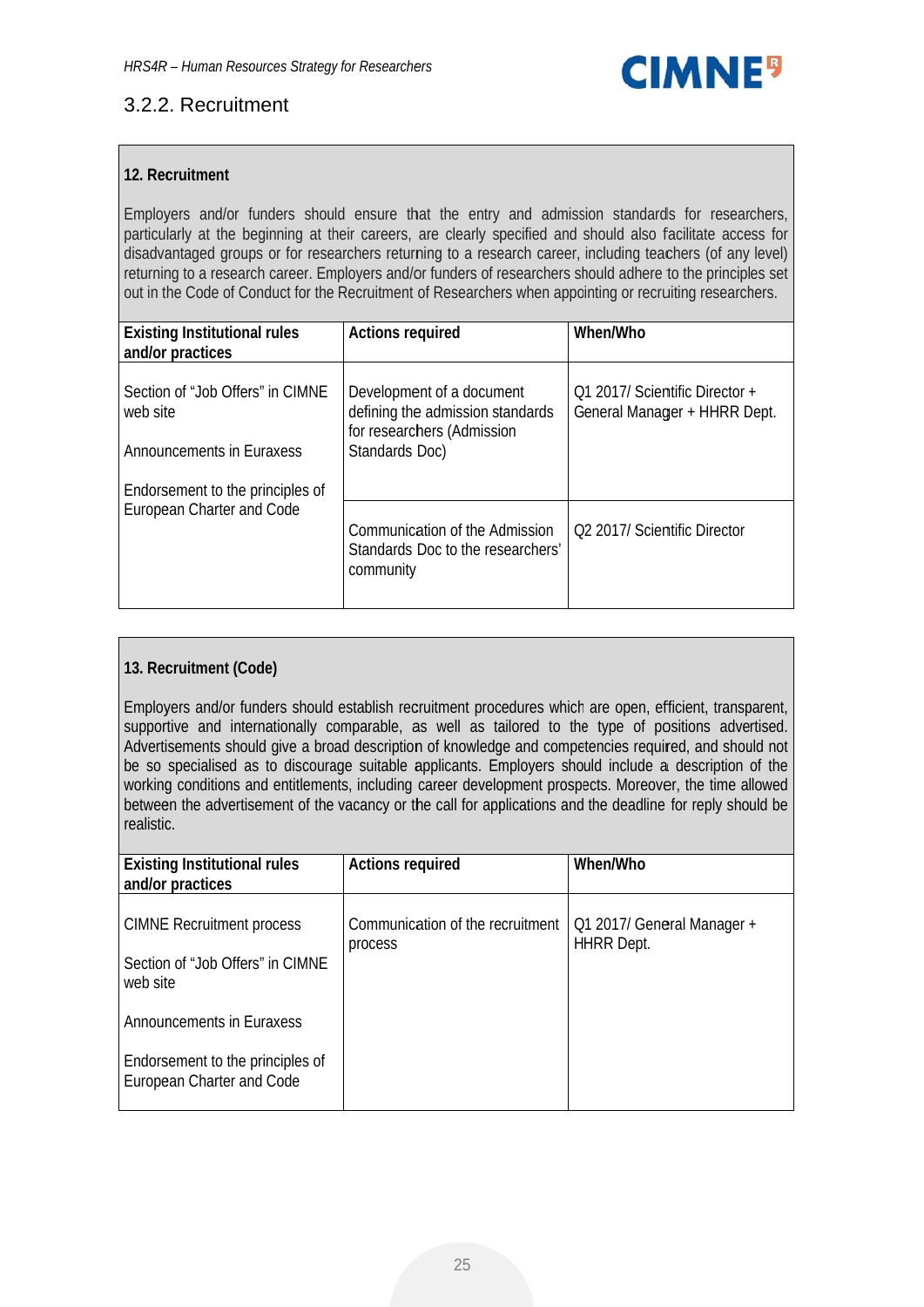### 3.2.2. Recruitment

**12. Recruitment**

Employers and/or funders should ensure that the entry and admission standards for researchers, particularly at the beginning at their careers, are clearly specified and should also facilitate access for disadvantaged groups or for researchers returning to a research career, including teachers (of any level) returning to a research career. Employers and/or funders of researchers should adhere to the principles set out in the Code of Conduct for the Recruitment of Researchers when appointing or recruiting researchers.

| Existing Institutional rules and/or practices | Actions required | When/Who |
|---|---|---|
| Section of "Job Offers" in CIMNE web site<br><br>Announcements in Euraxess<br><br>Endorsement to the principles of European Charter and Code | Development of a document defining the admission standards for researchers (Admission Standards Doc) | Q1 2017/ Scientific Director + General Manager + HHRR Dept. |
| | Communication of the Admission Standards Doc to the researchers' community | Q2 2017/ Scientific Director |

**13. Recruitment (Code)**

Employers and/or funders should establish recruitment procedures which are open, efficient, transparent, supportive and internationally comparable, as well as tailored to the type of positions advertised. Advertisements should give a broad description of knowledge and competencies required, and should not be so specialised as to discourage suitable applicants. Employers should include a description of the working conditions and entitlements, including career development prospects. Moreover, the time allowed between the advertisement of the vacancy or the call for applications and the deadline for reply should be realistic.

| Existing Institutional rules and/or practices | Actions required | When/Who |
|---|---|---|
| CIMNE Recruitment process<br><br>Section of "Job Offers" in CIMNE web site<br><br>Announcements in Euraxess<br><br>Endorsement to the principles of European Charter and Code | Communication of the recruitment process | Q1 2017/ General Manager + HHRR Dept. |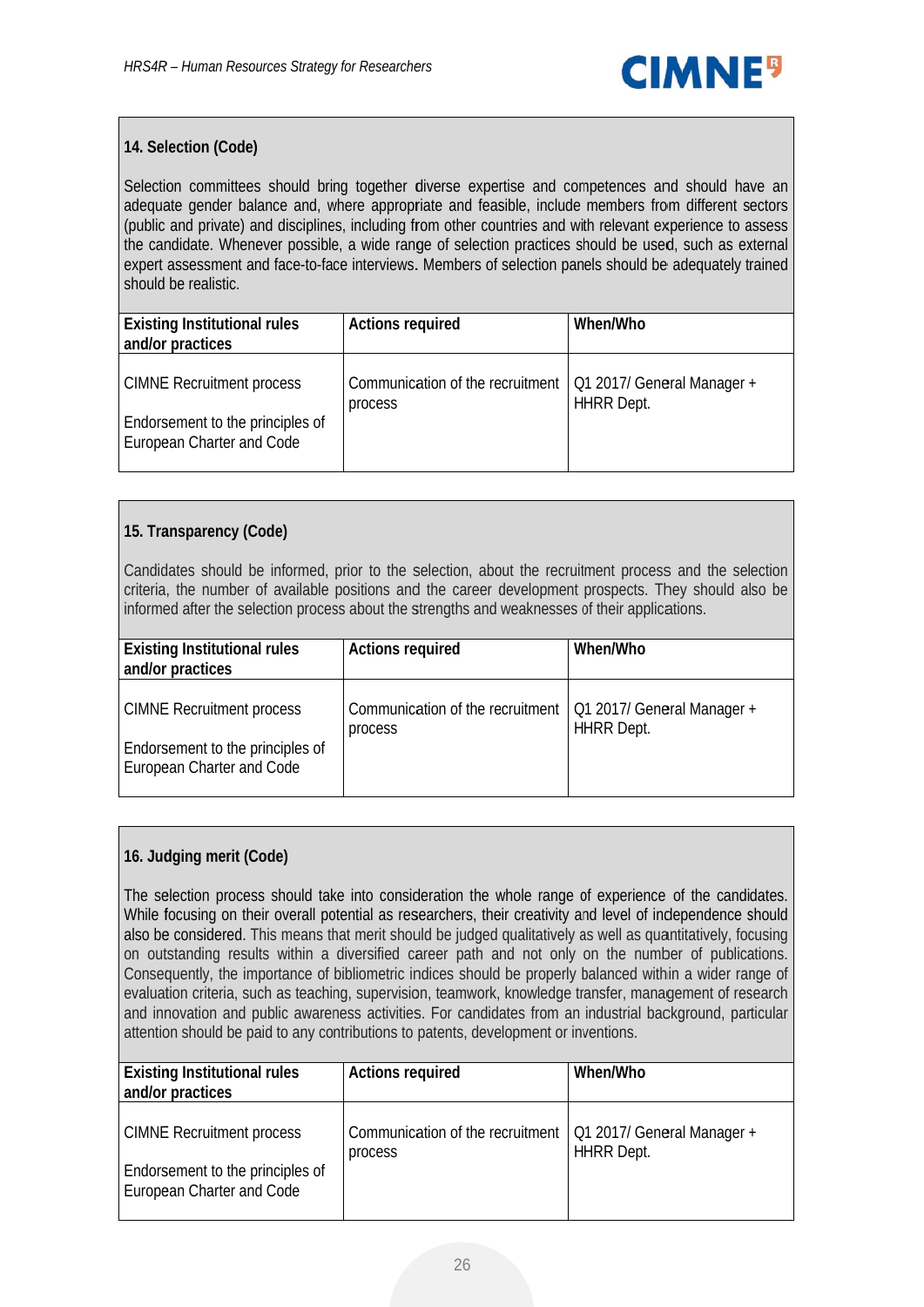### 14. Selection (Code)

Selection committees should bring together diverse expertise and competences and should have an adequate gender balance and, where appropriate and feasible, include members from different sectors (public and private) and disciplines, including from other countries and with relevant experience to assess the candidate. Whenever possible, a wide range of selection practices should be used, such as external expert assessment and face-to-face interviews. Members of selection panels should be adequately trained should be realistic.

| Existing Institutional rules and/or practices | Actions required | When/Who |
|---|---|---|
| CIMNE Recruitment process<br><br>Endorsement to the principles of European Charter and Code | Communication of the recruitment process | Q1 2017/ General Manager + HHRR Dept. |

### 15. Transparency (Code)

Candidates should be informed, prior to the selection, about the recruitment process and the selection criteria, the number of available positions and the career development prospects. They should also be informed after the selection process about the strengths and weaknesses of their applications.

| Existing Institutional rules and/or practices | Actions required | When/Who |
|---|---|---|
| CIMNE Recruitment process<br><br>Endorsement to the principles of European Charter and Code | Communication of the recruitment process | Q1 2017/ General Manager + HHRR Dept. |

### 16. Judging merit (Code)

The selection process should take into consideration the whole range of experience of the candidates. While focusing on their overall potential as researchers, their creativity and level of independence should also be considered. This means that merit should be judged qualitatively as well as quantitatively, focusing on outstanding results within a diversified career path and not only on the number of publications. Consequently, the importance of bibliometric indices should be properly balanced within a wider range of evaluation criteria, such as teaching, supervision, teamwork, knowledge transfer, management of research and innovation and public awareness activities. For candidates from an industrial background, particular attention should be paid to any contributions to patents, development or inventions.

| Existing Institutional rules and/or practices | Actions required | When/Who |
|---|---|---|
| CIMNE Recruitment process<br><br>Endorsement to the principles of European Charter and Code | Communication of the recruitment process | Q1 2017/ General Manager + HHRR Dept. |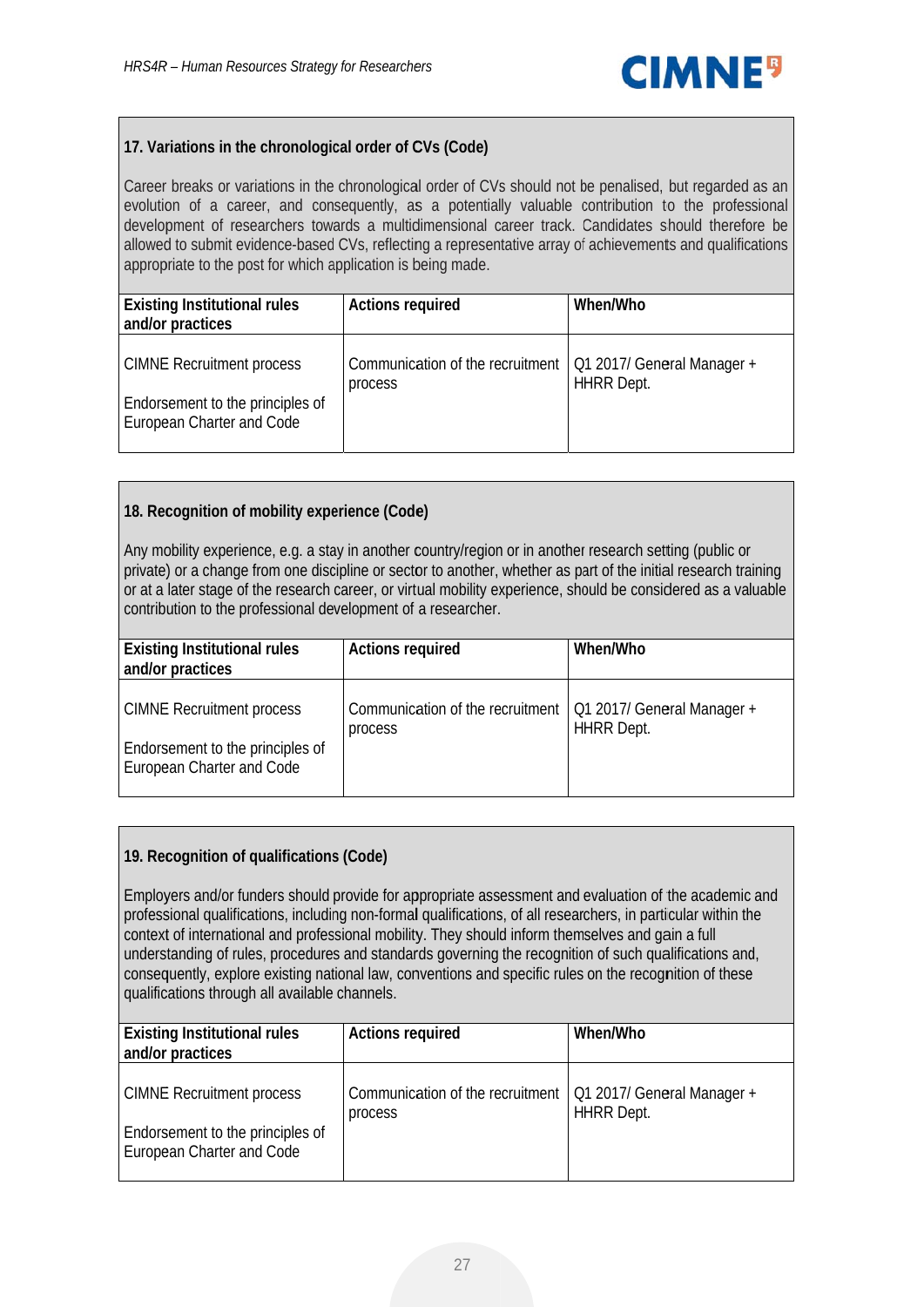### 17. Variations in the chronological order of CVs (Code)

Career breaks or variations in the chronological order of CVs should not be penalised, but regarded as an evolution of a career, and consequently, as a potentially valuable contribution to the professional development of researchers towards a multidimensional career track. Candidates should therefore be allowed to submit evidence-based CVs, reflecting a representative array of achievements and qualifications appropriate to the post for which application is being made.

| Existing Institutional rules and/or practices | Actions required | When/Who |
| --- | --- | --- |
| CIMNE Recruitment process<br><br>Endorsement to the principles of European Charter and Code | Communication of the recruitment process | Q1 2017/ General Manager + HHRR Dept. |

### 18. Recognition of mobility experience (Code)

Any mobility experience, e.g. a stay in another country/region or in another research setting (public or private) or a change from one discipline or sector to another, whether as part of the initial research training or at a later stage of the research career, or virtual mobility experience, should be considered as a valuable contribution to the professional development of a researcher.

| Existing Institutional rules and/or practices | Actions required | When/Who |
| --- | --- | --- |
| CIMNE Recruitment process<br><br>Endorsement to the principles of European Charter and Code | Communication of the recruitment process | Q1 2017/ General Manager + HHRR Dept. |

### 19. Recognition of qualifications (Code)

Employers and/or funders should provide for appropriate assessment and evaluation of the academic and professional qualifications, including non-formal qualifications, of all researchers, in particular within the context of international and professional mobility. They should inform themselves and gain a full understanding of rules, procedures and standards governing the recognition of such qualifications and, consequently, explore existing national law, conventions and specific rules on the recognition of these qualifications through all available channels.

| Existing Institutional rules and/or practices | Actions required | When/Who |
| --- | --- | --- |
| CIMNE Recruitment process<br><br>Endorsement to the principles of European Charter and Code | Communication of the recruitment process | Q1 2017/ General Manager + HHRR Dept. |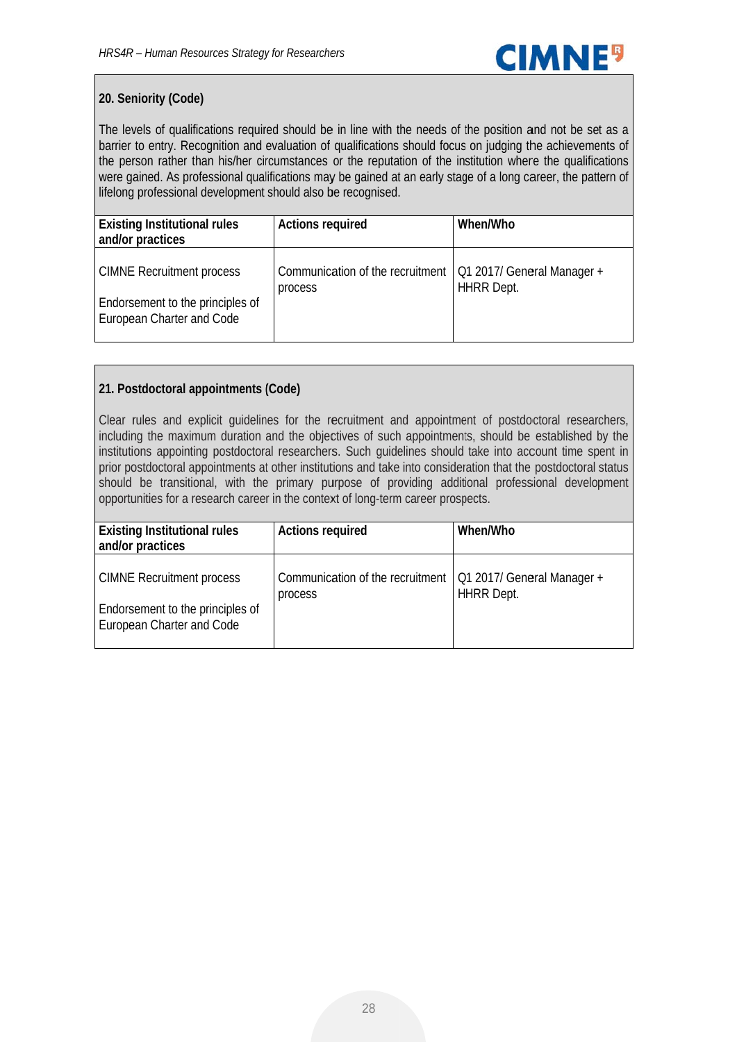**20. Seniority (Code)**

The levels of qualifications required should be in line with the needs of the position and not be set as a barrier to entry. Recognition and evaluation of qualifications should focus on judging the achievements of the person rather than his/her circumstances or the reputation of the institution where the qualifications were gained. As professional qualifications may be gained at an early stage of a long career, the pattern of lifelong professional development should also be recognised.

| Existing Institutional rules and/or practices | Actions required | When/Who |
|---|---|---|
| CIMNE Recruitment process<br><br>Endorsement to the principles of European Charter and Code | Communication of the recruitment process | Q1 2017/ General Manager + HHRR Dept. |

**21. Postdoctoral appointments (Code)**

Clear rules and explicit guidelines for the recruitment and appointment of postdoctoral researchers, including the maximum duration and the objectives of such appointments, should be established by the institutions appointing postdoctoral researchers. Such guidelines should take into account time spent in prior postdoctoral appointments at other institutions and take into consideration that the postdoctoral status should be transitional, with the primary purpose of providing additional professional development opportunities for a research career in the context of long-term career prospects.

| Existing Institutional rules and/or practices | Actions required | When/Who |
|---|---|---|
| CIMNE Recruitment process<br><br>Endorsement to the principles of European Charter and Code | Communication of the recruitment process | Q1 2017/ General Manager + HHRR Dept. |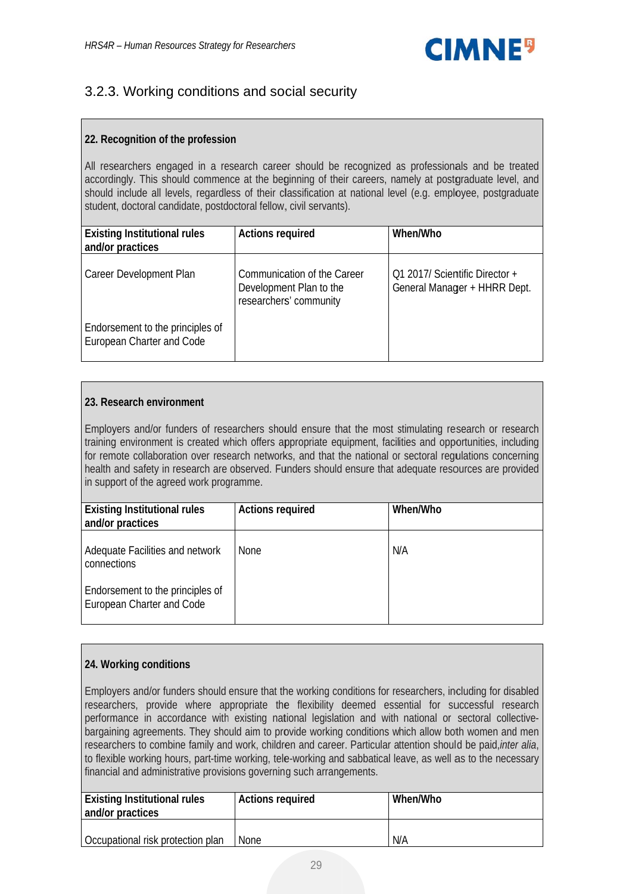### 3.2.3. Working conditions and social security

**22. Recognition of the profession**

All researchers engaged in a research career should be recognized as professionals and be treated accordingly. This should commence at the beginning of their careers, namely at postgraduate level, and should include all levels, regardless of their classification at national level (e.g. employee, postgraduate student, doctoral candidate, postdoctoral fellow, civil servants).

| Existing Institutional rules and/or practices | Actions required | When/Who |
|---|---|---|
| Career Development Plan<br><br>Endorsement to the principles of European Charter and Code | Communication of the Career Development Plan to the researchers' community | Q1 2017/ Scientific Director + General Manager + HHRR Dept. |

**23. Research environment**

Employers and/or funders of researchers should ensure that the most stimulating research or research training environment is created which offers appropriate equipment, facilities and opportunities, including for remote collaboration over research networks, and that the national or sectoral regulations concerning health and safety in research are observed. Funders should ensure that adequate resources are provided in support of the agreed work programme.

| Existing Institutional rules and/or practices | Actions required | When/Who |
|---|---|---|
| Adequate Facilities and network connections<br><br>Endorsement to the principles of European Charter and Code | None | N/A |

**24. Working conditions**

Employers and/or funders should ensure that the working conditions for researchers, including for disabled researchers, provide where appropriate the flexibility deemed essential for successful research performance in accordance with existing national legislation and with national or sectoral collective-bargaining agreements. They should aim to provide working conditions which allow both women and men researchers to combine family and work, children and career. Particular attention should be paid, *inter alia*, to flexible working hours, part-time working, tele-working and sabbatical leave, as well as to the necessary financial and administrative provisions governing such arrangements.

| Existing Institutional rules and/or practices | Actions required | When/Who |
|---|---|---|
| Occupational risk protection plan | None | N/A |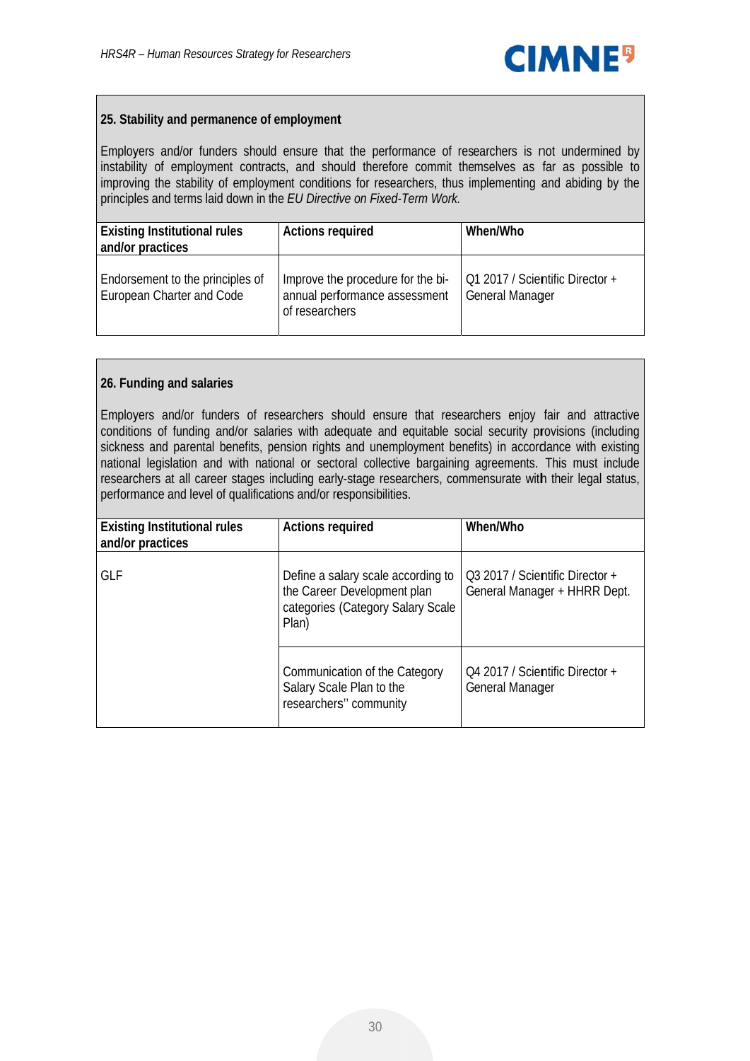### 25. Stability and permanence of employment

Employers and/or funders should ensure that the performance of researchers is not undermined by instability of employment contracts, and should therefore commit themselves as far as possible to improving the stability of employment conditions for researchers, thus implementing and abiding by the principles and terms laid down in the *EU Directive on Fixed-Term Work.*

| Existing Institutional rules and/or practices | Actions required | When/Who |
|---|---|---|
| Endorsement to the principles of European Charter and Code | Improve the procedure for the bi-annual performance assessment of researchers | Q1 2017 / Scientific Director + General Manager |

### 26. Funding and salaries

Employers and/or funders of researchers should ensure that researchers enjoy fair and attractive conditions of funding and/or salaries with adequate and equitable social security provisions (including sickness and parental benefits, pension rights and unemployment benefits) in accordance with existing national legislation and with national or sectoral collective bargaining agreements. This must include researchers at all career stages including early-stage researchers, commensurate with their legal status, performance and level of qualifications and/or responsibilities.

| Existing Institutional rules and/or practices | Actions required | When/Who |
|---|---|---|
| GLF | Define a salary scale according to the Career Development plan categories (Category Salary Scale Plan) | Q3 2017 / Scientific Director + General Manager + HHRR Dept. |
| | Communication of the Category Salary Scale Plan to the researchers'' community | Q4 2017 / Scientific Director + General Manager |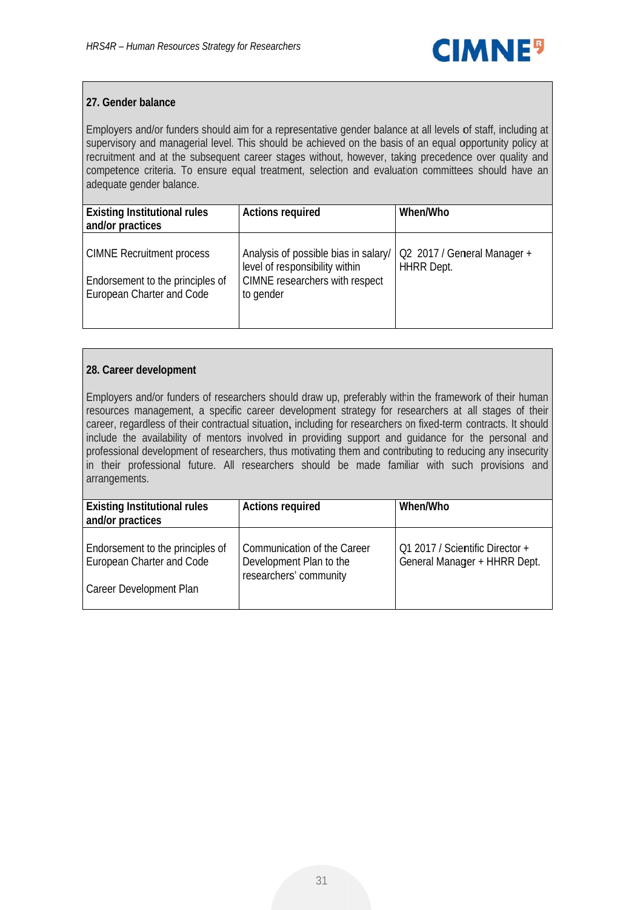### 27. Gender balance

Employers and/or funders should aim for a representative gender balance at all levels of staff, including at supervisory and managerial level. This should be achieved on the basis of an equal opportunity policy at recruitment and at the subsequent career stages without, however, taking precedence over quality and competence criteria. To ensure equal treatment, selection and evaluation committees should have an adequate gender balance.

| Existing Institutional rules and/or practices | Actions required | When/Who |
| --- | --- | --- |
| CIMNE Recruitment process<br><br>Endorsement to the principles of European Charter and Code | Analysis of possible bias in salary/ level of responsibility within CIMNE researchers with respect to gender | Q2 2017 / General Manager + HHRR Dept. |

### 28. Career development

Employers and/or funders of researchers should draw up, preferably within the framework of their human resources management, a specific career development strategy for researchers at all stages of their career, regardless of their contractual situation, including for researchers on fixed-term contracts. It should include the availability of mentors involved in providing support and guidance for the personal and professional development of researchers, thus motivating them and contributing to reducing any insecurity in their professional future. All researchers should be made familiar with such provisions and arrangements.

| Existing Institutional rules and/or practices | Actions required | When/Who |
| --- | --- | --- |
| Endorsement to the principles of European Charter and Code<br><br>Career Development Plan | Communication of the Career Development Plan to the researchers' community | Q1 2017 / Scientific Director + General Manager + HHRR Dept. |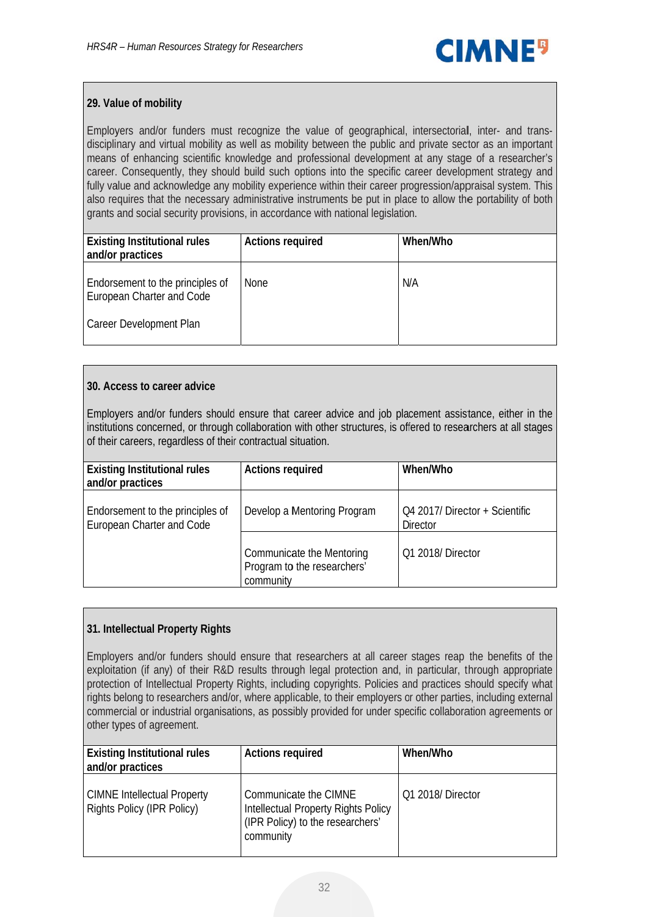**29. Value of mobility**

Employers and/or funders must recognize the value of geographical, intersectorial, inter- and trans-disciplinary and virtual mobility as well as mobility between the public and private sector as an important means of enhancing scientific knowledge and professional development at any stage of a researcher's career. Consequently, they should build such options into the specific career development strategy and fully value and acknowledge any mobility experience within their career progression/appraisal system. This also requires that the necessary administrative instruments be put in place to allow the portability of both grants and social security provisions, in accordance with national legislation.

| Existing Institutional rules and/or practices | Actions required | When/Who |
|---|---|---|
| Endorsement to the principles of European Charter and Code<br><br>Career Development Plan | None | N/A |

**30. Access to career advice**

Employers and/or funders should ensure that career advice and job placement assistance, either in the institutions concerned, or through collaboration with other structures, is offered to researchers at all stages of their careers, regardless of their contractual situation.

| Existing Institutional rules and/or practices | Actions required | When/Who |
|---|---|---|
| Endorsement to the principles of European Charter and Code | Develop a Mentoring Program | Q4 2017/ Director + Scientific Director |
| | Communicate the Mentoring Program to the researchers' community | Q1 2018/ Director |

**31. Intellectual Property Rights**

Employers and/or funders should ensure that researchers at all career stages reap the benefits of the exploitation (if any) of their R&D results through legal protection and, in particular, through appropriate protection of Intellectual Property Rights, including copyrights. Policies and practices should specify what rights belong to researchers and/or, where applicable, to their employers or other parties, including external commercial or industrial organisations, as possibly provided for under specific collaboration agreements or other types of agreement.

| Existing Institutional rules and/or practices | Actions required | When/Who |
|---|---|---|
| CIMNE Intellectual Property Rights Policy (IPR Policy) | Communicate the CIMNE Intellectual Property Rights Policy (IPR Policy) to the researchers' community | Q1 2018/ Director |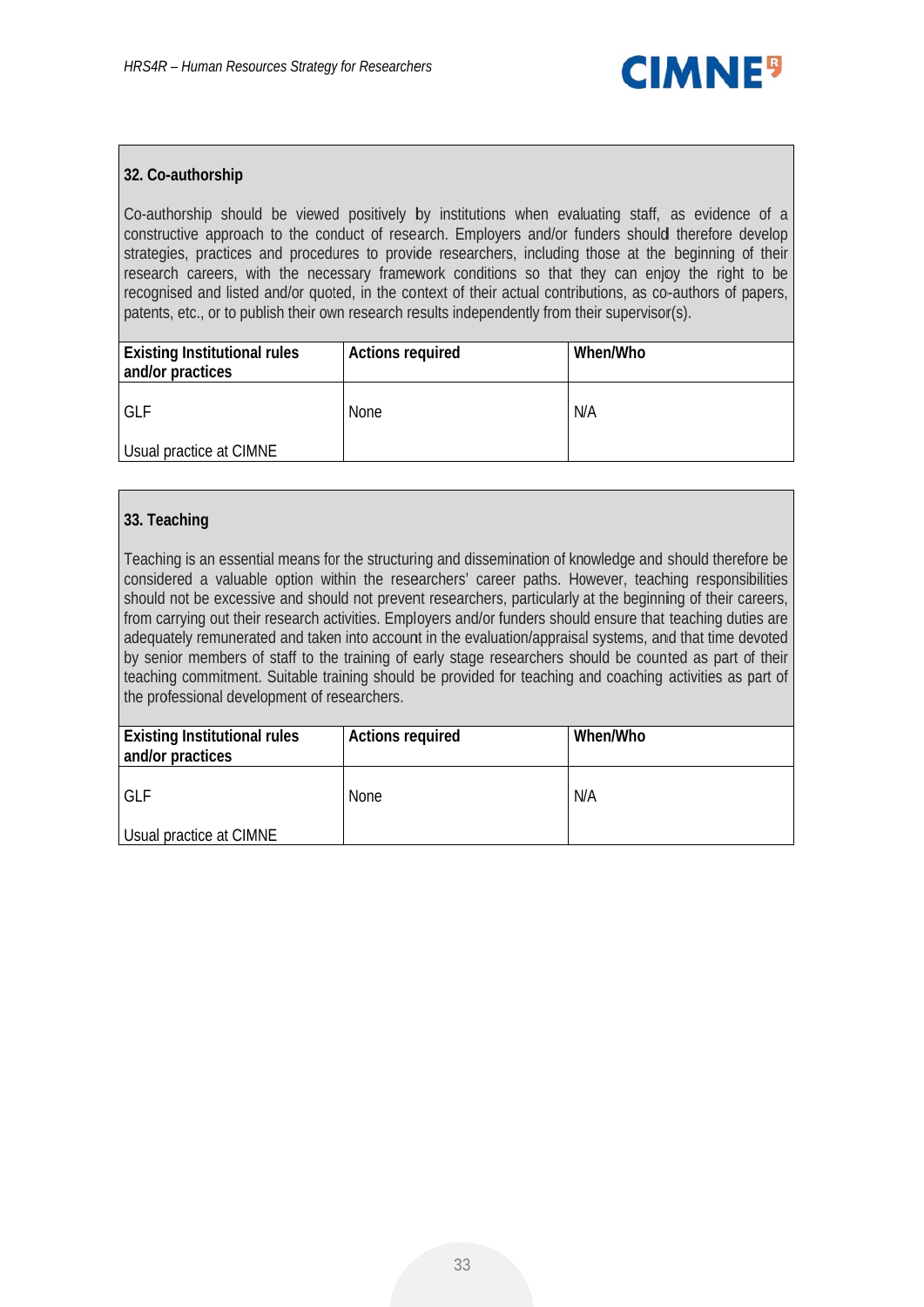### 32. Co-authorship

Co-authorship should be viewed positively by institutions when evaluating staff, as evidence of a constructive approach to the conduct of research. Employers and/or funders should therefore develop strategies, practices and procedures to provide researchers, including those at the beginning of their research careers, with the necessary framework conditions so that they can enjoy the right to be recognised and listed and/or quoted, in the context of their actual contributions, as co-authors of papers, patents, etc., or to publish their own research results independently from their supervisor(s).

| Existing Institutional rules and/or practices | Actions required | When/Who |
|---|---|---|
| GLF<br><br>Usual practice at CIMNE | None | N/A |

### 33. Teaching

Teaching is an essential means for the structuring and dissemination of knowledge and should therefore be considered a valuable option within the researchers' career paths. However, teaching responsibilities should not be excessive and should not prevent researchers, particularly at the beginning of their careers, from carrying out their research activities. Employers and/or funders should ensure that teaching duties are adequately remunerated and taken into account in the evaluation/appraisal systems, and that time devoted by senior members of staff to the training of early stage researchers should be counted as part of their teaching commitment. Suitable training should be provided for teaching and coaching activities as part of the professional development of researchers.

| Existing Institutional rules and/or practices | Actions required | When/Who |
|---|---|---|
| GLF<br><br>Usual practice at CIMNE | None | N/A |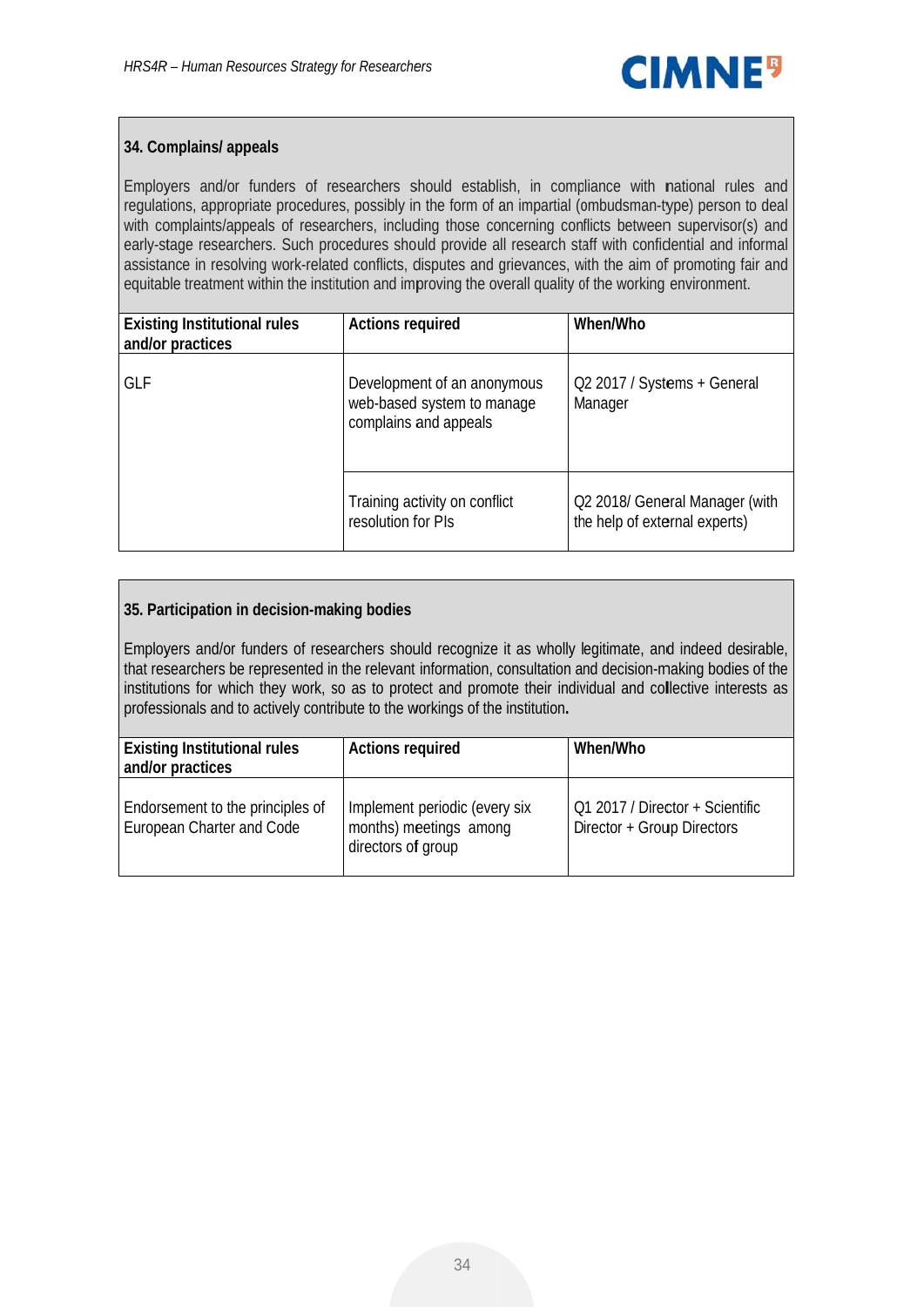## 34. Complains/ appeals

Employers and/or funders of researchers should establish, in compliance with national rules and regulations, appropriate procedures, possibly in the form of an impartial (ombudsman-type) person to deal with complaints/appeals of researchers, including those concerning conflicts between supervisor(s) and early-stage researchers. Such procedures should provide all research staff with confidential and informal assistance in resolving work-related conflicts, disputes and grievances, with the aim of promoting fair and equitable treatment within the institution and improving the overall quality of the working environment.

| Existing Institutional rules and/or practices | Actions required | When/Who |
|---|---|---|
| GLF | Development of an anonymous web-based system to manage complains and appeals | Q2 2017 / Systems + General Manager |
| | Training activity on conflict resolution for PIs | Q2 2018/ General Manager (with the help of external experts) |

## 35. Participation in decision-making bodies

Employers and/or funders of researchers should recognize it as wholly legitimate, and indeed desirable, that researchers be represented in the relevant information, consultation and decision-making bodies of the institutions for which they work, so as to protect and promote their individual and collective interests as professionals and to actively contribute to the workings of the institution.

| Existing Institutional rules and/or practices | Actions required | When/Who |
|---|---|---|
| Endorsement to the principles of European Charter and Code | Implement periodic (every six months) meetings among directors of group | Q1 2017 / Director + Scientific Director + Group Directors |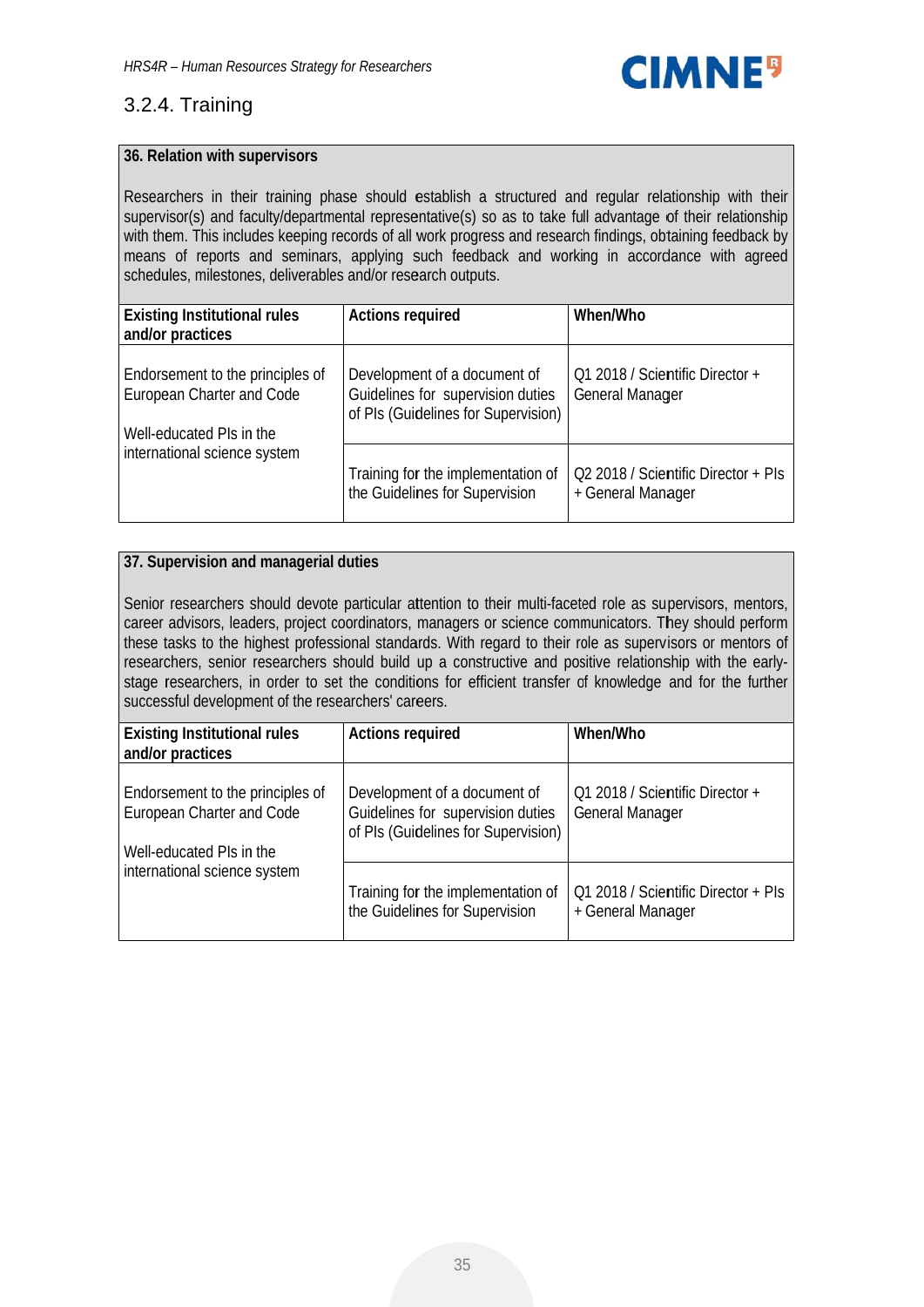### 3.2.4. Training

**36. Relation with supervisors**

Researchers in their training phase should establish a structured and regular relationship with their supervisor(s) and faculty/departmental representative(s) so as to take full advantage of their relationship with them. This includes keeping records of all work progress and research findings, obtaining feedback by means of reports and seminars, applying such feedback and working in accordance with agreed schedules, milestones, deliverables and/or research outputs.

| Existing Institutional rules and/or practices | Actions required | When/Who |
|---|---|---|
| Endorsement to the principles of European Charter and Code<br><br>Well-educated PIs in the international science system | Development of a document of Guidelines for supervision duties of PIs (Guidelines for Supervision) | Q1 2018 / Scientific Director + General Manager |
| | Training for the implementation of the Guidelines for Supervision | Q2 2018 / Scientific Director + PIs + General Manager |

**37. Supervision and managerial duties**

Senior researchers should devote particular attention to their multi-faceted role as supervisors, mentors, career advisors, leaders, project coordinators, managers or science communicators. They should perform these tasks to the highest professional standards. With regard to their role as supervisors or mentors of researchers, senior researchers should build up a constructive and positive relationship with the early-stage researchers, in order to set the conditions for efficient transfer of knowledge and for the further successful development of the researchers' careers.

| Existing Institutional rules and/or practices | Actions required | When/Who |
|---|---|---|
| Endorsement to the principles of European Charter and Code<br><br>Well-educated PIs in the international science system | Development of a document of Guidelines for supervision duties of PIs (Guidelines for Supervision) | Q1 2018 / Scientific Director + General Manager |
| | Training for the implementation of the Guidelines for Supervision | Q1 2018 / Scientific Director + PIs + General Manager |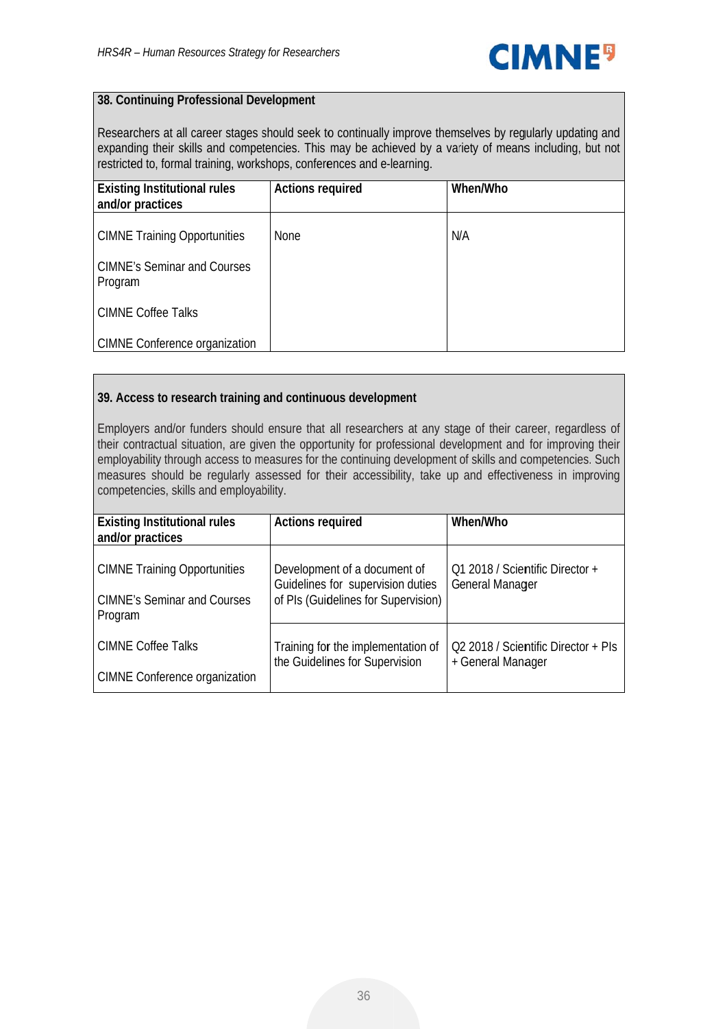### 38. Continuing Professional Development

Researchers at all career stages should seek to continually improve themselves by regularly updating and expanding their skills and competencies. This may be achieved by a variety of means including, but not restricted to, formal training, workshops, conferences and e-learning.

| Existing Institutional rules and/or practices | Actions required | When/Who |
|---|---|---|
| CIMNE Training Opportunities<br><br>CIMNE's Seminar and Courses Program<br><br>CIMNE Coffee Talks<br><br>CIMNE Conference organization | None | N/A |

### 39. Access to research training and continuous development

Employers and/or funders should ensure that all researchers at any stage of their career, regardless of their contractual situation, are given the opportunity for professional development and for improving their employability through access to measures for the continuing development of skills and competencies. Such measures should be regularly assessed for their accessibility, take up and effectiveness in improving competencies, skills and employability.

| Existing Institutional rules and/or practices | Actions required | When/Who |
|---|---|---|
| CIMNE Training Opportunities<br><br>CIMNE's Seminar and Courses Program<br><br>CIMNE Coffee Talks<br><br>CIMNE Conference organization | Development of a document of Guidelines for supervision duties of PIs (Guidelines for Supervision) | Q1 2018 / Scientific Director + General Manager |
| | Training for the implementation of the Guidelines for Supervision | Q2 2018 / Scientific Director + PIs + General Manager |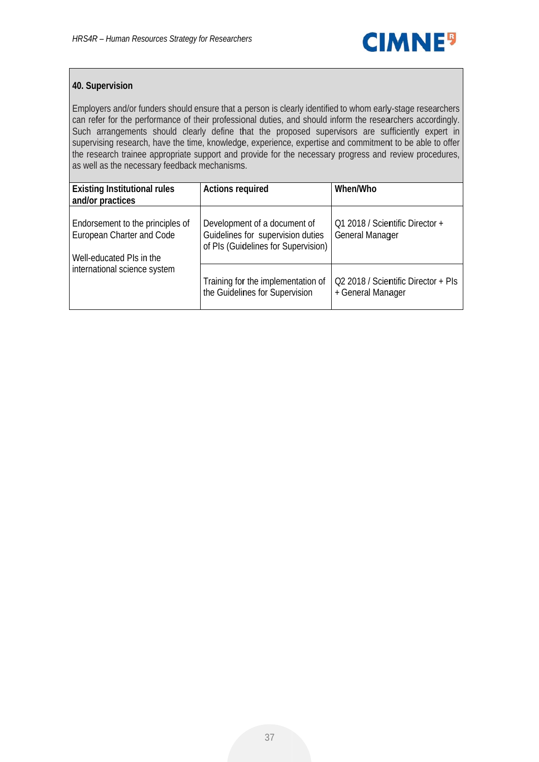**40. Supervision**

Employers and/or funders should ensure that a person is clearly identified to whom early-stage researchers can refer for the performance of their professional duties, and should inform the researchers accordingly. Such arrangements should clearly define that the proposed supervisors are sufficiently expert in supervising research, have the time, knowledge, experience, expertise and commitment to be able to offer the research trainee appropriate support and provide for the necessary progress and review procedures, as well as the necessary feedback mechanisms.

| Existing Institutional rules and/or practices | Actions required | When/Who |
|---|---|---|
| Endorsement to the principles of European Charter and Code<br><br>Well-educated PIs in the international science system | Development of a document of Guidelines for supervision duties of PIs (Guidelines for Supervision) | Q1 2018 / Scientific Director + General Manager |
| | Training for the implementation of the Guidelines for Supervision | Q2 2018 / Scientific Director + PIs + General Manager |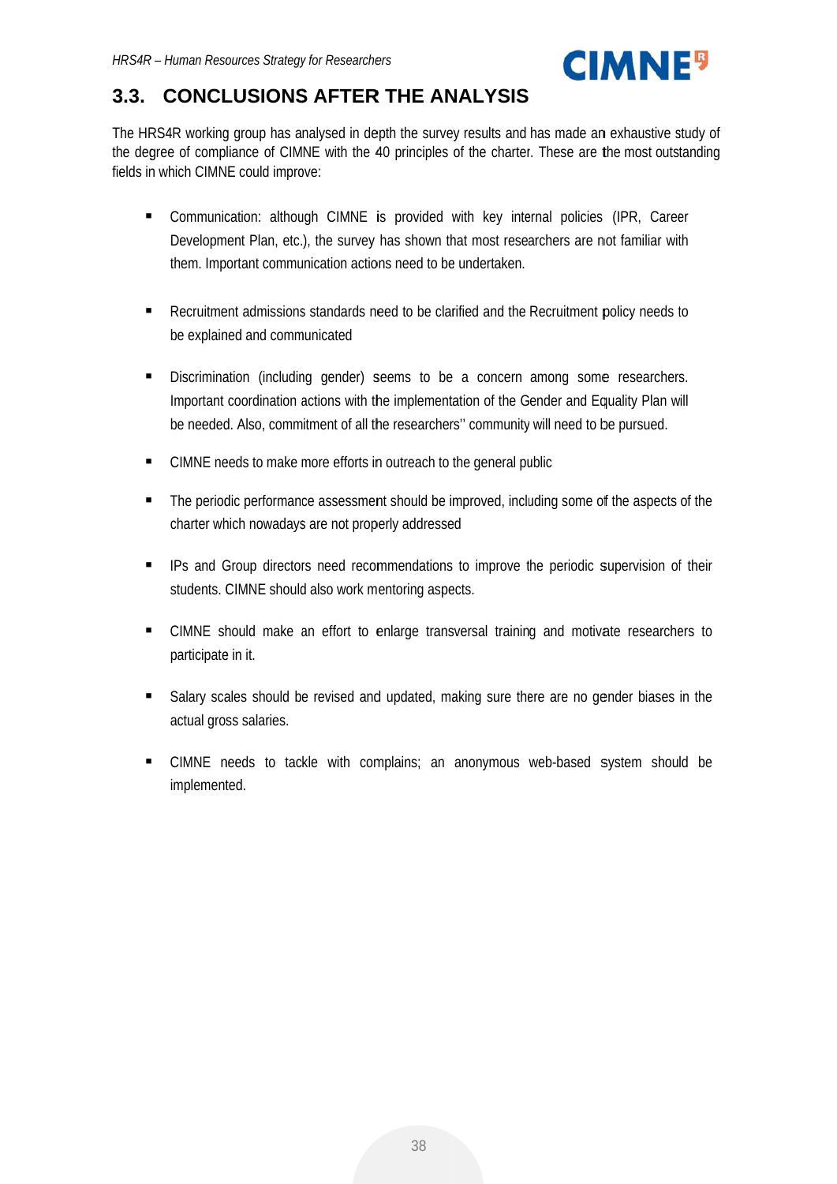## 3.3. CONCLUSIONS AFTER THE ANALYSIS

The HRS4R working group has analysed in depth the survey results and has made an exhaustive study of the degree of compliance of CIMNE with the 40 principles of the charter. These are the most outstanding fields in which CIMNE could improve:

- Communication: although CIMNE is provided with key internal policies (IPR, Career Development Plan, etc.), the survey has shown that most researchers are not familiar with them. Important communication actions need to be undertaken.
- Recruitment admissions standards need to be clarified and the Recruitment policy needs to be explained and communicated
- Discrimination (including gender) seems to be a concern among some researchers. Important coordination actions with the implementation of the Gender and Equality Plan will be needed. Also, commitment of all the researchers'' community will need to be pursued.
- CIMNE needs to make more efforts in outreach to the general public
- The periodic performance assessment should be improved, including some of the aspects of the charter which nowadays are not properly addressed
- IPs and Group directors need recommendations to improve the periodic supervision of their students. CIMNE should also work mentoring aspects.
- CIMNE should make an effort to enlarge transversal training and motivate researchers to participate in it.
- Salary scales should be revised and updated, making sure there are no gender biases in the actual gross salaries.
- CIMNE needs to tackle with complains; an anonymous web-based system should be implemented.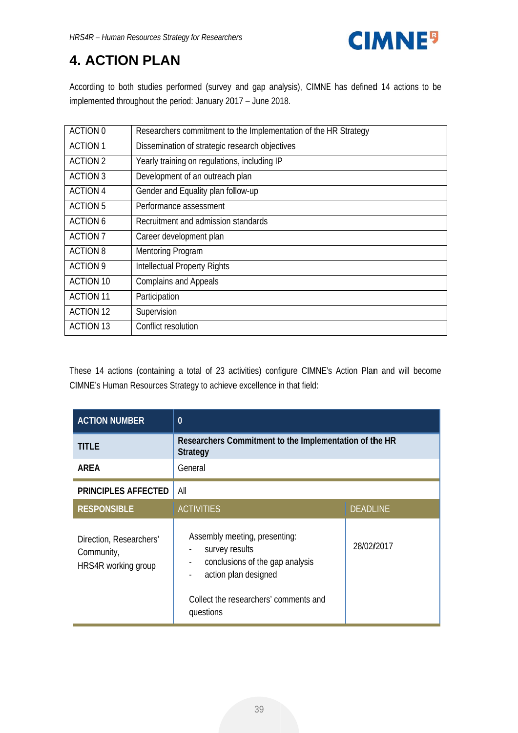# 4. ACTION PLAN

According to both studies performed (survey and gap analysis), CIMNE has defined 14 actions to be implemented throughout the period: January 2017 – June 2018.

| | |
|---|---|
| ACTION 0 | Researchers commitment to the Implementation of the HR Strategy |
| ACTION 1 | Dissemination of strategic research objectives |
| ACTION 2 | Yearly training on regulations, including IP |
| ACTION 3 | Development of an outreach plan |
| ACTION 4 | Gender and Equality plan follow-up |
| ACTION 5 | Performance assessment |
| ACTION 6 | Recruitment and admission standards |
| ACTION 7 | Career development plan |
| ACTION 8 | Mentoring Program |
| ACTION 9 | Intellectual Property Rights |
| ACTION 10 | Complains and Appeals |
| ACTION 11 | Participation |
| ACTION 12 | Supervision |
| ACTION 13 | Conflict resolution |

These 14 actions (containing a total of 23 activities) configure CIMNE's Action Plan and will become CIMNE's Human Resources Strategy to achieve excellence in that field:

| **ACTION NUMBER** | **0** | |
|---|---|---|
| **TITLE** | **Researchers Commitment to the Implementation of the HR Strategy** | |
| **AREA** | General | |
| **PRINCIPLES AFFECTED** | All | |
| **RESPONSIBLE** | ACTIVITIES | DEADLINE |
| Direction, Researchers' Community, HRS4R working group | Assembly meeting, presenting:<br>- survey results<br>- conclusions of the gap analysis<br>- action plan designed<br><br>Collect the researchers' comments and questions | 28/02/2017 |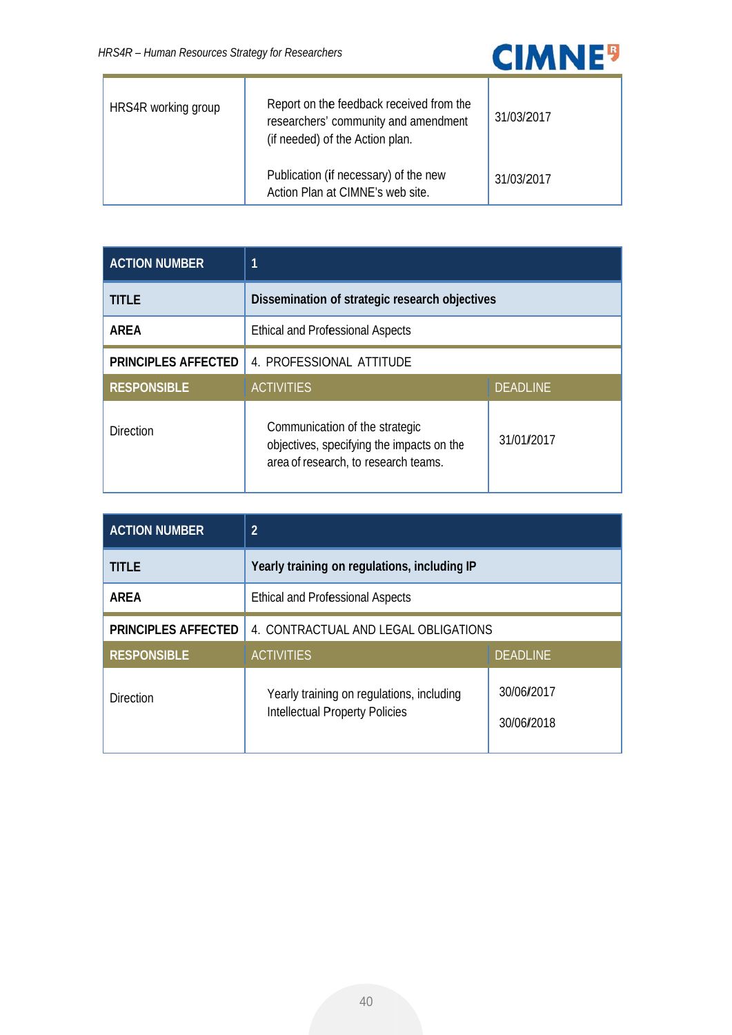| | | |
|---|---|---|
| HRS4R working group | Report on the feedback received from the researchers' community and amendment (if needed) of the Action plan.<br><br>Publication (if necessary) of the new Action Plan at CIMNE's web site. | 31/03/2017<br><br>31/03/2017 |

| **ACTION NUMBER** | **1** | |
|---|---|---|
| **TITLE** | **Dissemination of strategic research objectives** | |
| **AREA** | Ethical and Professional Aspects | |
| **PRINCIPLES AFFECTED** | 4. PROFESSIONAL ATTITUDE | |
| **RESPONSIBLE** | ACTIVITIES | DEADLINE |
| Direction | Communication of the strategic objectives, specifying the impacts on the area of research, to research teams. | 31/01/2017 |

| **ACTION NUMBER** | **2** | |
|---|---|---|
| **TITLE** | **Yearly training on regulations, including IP** | |
| **AREA** | Ethical and Professional Aspects | |
| **PRINCIPLES AFFECTED** | 4. CONTRACTUAL AND LEGAL OBLIGATIONS | |
| **RESPONSIBLE** | ACTIVITIES | DEADLINE |
| Direction | Yearly training on regulations, including Intellectual Property Policies | 30/06/2017<br><br>30/06/2018 |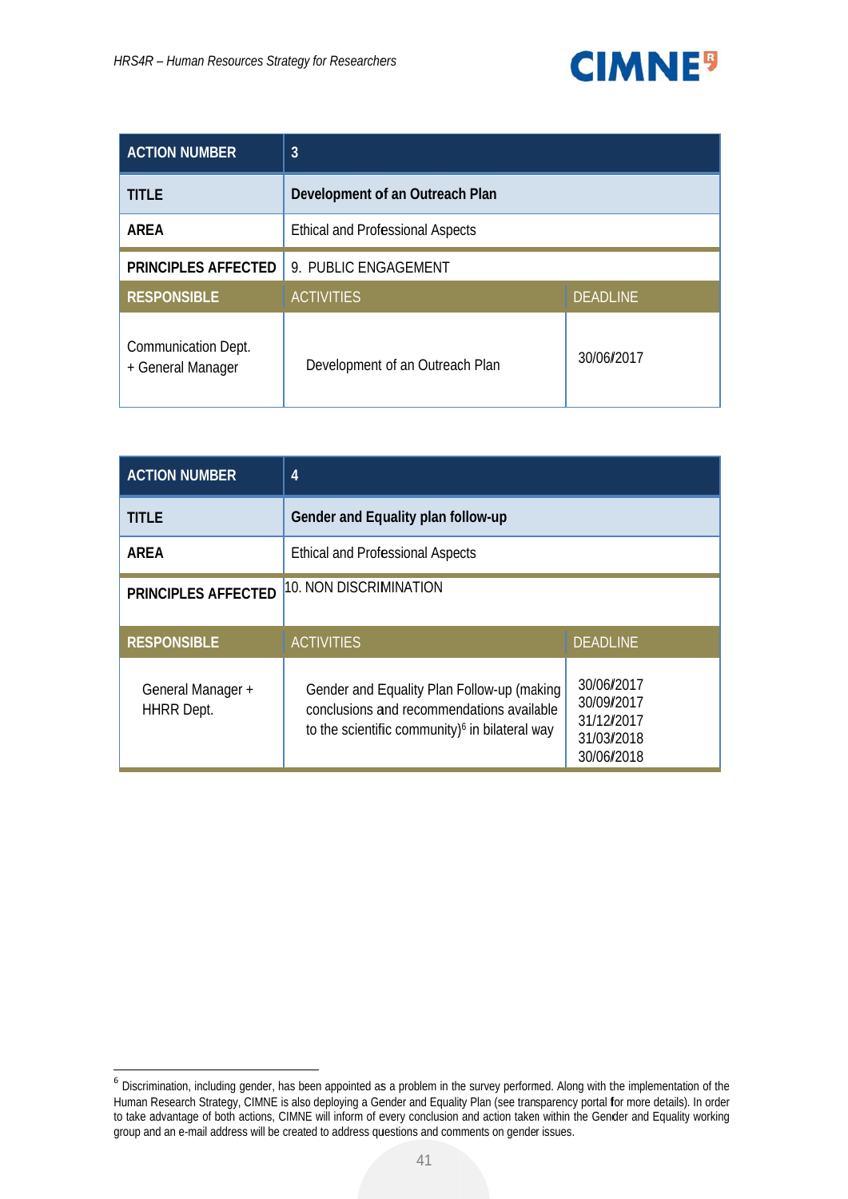| ACTION NUMBER | 3 | |
|---|---|---|
| **TITLE** | **Development of an Outreach Plan** | |
| **AREA** | Ethical and Professional Aspects | |
| **PRINCIPLES AFFECTED** | 9. PUBLIC ENGAGEMENT | |
| **RESPONSIBLE** | ACTIVITIES | DEADLINE |
| Communication Dept. + General Manager | Development of an Outreach Plan | 30/06/2017 |

| ACTION NUMBER | 4 | |
|---|---|---|
| **TITLE** | **Gender and Equality plan follow-up** | |
| **AREA** | Ethical and Professional Aspects | |
| **PRINCIPLES AFFECTED** | 10. NON DISCRIMINATION | |
| **RESPONSIBLE** | ACTIVITIES | DEADLINE |
| General Manager + HHRR Dept. | Gender and Equality Plan Follow-up (making conclusions and recommendations available to the scientific community)[6] in bilateral way | 30/06/2017<br>30/09/2017<br>31/12/2017<br>31/03/2018<br>30/06/2018 |

[6] Discrimination, including gender, has been appointed as a problem in the survey performed. Along with the implementation of the Human Research Strategy, CIMNE is also deploying a Gender and Equality Plan (see transparency portal for more details). In order to take advantage of both actions, CIMNE will inform of every conclusion and action taken within the Gender and Equality working group and an e-mail address will be created to address questions and comments on gender issues.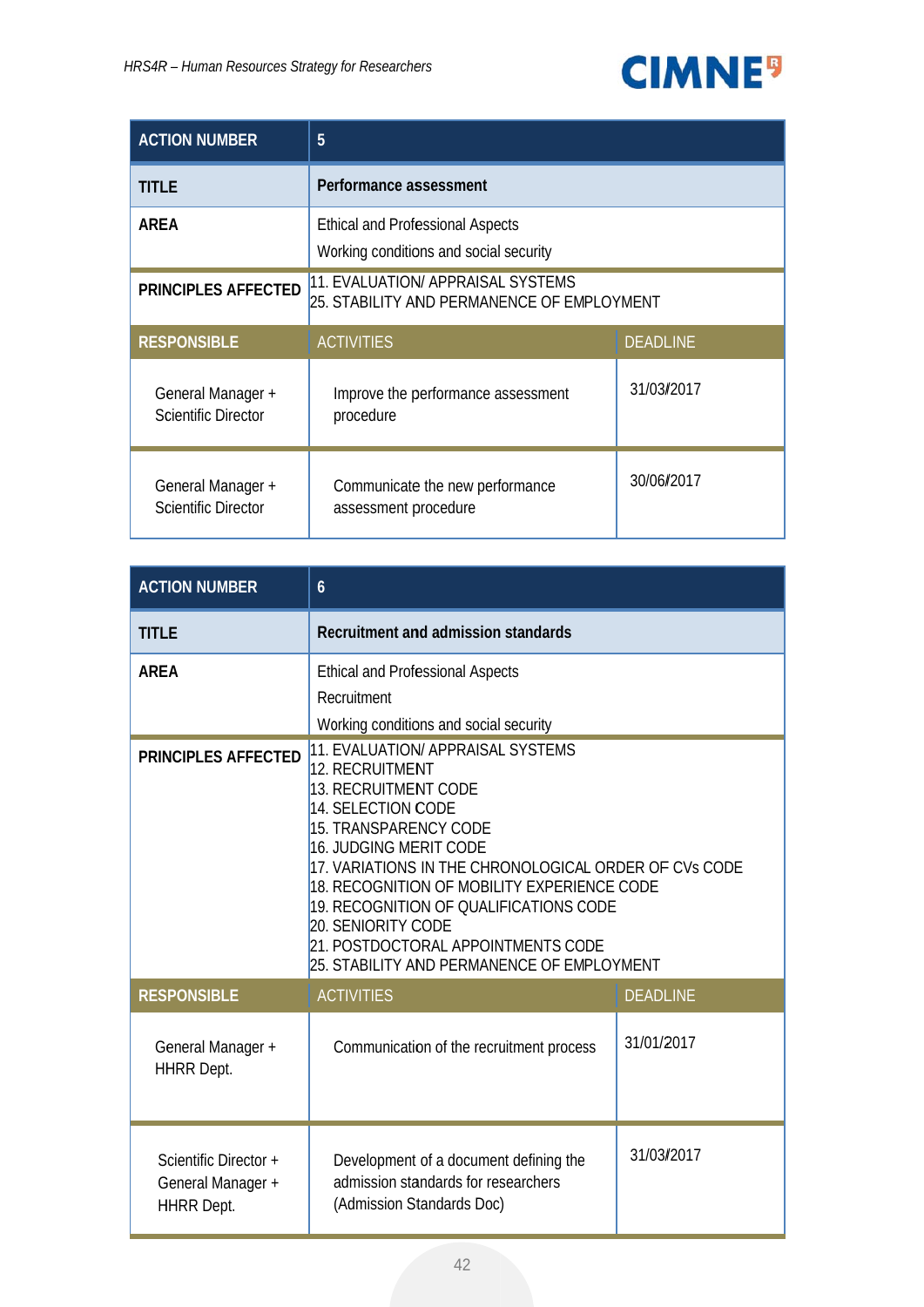| ACTION NUMBER | 5 | |
|---|---|---|
| **TITLE** | **Performance assessment** | |
| **AREA** | Ethical and Professional Aspects<br>Working conditions and social security | |
| **PRINCIPLES AFFECTED** | 11. EVALUATION/ APPRAISAL SYSTEMS<br>25. STABILITY AND PERMANENCE OF EMPLOYMENT | |
| **RESPONSIBLE** | ACTIVITIES | DEADLINE |
| General Manager + Scientific Director | Improve the performance assessment procedure | 31/03/2017 |
| General Manager + Scientific Director | Communicate the new performance assessment procedure | 30/06/2017 |

| ACTION NUMBER | 6 | |
|---|---|---|
| **TITLE** | **Recruitment and admission standards** | |
| **AREA** | Ethical and Professional Aspects<br>Recruitment<br>Working conditions and social security | |
| **PRINCIPLES AFFECTED** | 11. EVALUATION/ APPRAISAL SYSTEMS<br>12. RECRUITMENT<br>13. RECRUITMENT CODE<br>14. SELECTION CODE<br>15. TRANSPARENCY CODE<br>16. JUDGING MERIT CODE<br>17. VARIATIONS IN THE CHRONOLOGICAL ORDER OF CVs CODE<br>18. RECOGNITION OF MOBILITY EXPERIENCE CODE<br>19. RECOGNITION OF QUALIFICATIONS CODE<br>20. SENIORITY CODE<br>21. POSTDOCTORAL APPOINTMENTS CODE<br>25. STABILITY AND PERMANENCE OF EMPLOYMENT | |
| **RESPONSIBLE** | ACTIVITIES | DEADLINE |
| General Manager + HHRR Dept. | Communication of the recruitment process | 31/01/2017 |
| Scientific Director + General Manager + HHRR Dept. | Development of a document defining the admission standards for researchers (Admission Standards Doc) | 31/03/2017 |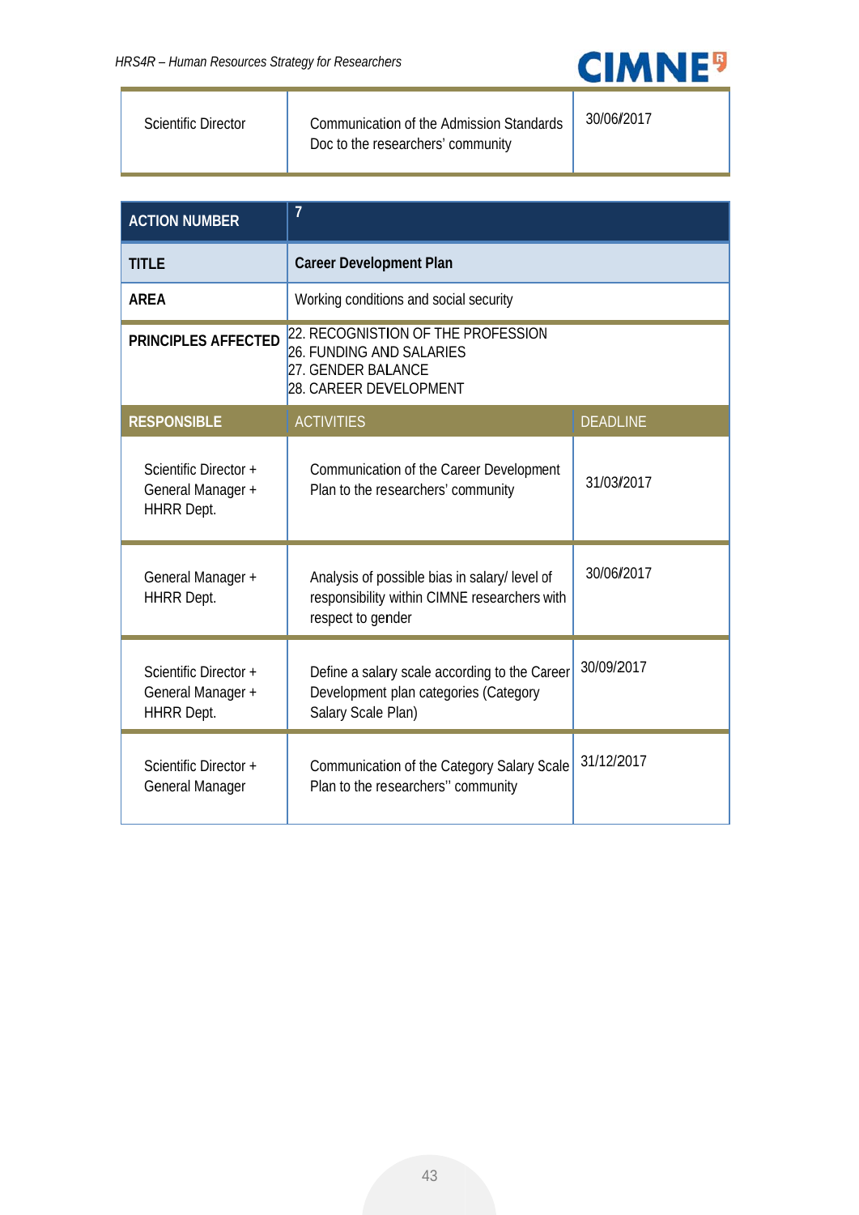| | | |
|---|---|---|
| Scientific Director | Communication of the Admission Standards Doc to the researchers' community | 30/06/2017 |

| ACTION NUMBER | 7 | |
|---|---|---|
| **TITLE** | **Career Development Plan** | |
| **AREA** | Working conditions and social security | |
| **PRINCIPLES AFFECTED** | 22. RECOGNISTION OF THE PROFESSION<br>26. FUNDING AND SALARIES<br>27. GENDER BALANCE<br>28. CAREER DEVELOPMENT | |
| **RESPONSIBLE** | ACTIVITIES | DEADLINE |
| Scientific Director + General Manager + HHRR Dept. | Communication of the Career Development Plan to the researchers' community | 31/03/2017 |
| General Manager + HHRR Dept. | Analysis of possible bias in salary/ level of responsibility within CIMNE researchers with respect to gender | 30/06/2017 |
| Scientific Director + General Manager + HHRR Dept. | Define a salary scale according to the Career Development plan categories (Category Salary Scale Plan) | 30/09/2017 |
| Scientific Director + General Manager | Communication of the Category Salary Scale Plan to the researchers'' community | 31/12/2017 |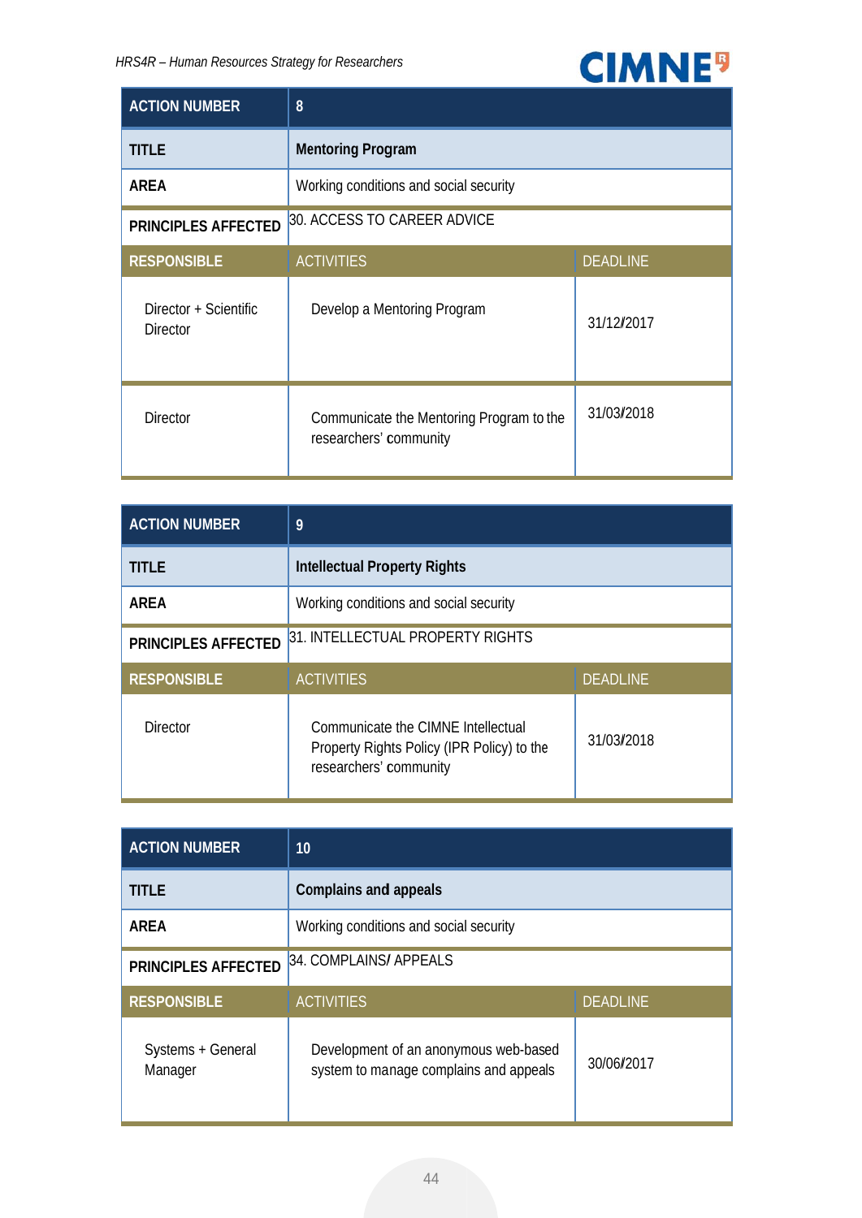| ACTION NUMBER | 8 | |
|---|---|---|
| **TITLE** | **Mentoring Program** | |
| **AREA** | Working conditions and social security | |
| **PRINCIPLES AFFECTED** | 30. ACCESS TO CAREER ADVICE | |
| **RESPONSIBLE** | ACTIVITIES | DEADLINE |
| Director + Scientific Director | Develop a Mentoring Program | 31/12/2017 |
| Director | Communicate the Mentoring Program to the researchers' community | 31/03/2018 |

| ACTION NUMBER | 9 | |
|---|---|---|
| **TITLE** | **Intellectual Property Rights** | |
| **AREA** | Working conditions and social security | |
| **PRINCIPLES AFFECTED** | 31. INTELLECTUAL PROPERTY RIGHTS | |
| **RESPONSIBLE** | ACTIVITIES | DEADLINE |
| Director | Communicate the CIMNE Intellectual Property Rights Policy (IPR Policy) to the researchers' community | 31/03/2018 |

| ACTION NUMBER | 10 | |
|---|---|---|
| **TITLE** | **Complains and appeals** | |
| **AREA** | Working conditions and social security | |
| **PRINCIPLES AFFECTED** | 34. COMPLAINS/ APPEALS | |
| **RESPONSIBLE** | ACTIVITIES | DEADLINE |
| Systems + General Manager | Development of an anonymous web-based system to manage complains and appeals | 30/06/2017 |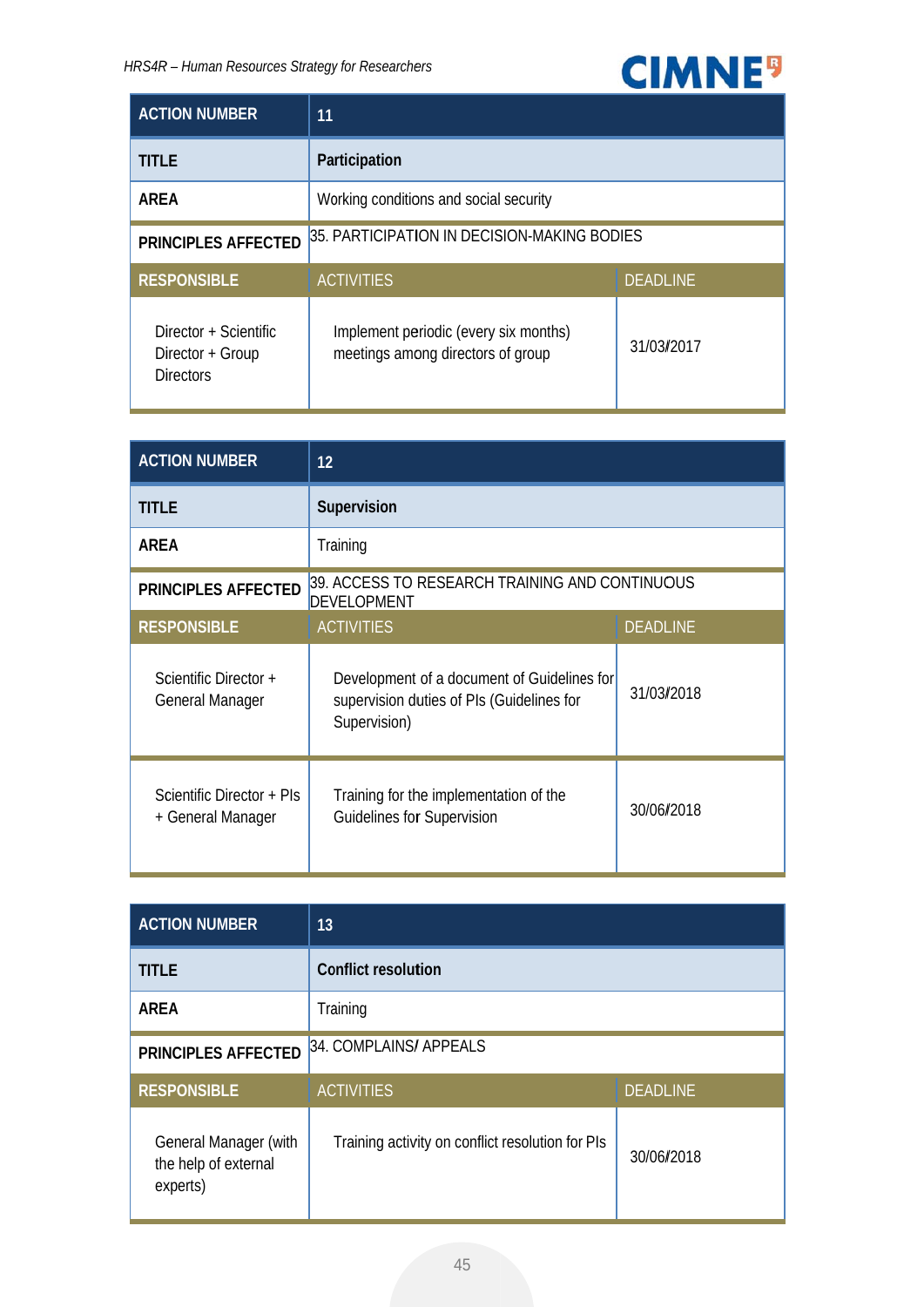| ACTION NUMBER | 11 | |
|---|---|---|
| **TITLE** | **Participation** | |
| **AREA** | Working conditions and social security | |
| **PRINCIPLES AFFECTED** | 35. PARTICIPATION IN DECISION-MAKING BODIES | |
| **RESPONSIBLE** | ACTIVITIES | DEADLINE |
| Director + Scientific Director + Group Directors | Implement periodic (every six months) meetings among directors of group | 31/03/2017 |

| ACTION NUMBER | 12 | |
|---|---|---|
| **TITLE** | **Supervision** | |
| **AREA** | Training | |
| **PRINCIPLES AFFECTED** | 39. ACCESS TO RESEARCH TRAINING AND CONTINUOUS DEVELOPMENT | |
| **RESPONSIBLE** | ACTIVITIES | DEADLINE |
| Scientific Director + General Manager | Development of a document of Guidelines for supervision duties of PIs (Guidelines for Supervision) | 31/03/2018 |
| Scientific Director + PIs + General Manager | Training for the implementation of the Guidelines for Supervision | 30/06/2018 |

| ACTION NUMBER | 13 | |
|---|---|---|
| **TITLE** | **Conflict resolution** | |
| **AREA** | Training | |
| **PRINCIPLES AFFECTED** | 34. COMPLAINS/ APPEALS | |
| **RESPONSIBLE** | ACTIVITIES | DEADLINE |
| General Manager (with the help of external experts) | Training activity on conflict resolution for PIs | 30/06/2018 |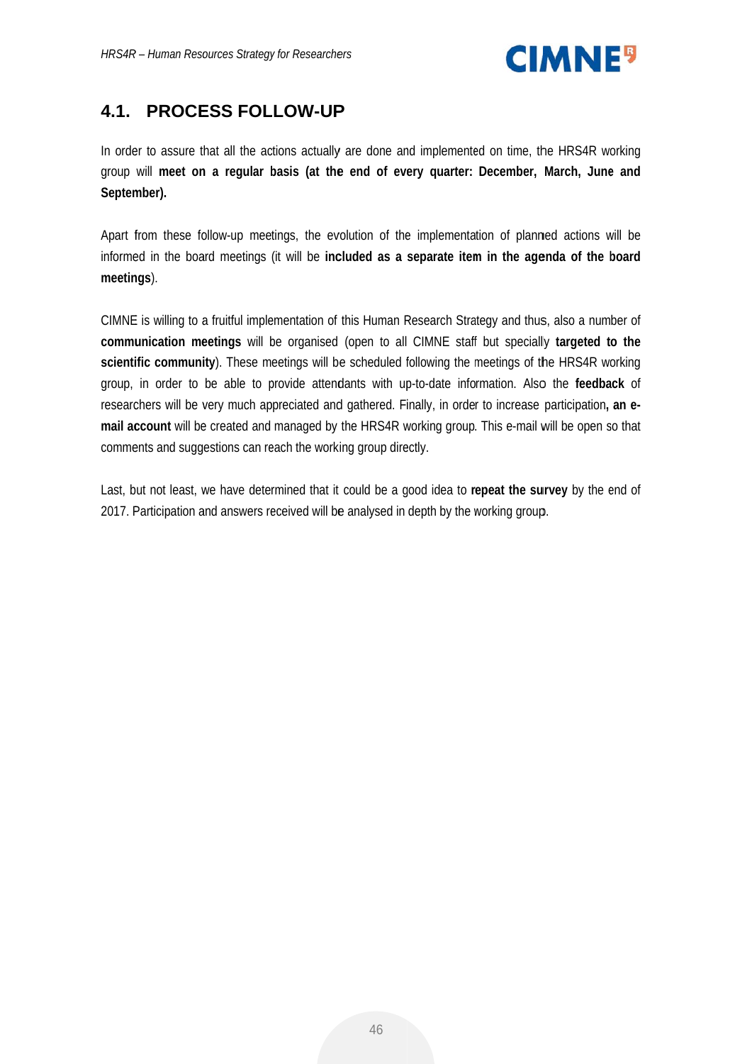## 4.1. PROCESS FOLLOW-UP

In order to assure that all the actions actually are done and implemented on time, the HRS4R working group will **meet on a regular basis (at the end of every quarter: December, March, June and September).**

Apart from these follow-up meetings, the evolution of the implementation of planned actions will be informed in the board meetings (it will be **included as a separate item in the agenda of the board meetings**).

CIMNE is willing to a fruitful implementation of this Human Research Strategy and thus, also a number of **communication meetings** will be organised (open to all CIMNE staff but specially **targeted to the scientific community**). These meetings will be scheduled following the meetings of the HRS4R working group, in order to be able to provide attendants with up-to-date information. Also the **feedback** of researchers will be very much appreciated and gathered. Finally, in order to increase participation**, an e-mail account** will be created and managed by the HRS4R working group. This e-mail will be open so that comments and suggestions can reach the working group directly.

Last, but not least, we have determined that it could be a good idea to **repeat the survey** by the end of 2017. Participation and answers received will be analysed in depth by the working group.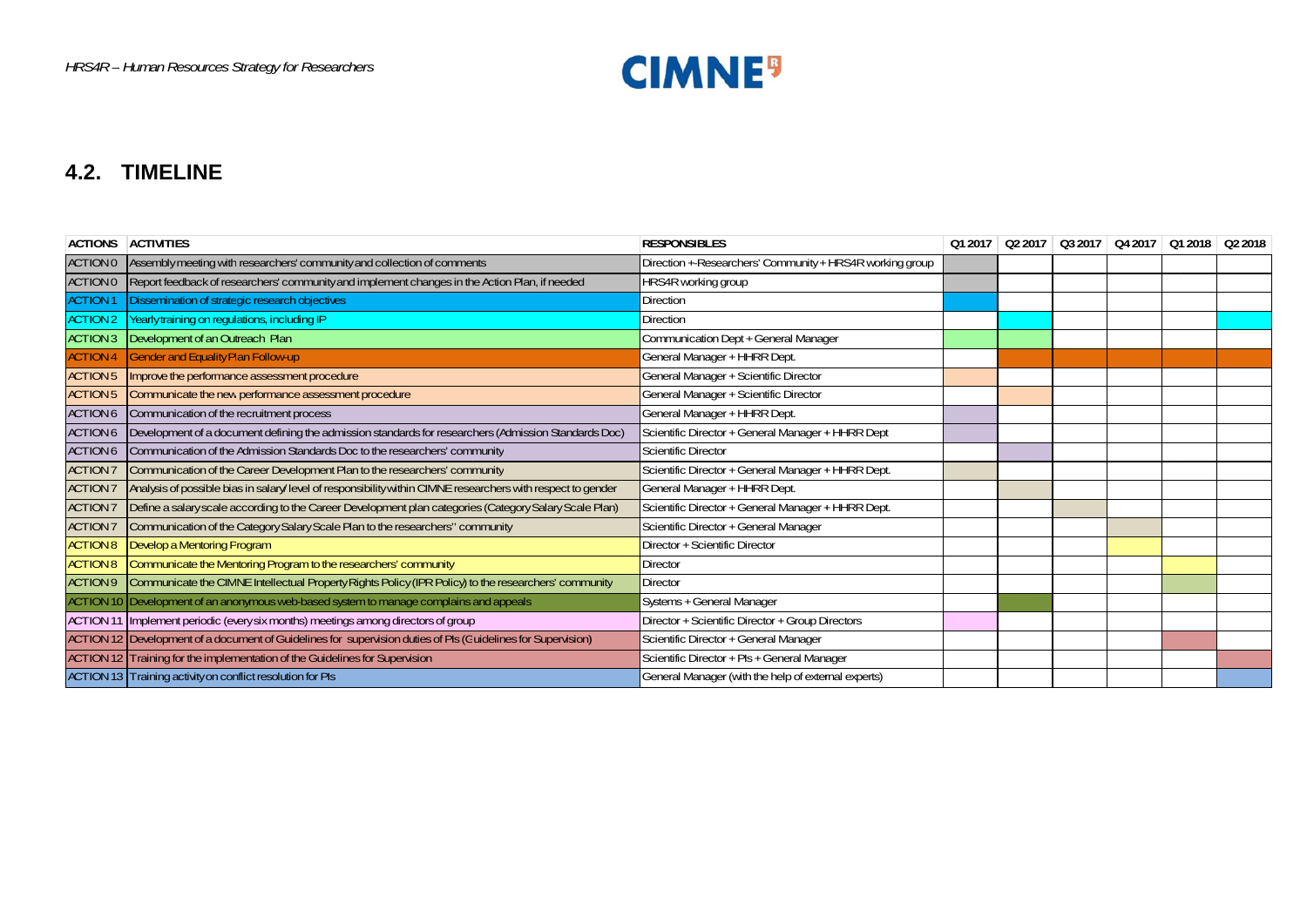## 4.2. TIMELINE

| ACTIONS | ACTIVITIES | RESPONSIBLES | Q1 2017 | Q2 2017 | Q3 2017 | Q4 2017 | Q1 2018 | Q2 2018 |
|---|---|---|---|---|---|---|---|---|
| ACTION 0 | Assembly meeting with researchers' community and collection of comments | Direction +-Researchers' Community + HRS4R working group | X | | | | | |
| ACTION 0 | Report feedback of researchers' community and implement changes in the Action Plan, if needed | HRS4R working group | X | | | | | |
| ACTION 1 | Dissemination of strategic research objectives | Direction | X | | | | | |
| ACTION 2 | Yearly training on regulations, including IP | Direction | | X | | | | X |
| ACTION 3 | Development of an Outreach Plan | Communication Dept + General Manager | X | X | | | | |
| ACTION 4 | Gender and Equality Plan Follow-up | General Manager + HHRR Dept. | | X | X | X | X | X |
| ACTION 5 | Improve the performance assessment procedure | General Manager + Scientific Director | X | | | | | |
| ACTION 5 | Communicate the new performance assessment procedure | General Manager + Scientific Director | | X | | | | |
| ACTION 6 | Communication of the recruitment process | General Manager + HHRR Dept. | X | | | | | |
| ACTION 6 | Development of a document defining the admission standards for researchers (Admission Standards Doc) | Scientific Director + General Manager + HHRR Dept | X | | | | | |
| ACTION 6 | Communication of the Admission Standards Doc to the researchers' community | Scientific Director | | X | | | | |
| ACTION 7 | Communication of the Career Development Plan to the researchers' community | Scientific Director + General Manager + HHRR Dept. | X | | | | | |
| ACTION 7 | Analysis of possible bias in salary/ level of responsibility within CIMNE researchers with respect to gender | General Manager + HHRR Dept. | | X | | | | |
| ACTION 7 | Define a salary scale according to the Career Development plan categories (Category Salary Scale Plan) | Scientific Director + General Manager + HHRR Dept. | | | X | | | |
| ACTION 7 | Communication of the Category Salary Scale Plan to the researchers'' community | Scientific Director + General Manager | | | | X | | |
| ACTION 8 | Develop a Mentoring Program | Director + Scientific Director | | | | X | | |
| ACTION 8 | Communicate the Mentoring Program to the researchers' community | Director | | | | | X | |
| ACTION 9 | Communicate the CIMNE Intellectual Property Rights Policy (IPR Policy) to the researchers' community | Director | | | | | X | |
| ACTION 10 | Development of an anonymous web-based system to manage complains and appeals | Systems + General Manager | | X | | | | |
| ACTION 11 | Implement periodic (every six months) meetings among directors of group | Director + Scientific Director + Group Directors | X | | | | | |
| ACTION 12 | Development of a document of Guidelines for supervision duties of PIs (Guidelines for Supervision) | Scientific Director + General Manager | | | | | X | |
| ACTION 12 | Training for the implementation of the Guidelines for Supervision | Scientific Director + PIs + General Manager | | | | | | X |
| ACTION 13 | Training activity on conflict resolution for PIs | General Manager (with the help of external experts) | | | | | | X |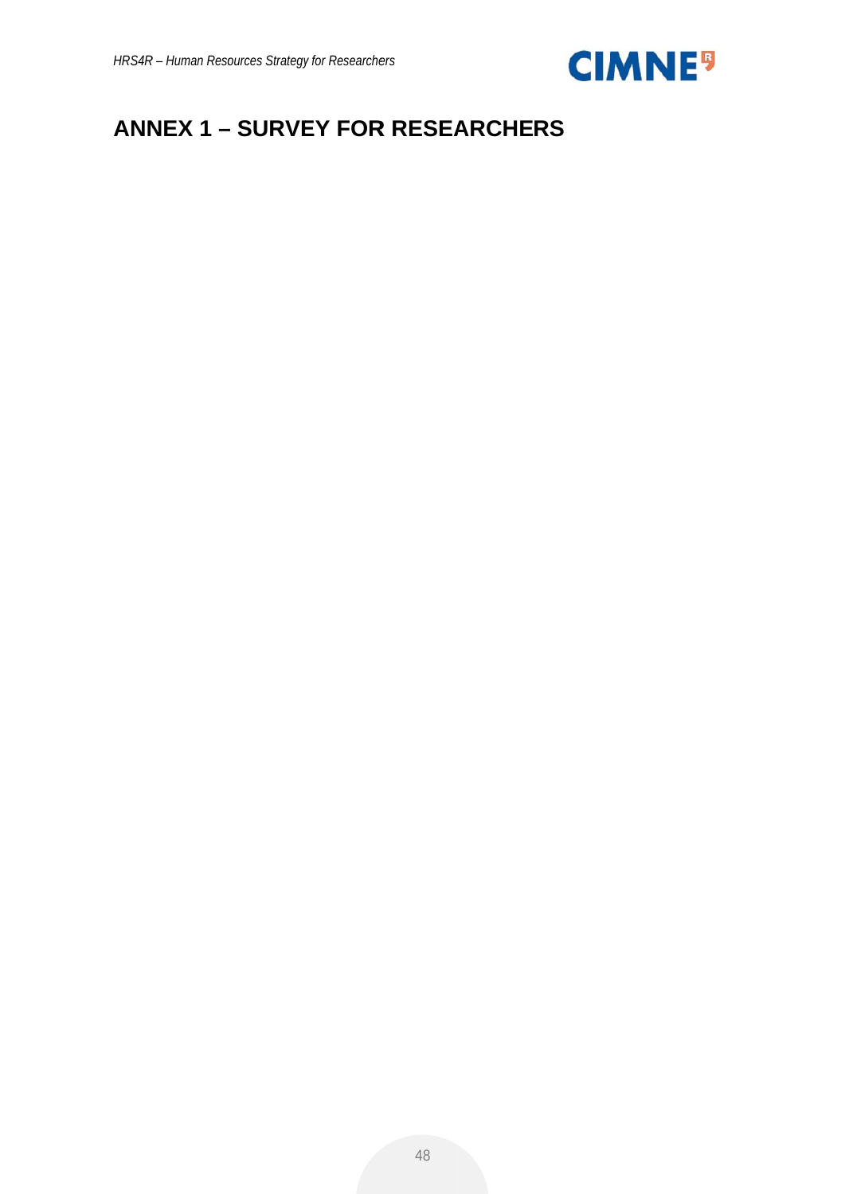# ANNEX 1 – SURVEY FOR RESEARCHERS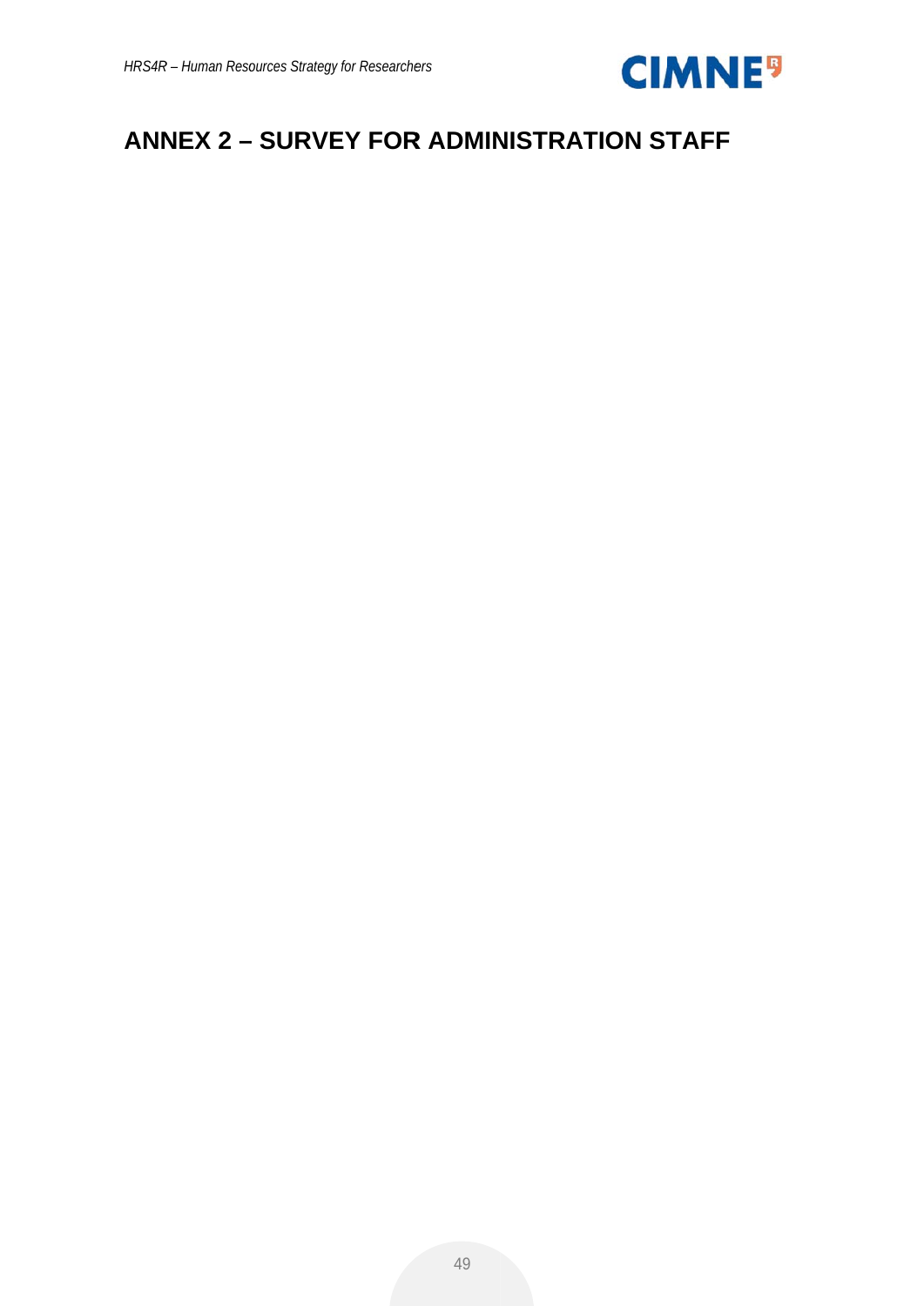# ANNEX 2 – SURVEY FOR ADMINISTRATION STAFF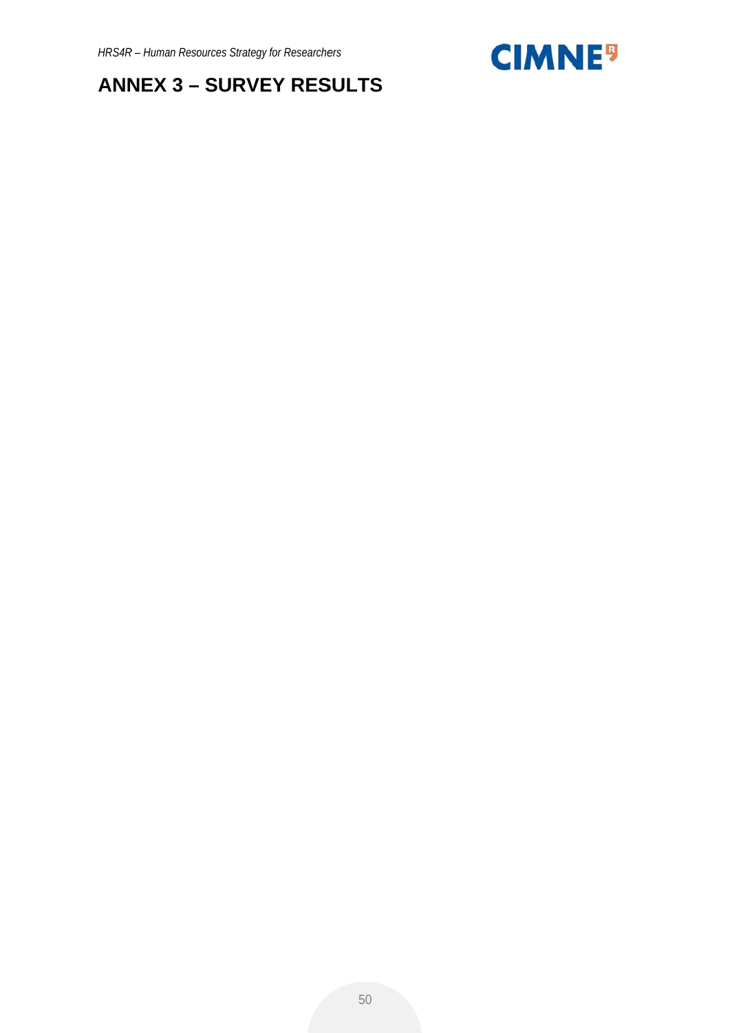# ANNEX 3 – SURVEY RESULTS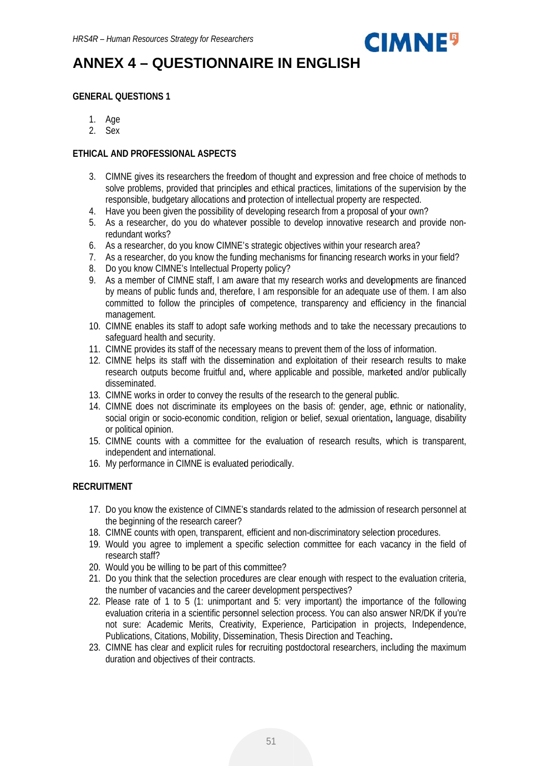# ANNEX 4 – QUESTIONNAIRE IN ENGLISH

**GENERAL QUESTIONS 1**

1. Age
2. Sex

**ETHICAL AND PROFESSIONAL ASPECTS**

3. CIMNE gives its researchers the freedom of thought and expression and free choice of methods to solve problems, provided that principles and ethical practices, limitations of the supervision by the responsible, budgetary allocations and protection of intellectual property are respected.
4. Have you been given the possibility of developing research from a proposal of your own?
5. As a researcher, do you do whatever possible to develop innovative research and provide non-redundant works?
6. As a researcher, do you know CIMNE's strategic objectives within your research area?
7. As a researcher, do you know the funding mechanisms for financing research works in your field?
8. Do you know CIMNE's Intellectual Property policy?
9. As a member of CIMNE staff, I am aware that my research works and developments are financed by means of public funds and, therefore, I am responsible for an adequate use of them. I am also committed to follow the principles of competence, transparency and efficiency in the financial management.
10. CIMNE enables its staff to adopt safe working methods and to take the necessary precautions to safeguard health and security.
11. CIMNE provides its staff of the necessary means to prevent them of the loss of information.
12. CIMNE helps its staff with the dissemination and exploitation of their research results to make research outputs become fruitful and, where applicable and possible, marketed and/or publically disseminated.
13. CIMNE works in order to convey the results of the research to the general public.
14. CIMNE does not discriminate its employees on the basis of: gender, age, ethnic or nationality, social origin or socio-economic condition, religion or belief, sexual orientation, language, disability or political opinion.
15. CIMNE counts with a committee for the evaluation of research results, which is transparent, independent and international.
16. My performance in CIMNE is evaluated periodically.

**RECRUITMENT**

17. Do you know the existence of CIMNE's standards related to the admission of research personnel at the beginning of the research career?
18. CIMNE counts with open, transparent, efficient and non-discriminatory selection procedures.
19. Would you agree to implement a specific selection committee for each vacancy in the field of research staff?
20. Would you be willing to be part of this committee?
21. Do you think that the selection procedures are clear enough with respect to the evaluation criteria, the number of vacancies and the career development perspectives?
22. Please rate of 1 to 5 (1: unimportant and 5: very important) the importance of the following evaluation criteria in a scientific personnel selection process. You can also answer NR/DK if you're not sure: Academic Merits, Creativity, Experience, Participation in projects, Independence, Publications, Citations, Mobility, Dissemination, Thesis Direction and Teaching.
23. CIMNE has clear and explicit rules for recruiting postdoctoral researchers, including the maximum duration and objectives of their contracts.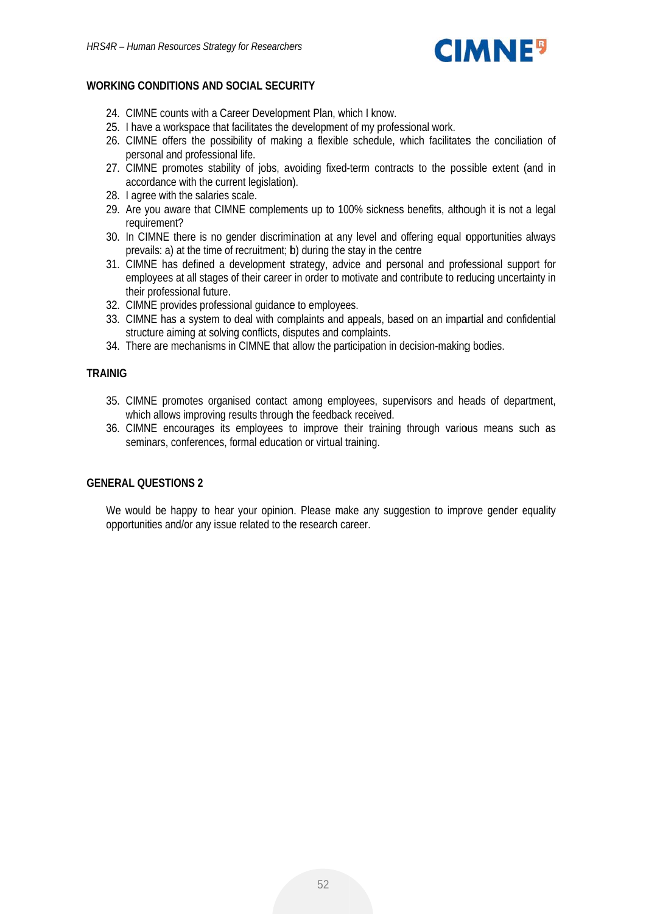**WORKING CONDITIONS AND SOCIAL SECURITY**

24. CIMNE counts with a Career Development Plan, which I know.
25. I have a workspace that facilitates the development of my professional work.
26. CIMNE offers the possibility of making a flexible schedule, which facilitates the conciliation of personal and professional life.
27. CIMNE promotes stability of jobs, avoiding fixed-term contracts to the possible extent (and in accordance with the current legislation).
28. I agree with the salaries scale.
29. Are you aware that CIMNE complements up to 100% sickness benefits, although it is not a legal requirement?
30. In CIMNE there is no gender discrimination at any level and offering equal opportunities always prevails: a) at the time of recruitment; b) during the stay in the centre
31. CIMNE has defined a development strategy, advice and personal and professional support for employees at all stages of their career in order to motivate and contribute to reducing uncertainty in their professional future.
32. CIMNE provides professional guidance to employees.
33. CIMNE has a system to deal with complaints and appeals, based on an impartial and confidential structure aiming at solving conflicts, disputes and complaints.
34. There are mechanisms in CIMNE that allow the participation in decision-making bodies.

**TRAINIG**

35. CIMNE promotes organised contact among employees, supervisors and heads of department, which allows improving results through the feedback received.
36. CIMNE encourages its employees to improve their training through various means such as seminars, conferences, formal education or virtual training.

**GENERAL QUESTIONS 2**

We would be happy to hear your opinion. Please make any suggestion to improve gender equality opportunities and/or any issue related to the research career.